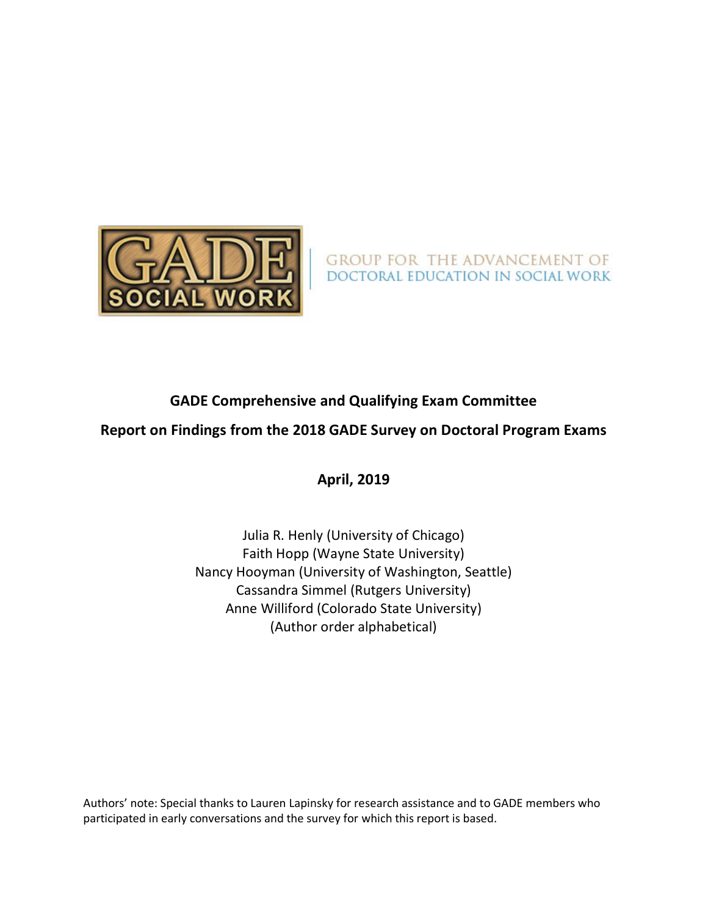GADE SOCIAL WORK

GROUP FOR THE ADVANCEMENT OF DOCTORAL EDUCATION IN SOCIAL WORK

**GADE Comprehensive and Qualifying Exam Committee**

**Report on Findings from the 2018 GADE Survey on Doctoral Program Exams**

**April, 2019**

Julia R. Henly (University of Chicago)
Faith Hopp (Wayne State University)
Nancy Hooyman (University of Washington, Seattle)
Cassandra Simmel (Rutgers University)
Anne Williford (Colorado State University)
(Author order alphabetical)

Authors' note: Special thanks to Lauren Lapinsky for research assistance and to GADE members who participated in early conversations and the survey for which this report is based.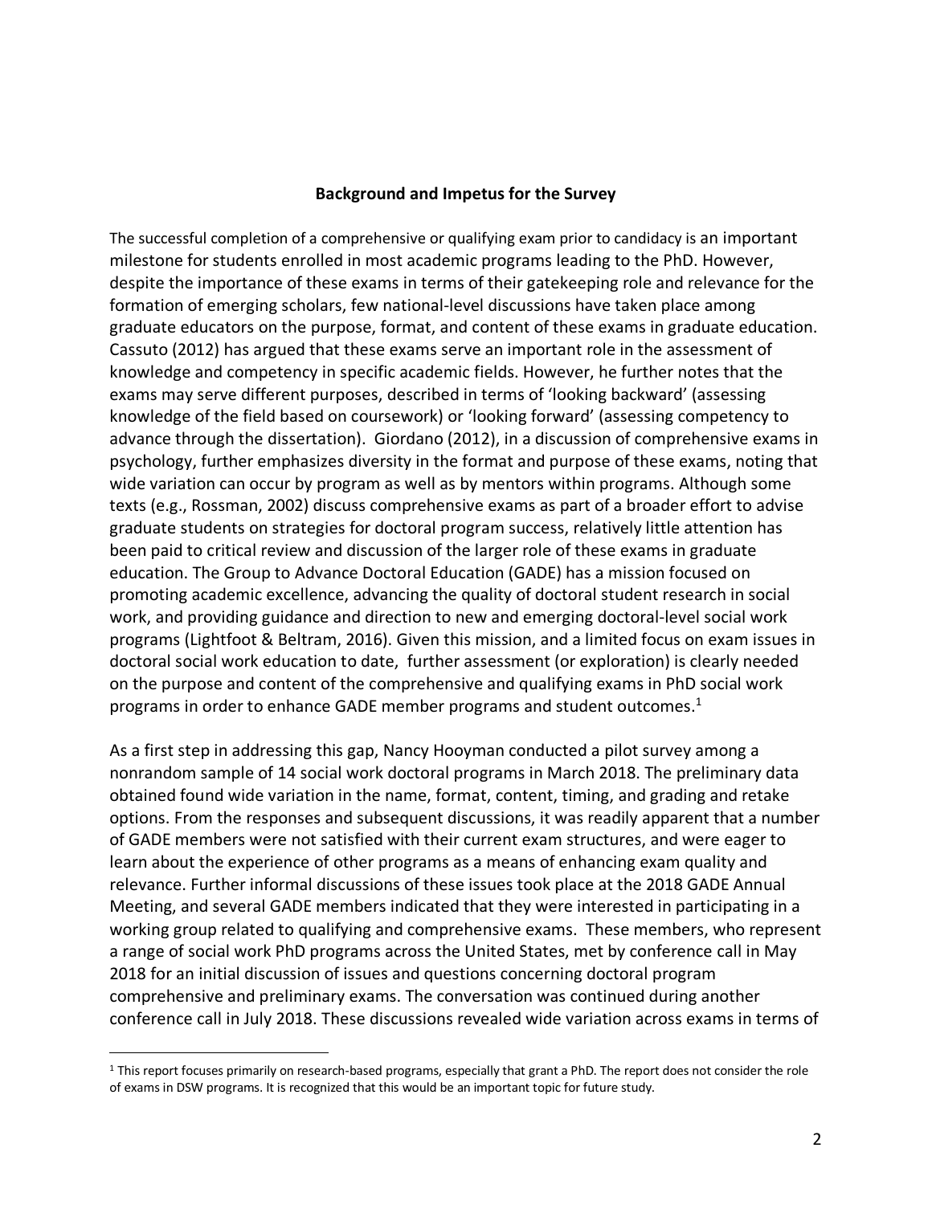### Background and Impetus for the Survey

The successful completion of a comprehensive or qualifying exam prior to candidacy is an important milestone for students enrolled in most academic programs leading to the PhD. However, despite the importance of these exams in terms of their gatekeeping role and relevance for the formation of emerging scholars, few national-level discussions have taken place among graduate educators on the purpose, format, and content of these exams in graduate education. Cassuto (2012) has argued that these exams serve an important role in the assessment of knowledge and competency in specific academic fields. However, he further notes that the exams may serve different purposes, described in terms of 'looking backward' (assessing knowledge of the field based on coursework) or 'looking forward' (assessing competency to advance through the dissertation). Giordano (2012), in a discussion of comprehensive exams in psychology, further emphasizes diversity in the format and purpose of these exams, noting that wide variation can occur by program as well as by mentors within programs. Although some texts (e.g., Rossman, 2002) discuss comprehensive exams as part of a broader effort to advise graduate students on strategies for doctoral program success, relatively little attention has been paid to critical review and discussion of the larger role of these exams in graduate education. The Group to Advance Doctoral Education (GADE) has a mission focused on promoting academic excellence, advancing the quality of doctoral student research in social work, and providing guidance and direction to new and emerging doctoral-level social work programs (Lightfoot & Beltram, 2016). Given this mission, and a limited focus on exam issues in doctoral social work education to date, further assessment (or exploration) is clearly needed on the purpose and content of the comprehensive and qualifying exams in PhD social work programs in order to enhance GADE member programs and student outcomes.[1]

As a first step in addressing this gap, Nancy Hooyman conducted a pilot survey among a nonrandom sample of 14 social work doctoral programs in March 2018. The preliminary data obtained found wide variation in the name, format, content, timing, and grading and retake options. From the responses and subsequent discussions, it was readily apparent that a number of GADE members were not satisfied with their current exam structures, and were eager to learn about the experience of other programs as a means of enhancing exam quality and relevance. Further informal discussions of these issues took place at the 2018 GADE Annual Meeting, and several GADE members indicated that they were interested in participating in a working group related to qualifying and comprehensive exams. These members, who represent a range of social work PhD programs across the United States, met by conference call in May 2018 for an initial discussion of issues and questions concerning doctoral program comprehensive and preliminary exams. The conversation was continued during another conference call in July 2018. These discussions revealed wide variation across exams in terms of

[1] This report focuses primarily on research-based programs, especially that grant a PhD. The report does not consider the role of exams in DSW programs. It is recognized that this would be an important topic for future study.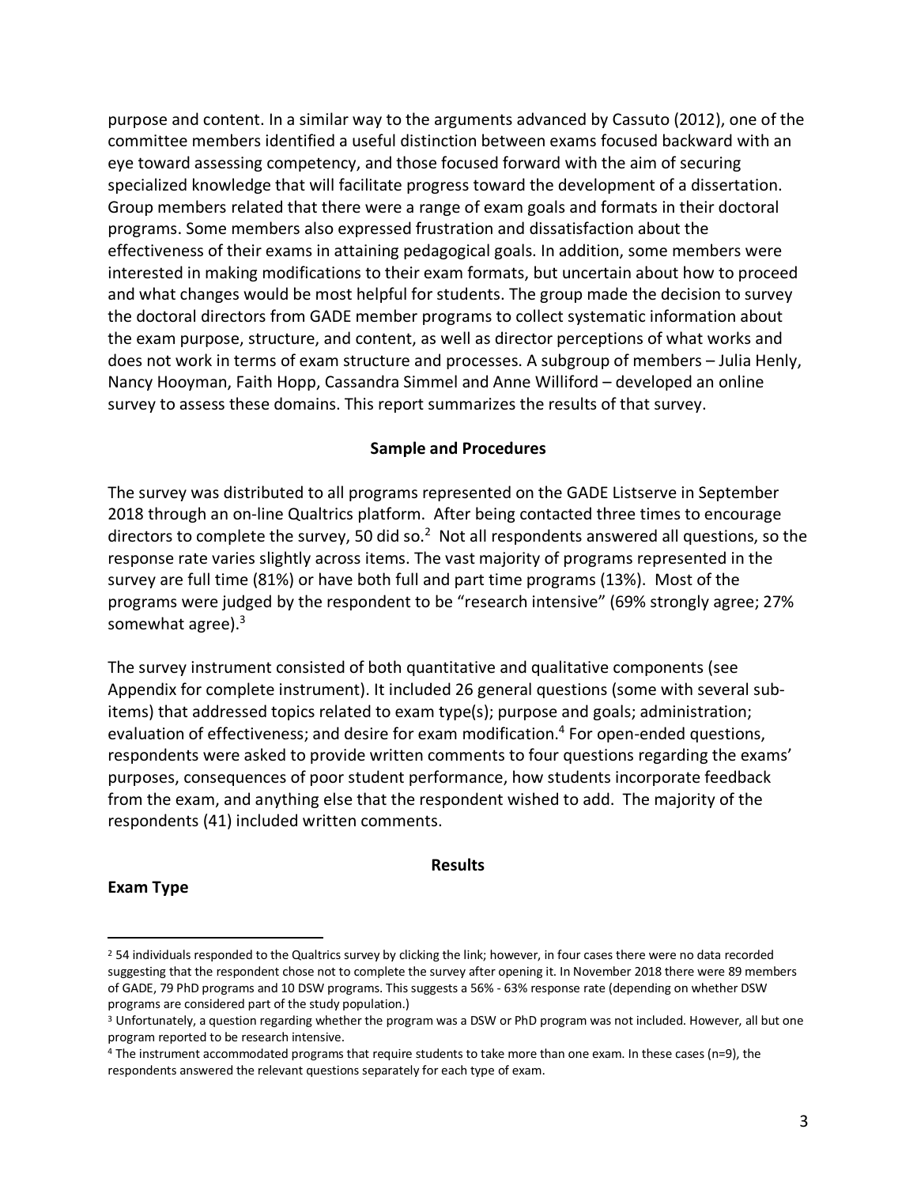purpose and content. In a similar way to the arguments advanced by Cassuto (2012), one of the committee members identified a useful distinction between exams focused backward with an eye toward assessing competency, and those focused forward with the aim of securing specialized knowledge that will facilitate progress toward the development of a dissertation. Group members related that there were a range of exam goals and formats in their doctoral programs. Some members also expressed frustration and dissatisfaction about the effectiveness of their exams in attaining pedagogical goals. In addition, some members were interested in making modifications to their exam formats, but uncertain about how to proceed and what changes would be most helpful for students. The group made the decision to survey the doctoral directors from GADE member programs to collect systematic information about the exam purpose, structure, and content, as well as director perceptions of what works and does not work in terms of exam structure and processes. A subgroup of members – Julia Henly, Nancy Hooyman, Faith Hopp, Cassandra Simmel and Anne Williford – developed an online survey to assess these domains. This report summarizes the results of that survey.

## Sample and Procedures

The survey was distributed to all programs represented on the GADE Listserve in September 2018 through an on-line Qualtrics platform. After being contacted three times to encourage directors to complete the survey, 50 did so.[2] Not all respondents answered all questions, so the response rate varies slightly across items. The vast majority of programs represented in the survey are full time (81%) or have both full and part time programs (13%). Most of the programs were judged by the respondent to be "research intensive" (69% strongly agree; 27% somewhat agree).[3]

The survey instrument consisted of both quantitative and qualitative components (see Appendix for complete instrument). It included 26 general questions (some with several sub-items) that addressed topics related to exam type(s); purpose and goals; administration; evaluation of effectiveness; and desire for exam modification.[4] For open-ended questions, respondents were asked to provide written comments to four questions regarding the exams' purposes, consequences of poor student performance, how students incorporate feedback from the exam, and anything else that the respondent wished to add. The majority of the respondents (41) included written comments.

## Results

### Exam Type

[2] 54 individuals responded to the Qualtrics survey by clicking the link; however, in four cases there were no data recorded suggesting that the respondent chose not to complete the survey after opening it. In November 2018 there were 89 members of GADE, 79 PhD programs and 10 DSW programs. This suggests a 56% - 63% response rate (depending on whether DSW programs are considered part of the study population.)

[3] Unfortunately, a question regarding whether the program was a DSW or PhD program was not included. However, all but one program reported to be research intensive.

[4] The instrument accommodated programs that require students to take more than one exam. In these cases (n=9), the respondents answered the relevant questions separately for each type of exam.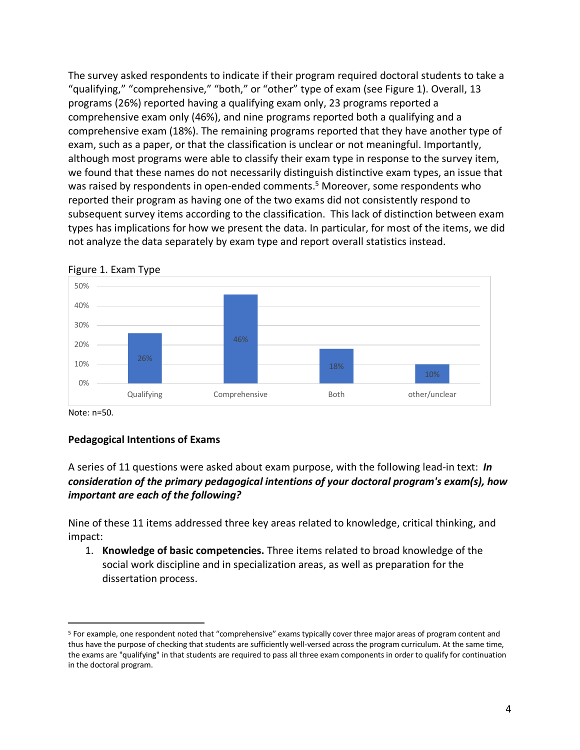The survey asked respondents to indicate if their program required doctoral students to take a "qualifying," "comprehensive," "both," or "other" type of exam (see Figure 1). Overall, 13 programs (26%) reported having a qualifying exam only, 23 programs reported a comprehensive exam only (46%), and nine programs reported both a qualifying and a comprehensive exam (18%). The remaining programs reported that they have another type of exam, such as a paper, or that the classification is unclear or not meaningful. Importantly, although most programs were able to classify their exam type in response to the survey item, we found that these names do not necessarily distinguish distinctive exam types, an issue that was raised by respondents in open-ended comments.[5] Moreover, some respondents who reported their program as having one of the two exams did not consistently respond to subsequent survey items according to the classification. This lack of distinction between exam types has implications for how we present the data. In particular, for most of the items, we did not analyze the data separately by exam type and report overall statistics instead.

Figure 1. Exam Type

| Exam Type | Percent |
|---|---|
| Qualifying | 26% |
| Comprehensive | 46% |
| Both | 18% |
| other/unclear | 10% |

Note: n=50.

**Pedagogical Intentions of Exams**

A series of 11 questions were asked about exam purpose, with the following lead-in text: ***In consideration of the primary pedagogical intentions of your doctoral program's exam(s), how important are each of the following?***

Nine of these 11 items addressed three key areas related to knowledge, critical thinking, and impact:

1. **Knowledge of basic competencies.** Three items related to broad knowledge of the social work discipline and in specialization areas, as well as preparation for the dissertation process.

---

[5] For example, one respondent noted that "comprehensive" exams typically cover three major areas of program content and thus have the purpose of checking that students are sufficiently well-versed across the program curriculum. At the same time, the exams are "qualifying" in that students are required to pass all three exam components in order to qualify for continuation in the doctoral program.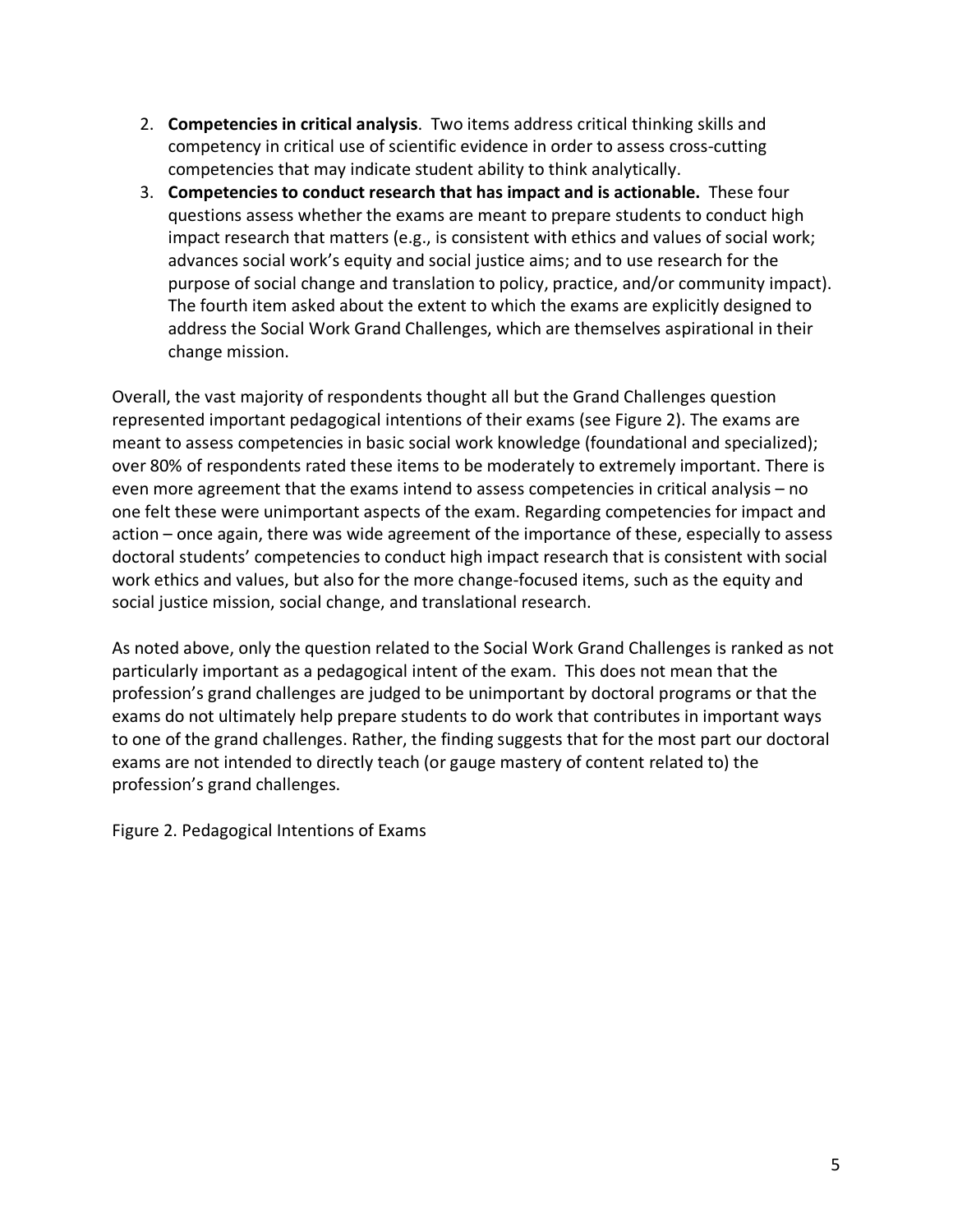2. **Competencies in critical analysis**. Two items address critical thinking skills and competency in critical use of scientific evidence in order to assess cross-cutting competencies that may indicate student ability to think analytically.
3. **Competencies to conduct research that has impact and is actionable.** These four questions assess whether the exams are meant to prepare students to conduct high impact research that matters (e.g., is consistent with ethics and values of social work; advances social work's equity and social justice aims; and to use research for the purpose of social change and translation to policy, practice, and/or community impact). The fourth item asked about the extent to which the exams are explicitly designed to address the Social Work Grand Challenges, which are themselves aspirational in their change mission.

Overall, the vast majority of respondents thought all but the Grand Challenges question represented important pedagogical intentions of their exams (see Figure 2). The exams are meant to assess competencies in basic social work knowledge (foundational and specialized); over 80% of respondents rated these items to be moderately to extremely important. There is even more agreement that the exams intend to assess competencies in critical analysis – no one felt these were unimportant aspects of the exam. Regarding competencies for impact and action – once again, there was wide agreement of the importance of these, especially to assess doctoral students' competencies to conduct high impact research that is consistent with social work ethics and values, but also for the more change-focused items, such as the equity and social justice mission, social change, and translational research.

As noted above, only the question related to the Social Work Grand Challenges is ranked as not particularly important as a pedagogical intent of the exam. This does not mean that the profession's grand challenges are judged to be unimportant by doctoral programs or that the exams do not ultimately help prepare students to do work that contributes in important ways to one of the grand challenges. Rather, the finding suggests that for the most part our doctoral exams are not intended to directly teach (or gauge mastery of content related to) the profession's grand challenges.

Figure 2. Pedagogical Intentions of Exams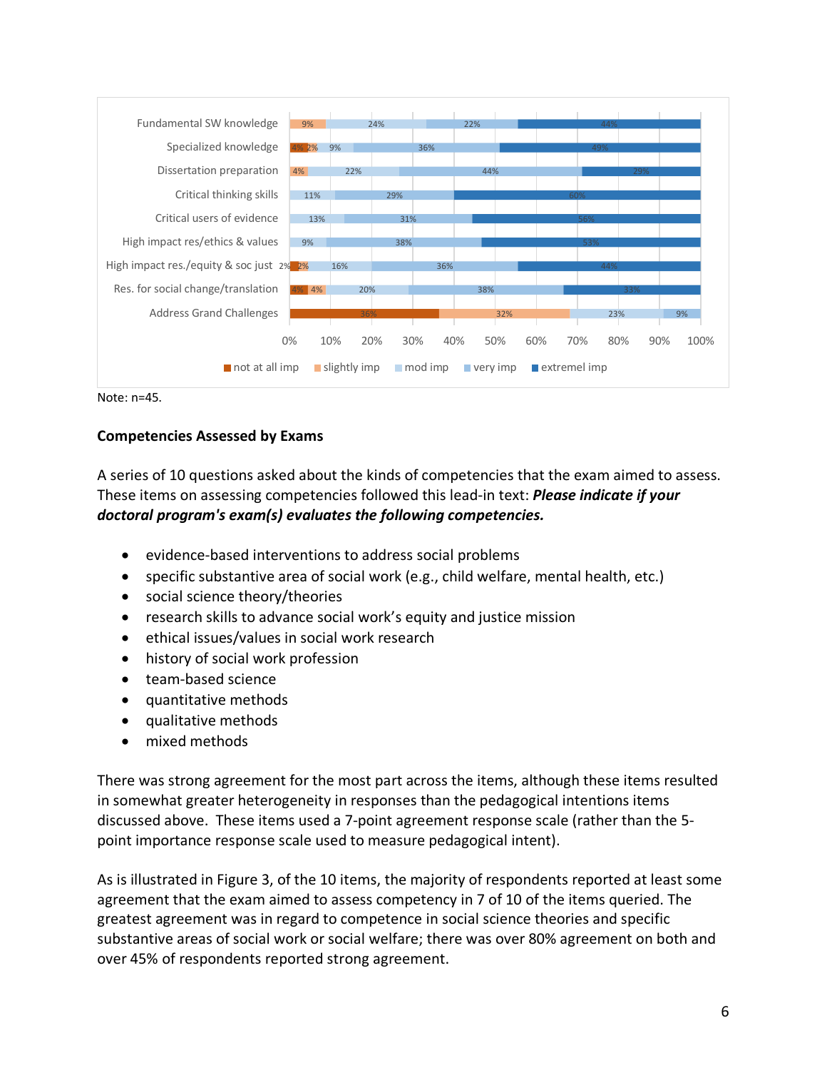| | not at all imp | slightly imp | mod imp | very imp | extremel imp |
|---|---|---|---|---|---|
| Fundamental SW knowledge | | 9% | 24% | 22% | 44% |
| Specialized knowledge | 4% | 2% | 9% | 36% | 49% |
| Dissertation preparation | | 4% | 22% | 44% | 29% |
| Critical thinking skills | | | 11% | 29% | 60% |
| Critical users of evidence | | | 13% | 31% | 56% |
| High impact res/ethics & values | | | 9% | 38% | 53% |
| High impact res./equity & soc just | 2% | 2% | 16% | 36% | 44% |
| Res. for social change/translation | 4% | 4% | 20% | 38% | 33% |
| Address Grand Challenges | 36% | 32% | 23% | 9% | |

Note: n=45.

### Competencies Assessed by Exams

A series of 10 questions asked about the kinds of competencies that the exam aimed to assess. These items on assessing competencies followed this lead-in text: ***Please indicate if your doctoral program's exam(s) evaluates the following competencies.***

- evidence-based interventions to address social problems
- specific substantive area of social work (e.g., child welfare, mental health, etc.)
- social science theory/theories
- research skills to advance social work's equity and justice mission
- ethical issues/values in social work research
- history of social work profession
- team-based science
- quantitative methods
- qualitative methods
- mixed methods

There was strong agreement for the most part across the items, although these items resulted in somewhat greater heterogeneity in responses than the pedagogical intentions items discussed above. These items used a 7-point agreement response scale (rather than the 5-point importance response scale used to measure pedagogical intent).

As is illustrated in Figure 3, of the 10 items, the majority of respondents reported at least some agreement that the exam aimed to assess competency in 7 of 10 of the items queried. The greatest agreement was in regard to competence in social science theories and specific substantive areas of social work or social welfare; there was over 80% agreement on both and over 45% of respondents reported strong agreement.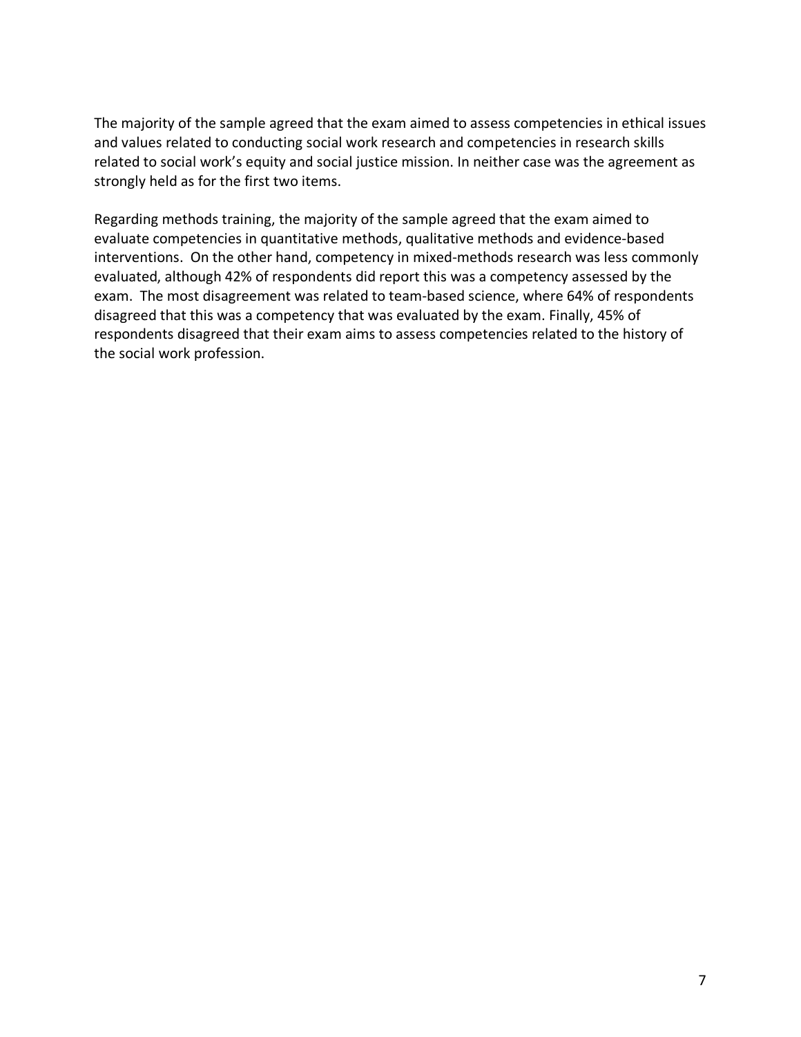The majority of the sample agreed that the exam aimed to assess competencies in ethical issues and values related to conducting social work research and competencies in research skills related to social work's equity and social justice mission. In neither case was the agreement as strongly held as for the first two items.

Regarding methods training, the majority of the sample agreed that the exam aimed to evaluate competencies in quantitative methods, qualitative methods and evidence-based interventions. On the other hand, competency in mixed-methods research was less commonly evaluated, although 42% of respondents did report this was a competency assessed by the exam. The most disagreement was related to team-based science, where 64% of respondents disagreed that this was a competency that was evaluated by the exam. Finally, 45% of respondents disagreed that their exam aims to assess competencies related to the history of the social work profession.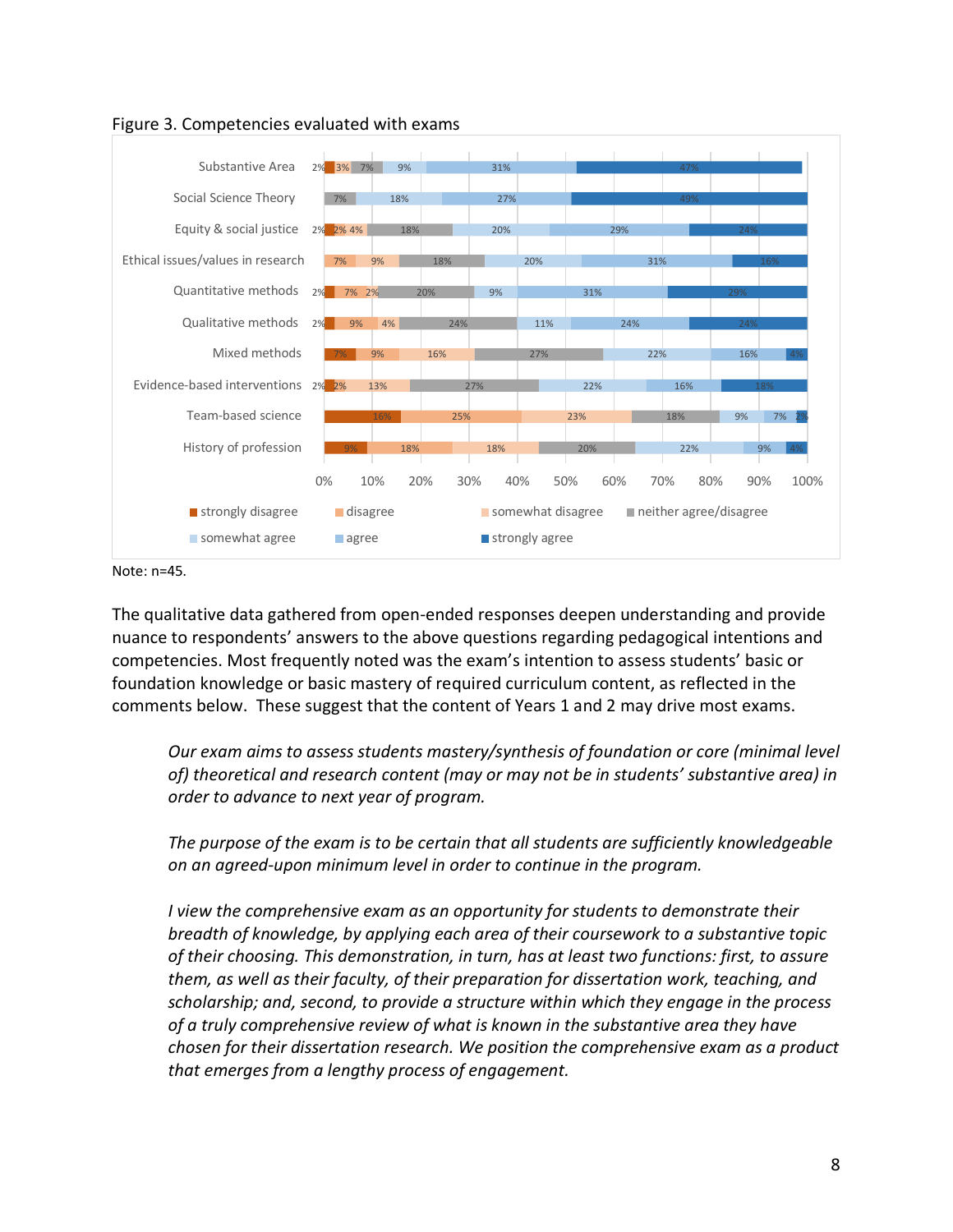Figure 3. Competencies evaluated with exams

| Competency | strongly disagree | disagree | somewhat disagree | neither agree/disagree | somewhat agree | agree | strongly agree |
|---|---|---|---|---|---|---|---|
| Substantive Area | 2% | 3% | | 7% | 9% | 31% | 47% |
| Social Science Theory | | | | 7% | 18% | 27% | 49% |
| Equity & social justice | 2% | 2% | 4% | 18% | 20% | 29% | 24% |
| Ethical issues/values in research | | 7% | 9% | 18% | 20% | 31% | 16% |
| Quantitative methods | 2% | 7% | 2% | 20% | 9% | 31% | 29% |
| Qualitative methods | 2% | 9% | 4% | 24% | 11% | 24% | 24% |
| Mixed methods | 7% | 9% | 16% | 27% | 22% | 16% | 4% |
| Evidence-based interventions | 2% | 2% | 13% | 27% | 22% | 16% | 18% |
| Team-based science | 16% | 25% | 23% | 18% | 9% | 7% | 2% |
| History of profession | 9% | 18% | 18% | 20% | 22% | 9% | 4% |

Note: n=45.

The qualitative data gathered from open-ended responses deepen understanding and provide nuance to respondents' answers to the above questions regarding pedagogical intentions and competencies. Most frequently noted was the exam's intention to assess students' basic or foundation knowledge or basic mastery of required curriculum content, as reflected in the comments below. These suggest that the content of Years 1 and 2 may drive most exams.

> *Our exam aims to assess students mastery/synthesis of foundation or core (minimal level of) theoretical and research content (may or may not be in students' substantive area) in order to advance to next year of program.*

> *The purpose of the exam is to be certain that all students are sufficiently knowledgeable on an agreed-upon minimum level in order to continue in the program.*

> *I view the comprehensive exam as an opportunity for students to demonstrate their breadth of knowledge, by applying each area of their coursework to a substantive topic of their choosing. This demonstration, in turn, has at least two functions: first, to assure them, as well as their faculty, of their preparation for dissertation work, teaching, and scholarship; and, second, to provide a structure within which they engage in the process of a truly comprehensive review of what is known in the substantive area they have chosen for their dissertation research. We position the comprehensive exam as a product that emerges from a lengthy process of engagement.*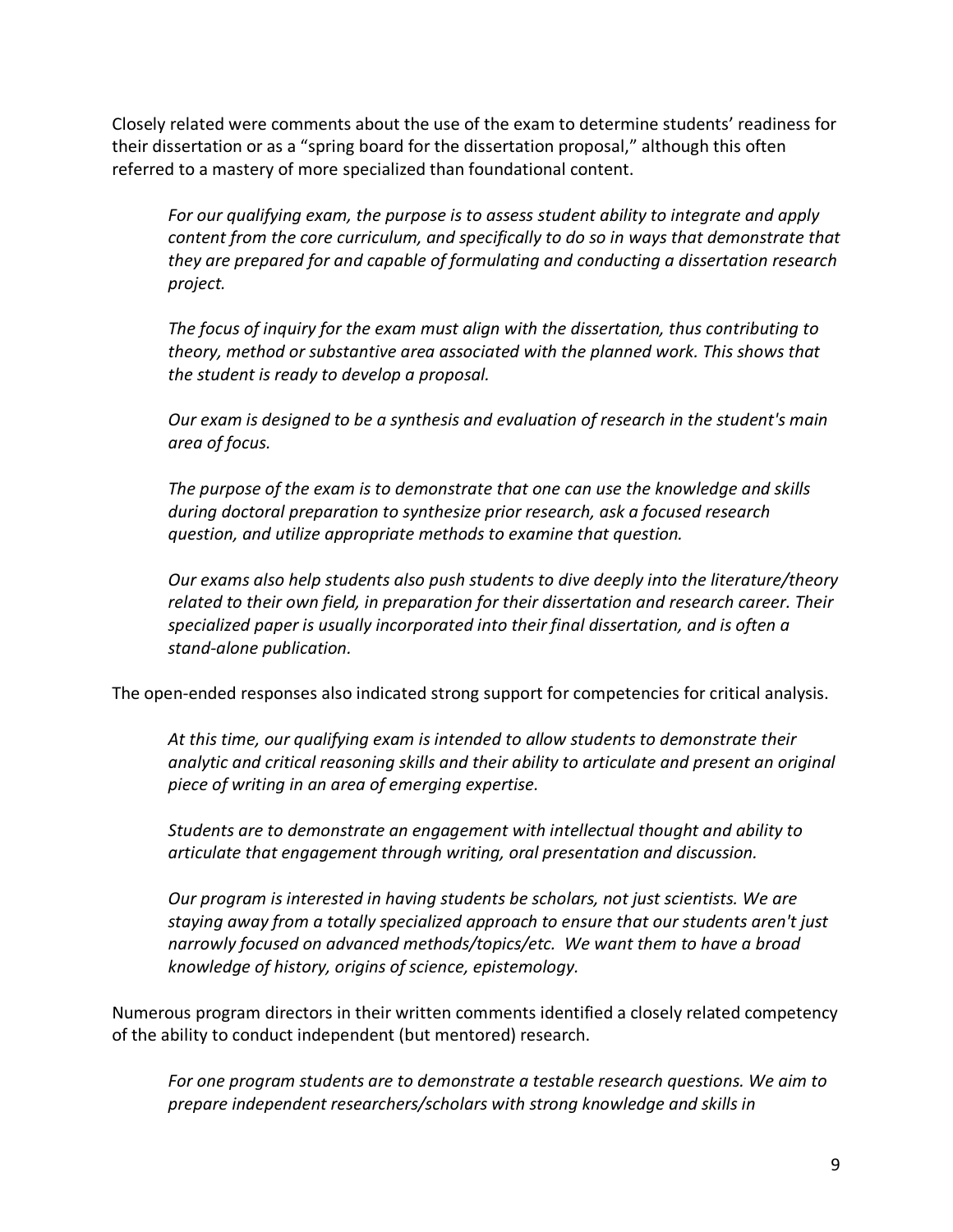Closely related were comments about the use of the exam to determine students' readiness for their dissertation or as a "spring board for the dissertation proposal," although this often referred to a mastery of more specialized than foundational content.

> *For our qualifying exam, the purpose is to assess student ability to integrate and apply content from the core curriculum, and specifically to do so in ways that demonstrate that they are prepared for and capable of formulating and conducting a dissertation research project.*
>
> *The focus of inquiry for the exam must align with the dissertation, thus contributing to theory, method or substantive area associated with the planned work. This shows that the student is ready to develop a proposal.*
>
> *Our exam is designed to be a synthesis and evaluation of research in the student's main area of focus.*
>
> *The purpose of the exam is to demonstrate that one can use the knowledge and skills during doctoral preparation to synthesize prior research, ask a focused research question, and utilize appropriate methods to examine that question.*
>
> *Our exams also help students also push students to dive deeply into the literature/theory related to their own field, in preparation for their dissertation and research career. Their specialized paper is usually incorporated into their final dissertation, and is often a stand-alone publication.*

The open-ended responses also indicated strong support for competencies for critical analysis.

> *At this time, our qualifying exam is intended to allow students to demonstrate their analytic and critical reasoning skills and their ability to articulate and present an original piece of writing in an area of emerging expertise.*
>
> *Students are to demonstrate an engagement with intellectual thought and ability to articulate that engagement through writing, oral presentation and discussion.*
>
> *Our program is interested in having students be scholars, not just scientists. We are staying away from a totally specialized approach to ensure that our students aren't just narrowly focused on advanced methods/topics/etc. We want them to have a broad knowledge of history, origins of science, epistemology.*

Numerous program directors in their written comments identified a closely related competency of the ability to conduct independent (but mentored) research.

> *For one program students are to demonstrate a testable research questions. We aim to prepare independent researchers/scholars with strong knowledge and skills in*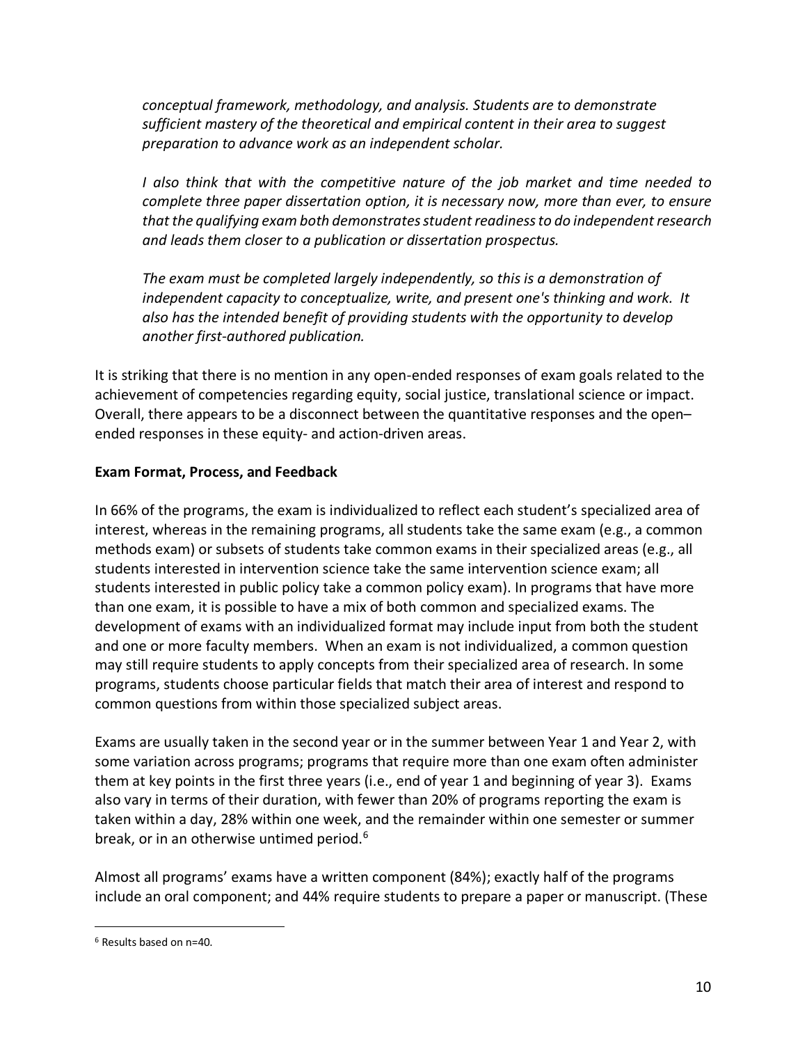*conceptual framework, methodology, and analysis. Students are to demonstrate sufficient mastery of the theoretical and empirical content in their area to suggest preparation to advance work as an independent scholar.*

*I also think that with the competitive nature of the job market and time needed to complete three paper dissertation option, it is necessary now, more than ever, to ensure that the qualifying exam both demonstrates student readiness to do independent research and leads them closer to a publication or dissertation prospectus.*

*The exam must be completed largely independently, so this is a demonstration of independent capacity to conceptualize, write, and present one's thinking and work. It also has the intended benefit of providing students with the opportunity to develop another first-authored publication.*

It is striking that there is no mention in any open-ended responses of exam goals related to the achievement of competencies regarding equity, social justice, translational science or impact. Overall, there appears to be a disconnect between the quantitative responses and the open–ended responses in these equity- and action-driven areas.

**Exam Format, Process, and Feedback**

In 66% of the programs, the exam is individualized to reflect each student's specialized area of interest, whereas in the remaining programs, all students take the same exam (e.g., a common methods exam) or subsets of students take common exams in their specialized areas (e.g., all students interested in intervention science take the same intervention science exam; all students interested in public policy take a common policy exam). In programs that have more than one exam, it is possible to have a mix of both common and specialized exams. The development of exams with an individualized format may include input from both the student and one or more faculty members. When an exam is not individualized, a common question may still require students to apply concepts from their specialized area of research. In some programs, students choose particular fields that match their area of interest and respond to common questions from within those specialized subject areas.

Exams are usually taken in the second year or in the summer between Year 1 and Year 2, with some variation across programs; programs that require more than one exam often administer them at key points in the first three years (i.e., end of year 1 and beginning of year 3). Exams also vary in terms of their duration, with fewer than 20% of programs reporting the exam is taken within a day, 28% within one week, and the remainder within one semester or summer break, or in an otherwise untimed period.[6]

Almost all programs' exams have a written component (84%); exactly half of the programs include an oral component; and 44% require students to prepare a paper or manuscript. (These

[6] Results based on n=40.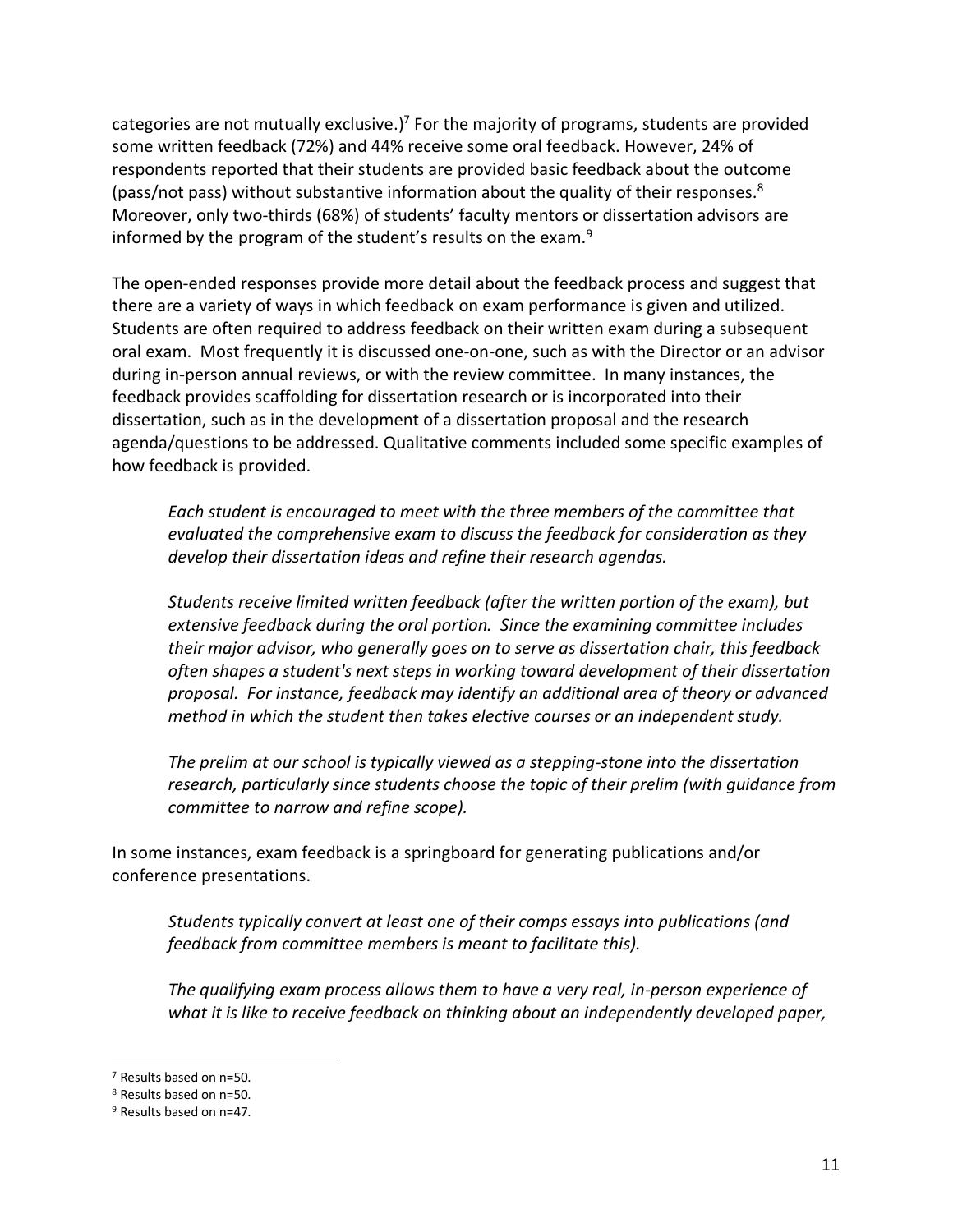categories are not mutually exclusive.)[7] For the majority of programs, students are provided some written feedback (72%) and 44% receive some oral feedback. However, 24% of respondents reported that their students are provided basic feedback about the outcome (pass/not pass) without substantive information about the quality of their responses.[8] Moreover, only two-thirds (68%) of students' faculty mentors or dissertation advisors are informed by the program of the student's results on the exam.[9]

The open-ended responses provide more detail about the feedback process and suggest that there are a variety of ways in which feedback on exam performance is given and utilized. Students are often required to address feedback on their written exam during a subsequent oral exam. Most frequently it is discussed one-on-one, such as with the Director or an advisor during in-person annual reviews, or with the review committee. In many instances, the feedback provides scaffolding for dissertation research or is incorporated into their dissertation, such as in the development of a dissertation proposal and the research agenda/questions to be addressed. Qualitative comments included some specific examples of how feedback is provided.

> *Each student is encouraged to meet with the three members of the committee that evaluated the comprehensive exam to discuss the feedback for consideration as they develop their dissertation ideas and refine their research agendas.*
>
> *Students receive limited written feedback (after the written portion of the exam), but extensive feedback during the oral portion. Since the examining committee includes their major advisor, who generally goes on to serve as dissertation chair, this feedback often shapes a student's next steps in working toward development of their dissertation proposal. For instance, feedback may identify an additional area of theory or advanced method in which the student then takes elective courses or an independent study.*
>
> *The prelim at our school is typically viewed as a stepping-stone into the dissertation research, particularly since students choose the topic of their prelim (with guidance from committee to narrow and refine scope).*

In some instances, exam feedback is a springboard for generating publications and/or conference presentations.

> *Students typically convert at least one of their comps essays into publications (and feedback from committee members is meant to facilitate this).*
>
> *The qualifying exam process allows them to have a very real, in-person experience of what it is like to receive feedback on thinking about an independently developed paper,*

---

[7] Results based on n=50.

[8] Results based on n=50.

[9] Results based on n=47.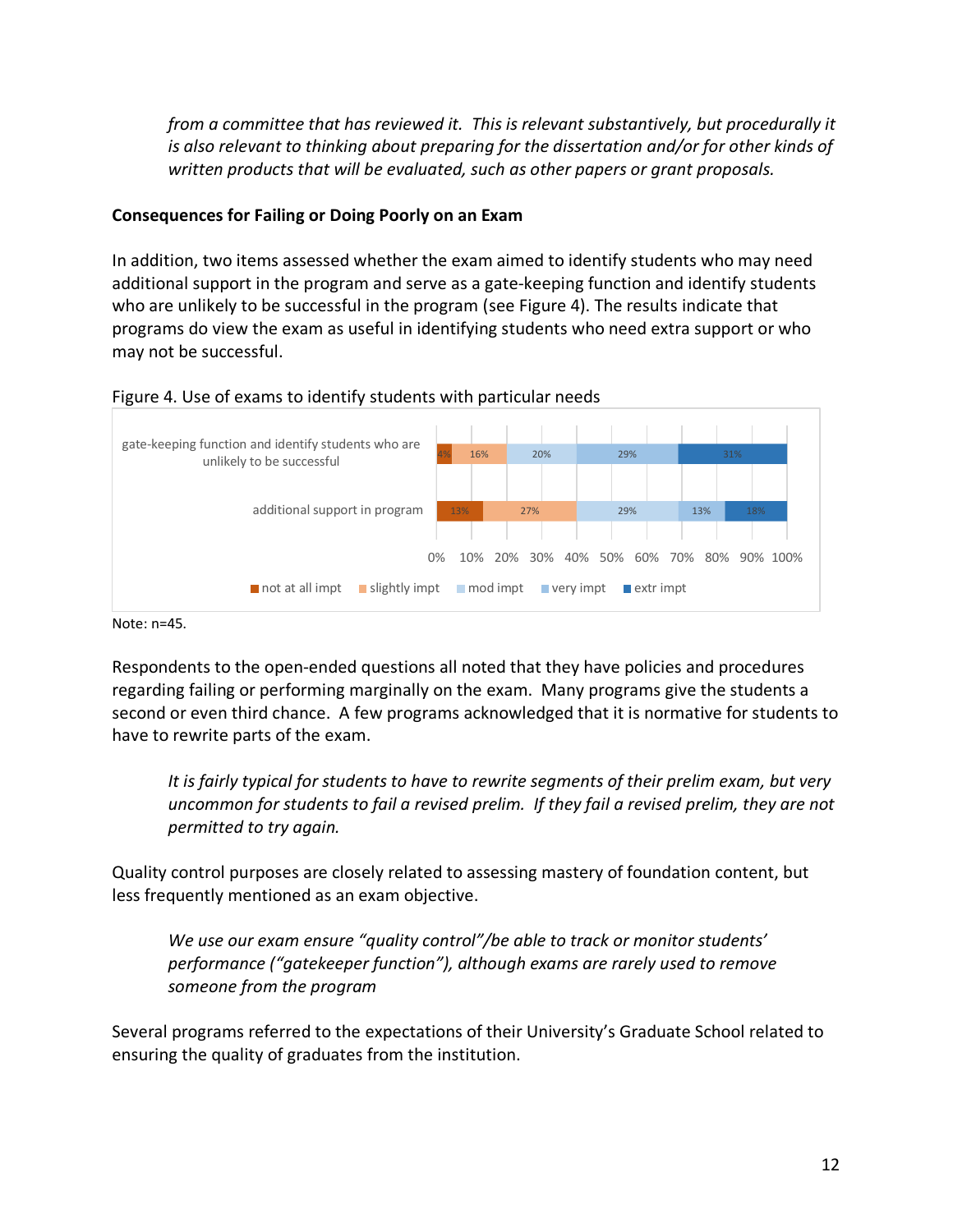*from a committee that has reviewed it. This is relevant substantively, but procedurally it is also relevant to thinking about preparing for the dissertation and/or for other kinds of written products that will be evaluated, such as other papers or grant proposals.*

**Consequences for Failing or Doing Poorly on an Exam**

In addition, two items assessed whether the exam aimed to identify students who may need additional support in the program and serve as a gate-keeping function and identify students who are unlikely to be successful in the program (see Figure 4). The results indicate that programs do view the exam as useful in identifying students who need extra support or who may not be successful.

Figure 4. Use of exams to identify students with particular needs

| | not at all impt | slightly impt | mod impt | very impt | extr impt |
|---|---|---|---|---|---|
| gate-keeping function and identify students who are unlikely to be successful | 4% | 16% | 20% | 29% | 31% |
| additional support in program | 13% | 27% | 29% | 13% | 18% |

Note: n=45.

Respondents to the open-ended questions all noted that they have policies and procedures regarding failing or performing marginally on the exam. Many programs give the students a second or even third chance. A few programs acknowledged that it is normative for students to have to rewrite parts of the exam.

> *It is fairly typical for students to have to rewrite segments of their prelim exam, but very uncommon for students to fail a revised prelim. If they fail a revised prelim, they are not permitted to try again.*

Quality control purposes are closely related to assessing mastery of foundation content, but less frequently mentioned as an exam objective.

> *We use our exam ensure "quality control"/be able to track or monitor students' performance ("gatekeeper function"), although exams are rarely used to remove someone from the program*

Several programs referred to the expectations of their University's Graduate School related to ensuring the quality of graduates from the institution.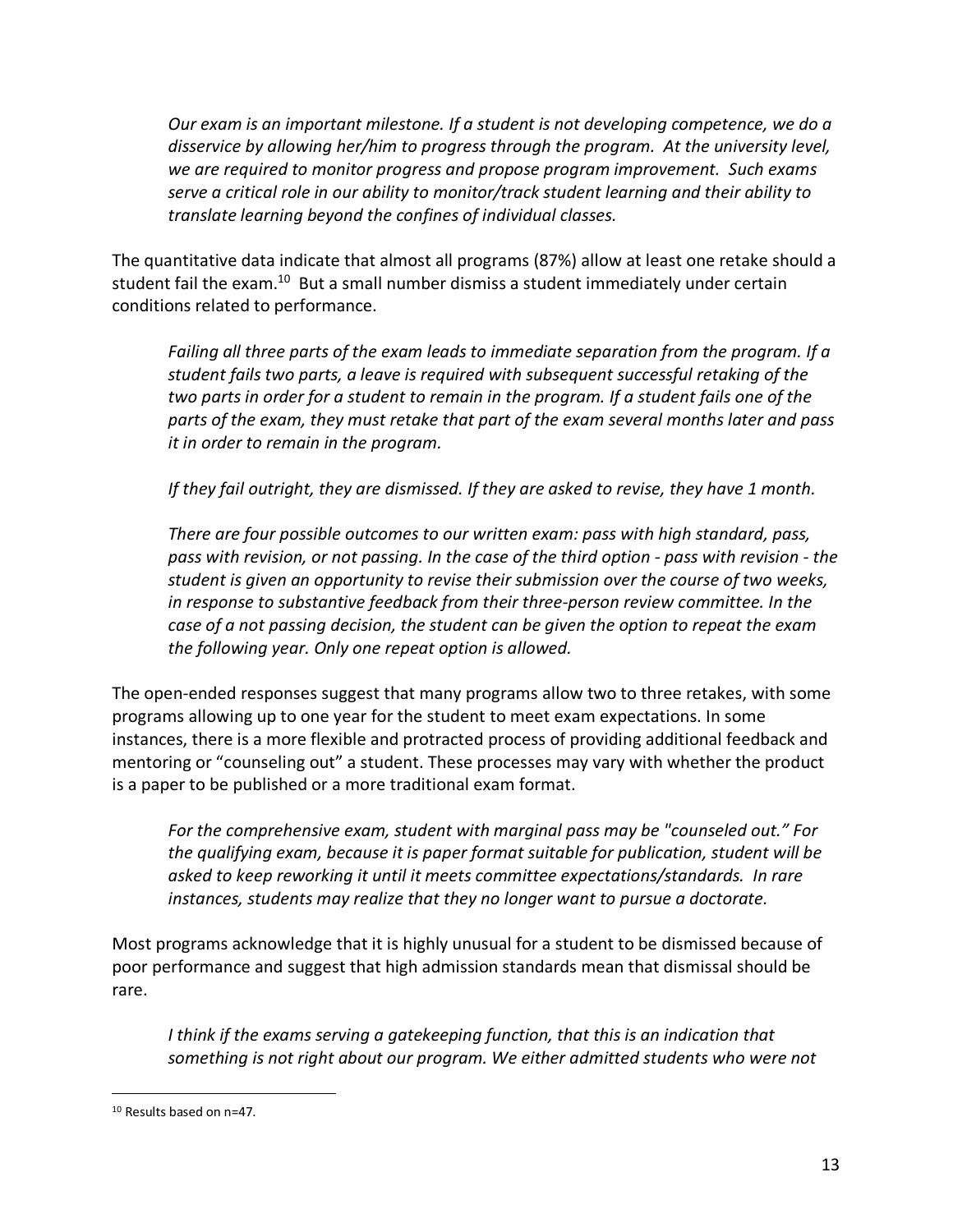*Our exam is an important milestone. If a student is not developing competence, we do a disservice by allowing her/him to progress through the program. At the university level, we are required to monitor progress and propose program improvement. Such exams serve a critical role in our ability to monitor/track student learning and their ability to translate learning beyond the confines of individual classes.*

The quantitative data indicate that almost all programs (87%) allow at least one retake should a student fail the exam.[10] But a small number dismiss a student immediately under certain conditions related to performance.

*Failing all three parts of the exam leads to immediate separation from the program. If a student fails two parts, a leave is required with subsequent successful retaking of the two parts in order for a student to remain in the program. If a student fails one of the parts of the exam, they must retake that part of the exam several months later and pass it in order to remain in the program.*

*If they fail outright, they are dismissed. If they are asked to revise, they have 1 month.*

*There are four possible outcomes to our written exam: pass with high standard, pass, pass with revision, or not passing. In the case of the third option - pass with revision - the student is given an opportunity to revise their submission over the course of two weeks, in response to substantive feedback from their three-person review committee. In the case of a not passing decision, the student can be given the option to repeat the exam the following year. Only one repeat option is allowed.*

The open-ended responses suggest that many programs allow two to three retakes, with some programs allowing up to one year for the student to meet exam expectations. In some instances, there is a more flexible and protracted process of providing additional feedback and mentoring or "counseling out" a student. These processes may vary with whether the product is a paper to be published or a more traditional exam format.

*For the comprehensive exam, student with marginal pass may be "counseled out." For the qualifying exam, because it is paper format suitable for publication, student will be asked to keep reworking it until it meets committee expectations/standards. In rare instances, students may realize that they no longer want to pursue a doctorate.*

Most programs acknowledge that it is highly unusual for a student to be dismissed because of poor performance and suggest that high admission standards mean that dismissal should be rare.

*I think if the exams serving a gatekeeping function, that this is an indication that something is not right about our program. We either admitted students who were not*

[10] Results based on n=47.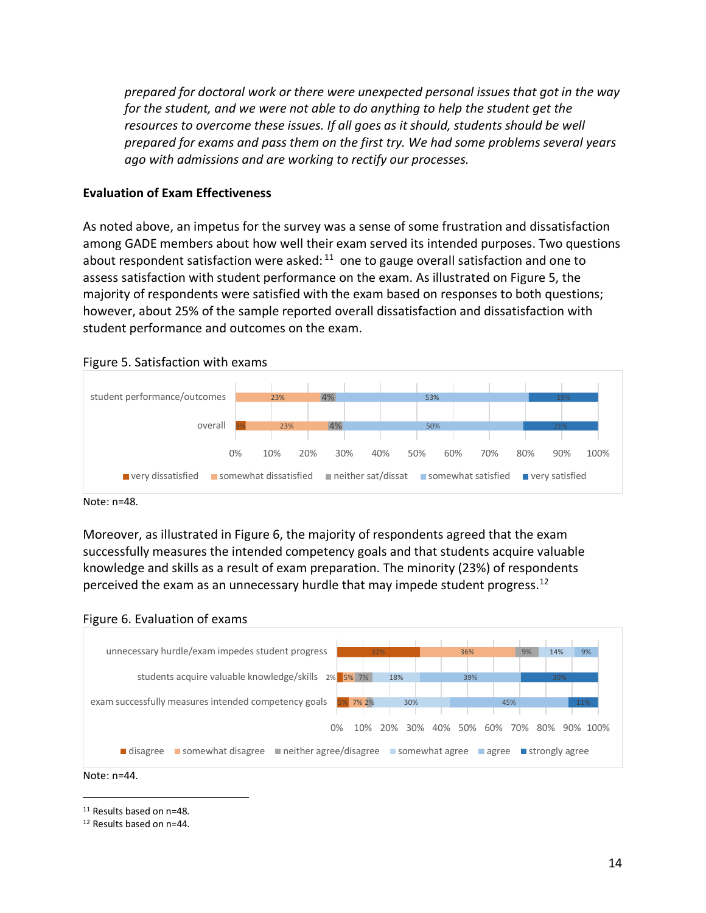*prepared for doctoral work or there were unexpected personal issues that got in the way for the student, and we were not able to do anything to help the student get the resources to overcome these issues. If all goes as it should, students should be well prepared for exams and pass them on the first try. We had some problems several years ago with admissions and are working to rectify our processes.*

### Evaluation of Exam Effectiveness

As noted above, an impetus for the survey was a sense of some frustration and dissatisfaction among GADE members about how well their exam served its intended purposes. Two questions about respondent satisfaction were asked:[11] one to gauge overall satisfaction and one to assess satisfaction with student performance on the exam. As illustrated on Figure 5, the majority of respondents were satisfied with the exam based on responses to both questions; however, about 25% of the sample reported overall dissatisfaction and dissatisfaction with student performance and outcomes on the exam.

Figure 5. Satisfaction with exams

| | very dissatisfied | somewhat dissatisfied | neither sat/dissat | somewhat satisfied | very satisfied |
|---|---|---|---|---|---|
| student performance/outcomes | | 23% | 4% | 53% | 19% |
| overall | 3% | 23% | 4% | 50% | 21% |

Note: n=48.

Moreover, as illustrated in Figure 6, the majority of respondents agreed that the exam successfully measures the intended competency goals and that students acquire valuable knowledge and skills as a result of exam preparation. The minority (23%) of respondents perceived the exam as an unnecessary hurdle that may impede student progress.[12]

Figure 6. Evaluation of exams

| | disagree | somewhat disagree | neither agree/disagree | somewhat agree | agree | strongly agree |
|---|---|---|---|---|---|---|
| unnecessary hurdle/exam impedes student progress | 32% | 36% | 9% | 14% | 9% | |
| students acquire valuable knowledge/skills | 2% | 5% | 7% | 18% | 39% | 30% |
| exam successfully measures intended competency goals | 5% | 7% | 2% | 30% | 45% | 11% |

Note: n=44.

---

[11] Results based on n=48.

[12] Results based on n=44.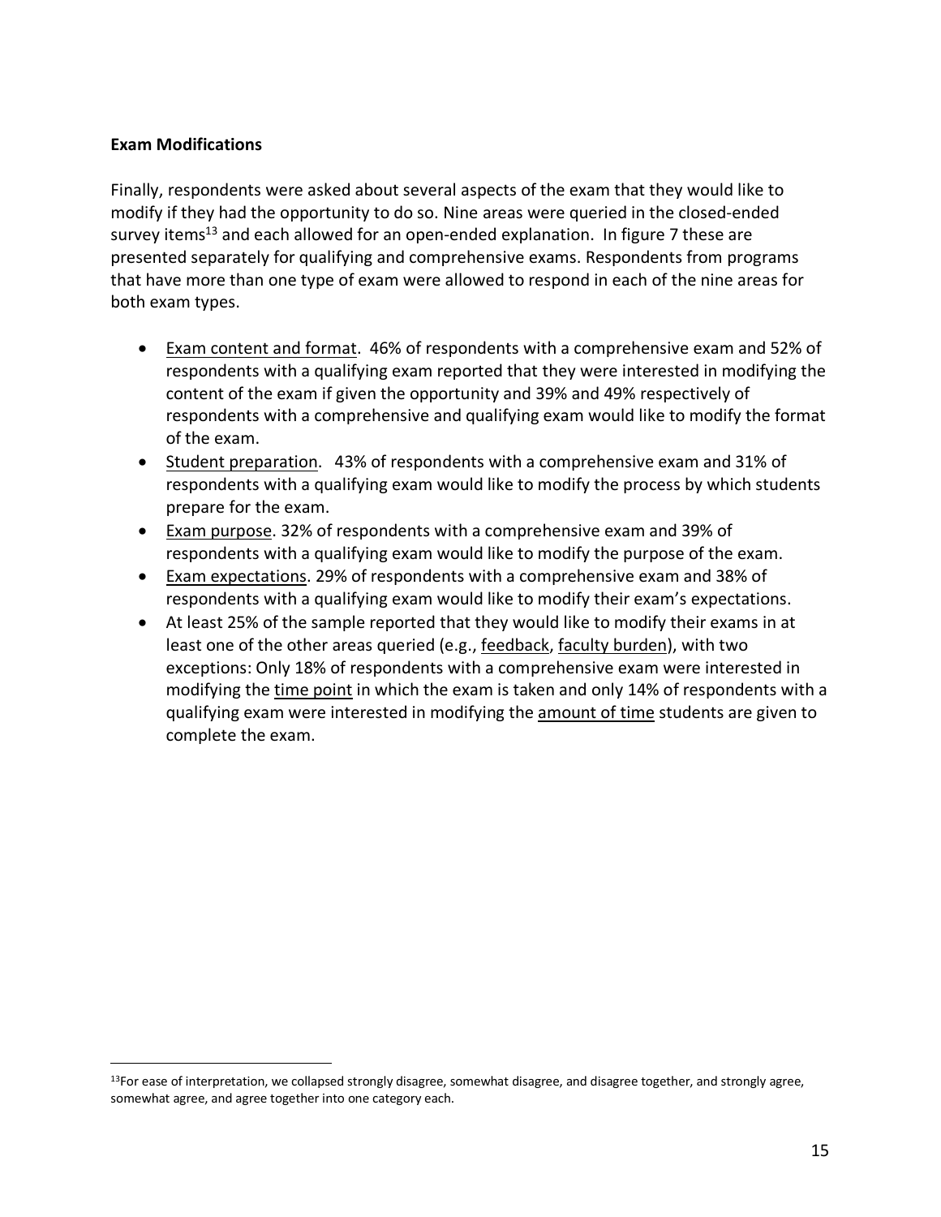**Exam Modifications**

Finally, respondents were asked about several aspects of the exam that they would like to modify if they had the opportunity to do so. Nine areas were queried in the closed-ended survey items[13] and each allowed for an open-ended explanation. In figure 7 these are presented separately for qualifying and comprehensive exams. Respondents from programs that have more than one type of exam were allowed to respond in each of the nine areas for both exam types.

- Exam content and format. 46% of respondents with a comprehensive exam and 52% of respondents with a qualifying exam reported that they were interested in modifying the content of the exam if given the opportunity and 39% and 49% respectively of respondents with a comprehensive and qualifying exam would like to modify the format of the exam.
- Student preparation. 43% of respondents with a comprehensive exam and 31% of respondents with a qualifying exam would like to modify the process by which students prepare for the exam.
- Exam purpose. 32% of respondents with a comprehensive exam and 39% of respondents with a qualifying exam would like to modify the purpose of the exam.
- Exam expectations. 29% of respondents with a comprehensive exam and 38% of respondents with a qualifying exam would like to modify their exam's expectations.
- At least 25% of the sample reported that they would like to modify their exams in at least one of the other areas queried (e.g., feedback, faculty burden), with two exceptions: Only 18% of respondents with a comprehensive exam were interested in modifying the time point in which the exam is taken and only 14% of respondents with a qualifying exam were interested in modifying the amount of time students are given to complete the exam.

[13]For ease of interpretation, we collapsed strongly disagree, somewhat disagree, and disagree together, and strongly agree, somewhat agree, and agree together into one category each.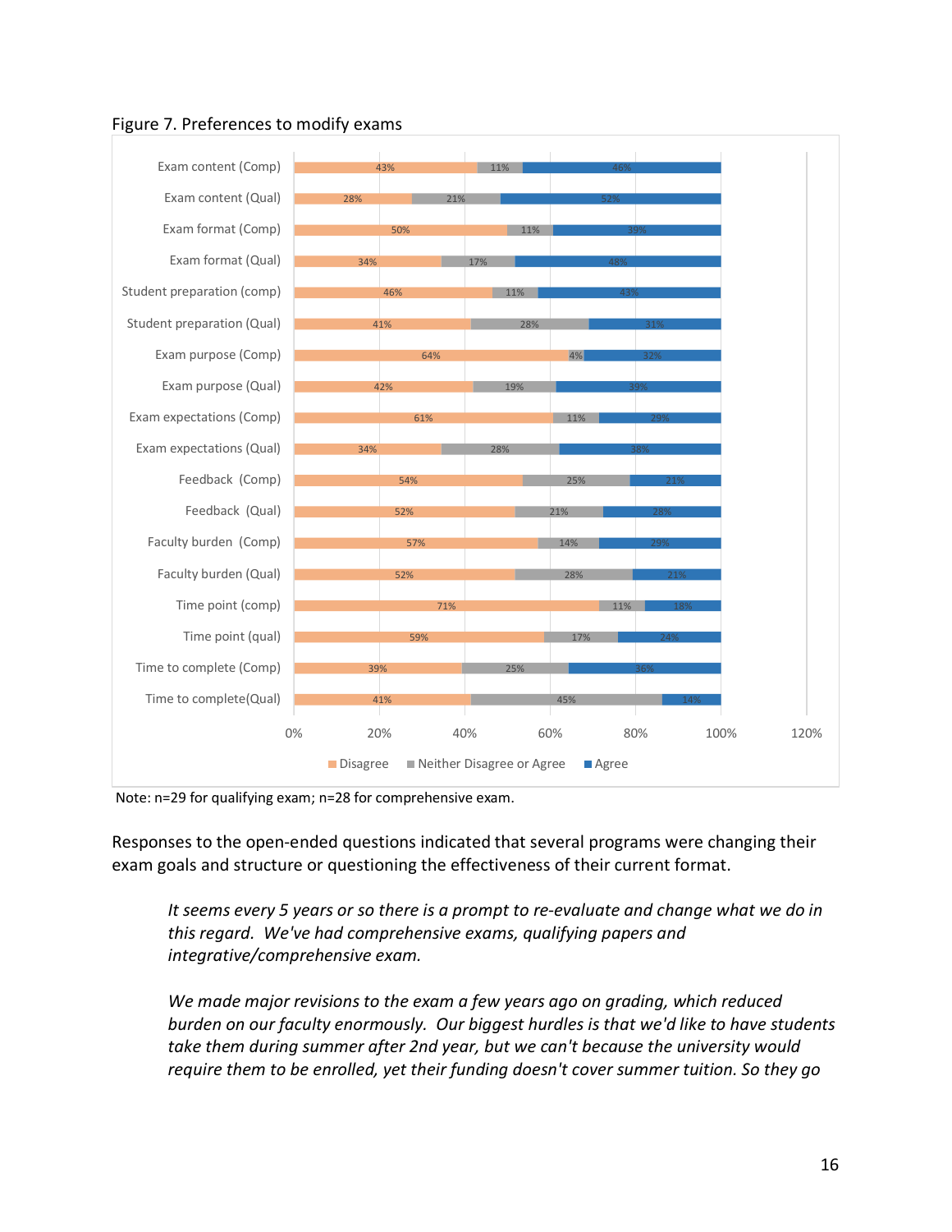Figure 7. Preferences to modify exams

| | Disagree | Neither Disagree or Agree | Agree |
|---|---|---|---|
| Exam content (Comp) | 43% | 11% | 46% |
| Exam content (Qual) | 28% | 21% | 52% |
| Exam format (Comp) | 50% | 11% | 39% |
| Exam format (Qual) | 34% | 17% | 48% |
| Student preparation (comp) | 46% | 11% | 43% |
| Student preparation (Qual) | 41% | 28% | 31% |
| Exam purpose (Comp) | 64% | 4% | 32% |
| Exam purpose (Qual) | 42% | 19% | 39% |
| Exam expectations (Comp) | 61% | 11% | 29% |
| Exam expectations (Qual) | 34% | 28% | 38% |
| Feedback (Comp) | 54% | 25% | 21% |
| Feedback (Qual) | 52% | 21% | 28% |
| Faculty burden (Comp) | 57% | 14% | 29% |
| Faculty burden (Qual) | 52% | 28% | 21% |
| Time point (comp) | 71% | 11% | 18% |
| Time point (qual) | 59% | 17% | 24% |
| Time to complete (Comp) | 39% | 25% | 36% |
| Time to complete(Qual) | 41% | 45% | 14% |

Note: n=29 for qualifying exam; n=28 for comprehensive exam.

Responses to the open-ended questions indicated that several programs were changing their exam goals and structure or questioning the effectiveness of their current format.

> *It seems every 5 years or so there is a prompt to re-evaluate and change what we do in this regard. We've had comprehensive exams, qualifying papers and integrative/comprehensive exam.*

> *We made major revisions to the exam a few years ago on grading, which reduced burden on our faculty enormously. Our biggest hurdles is that we'd like to have students take them during summer after 2nd year, but we can't because the university would require them to be enrolled, yet their funding doesn't cover summer tuition. So they go*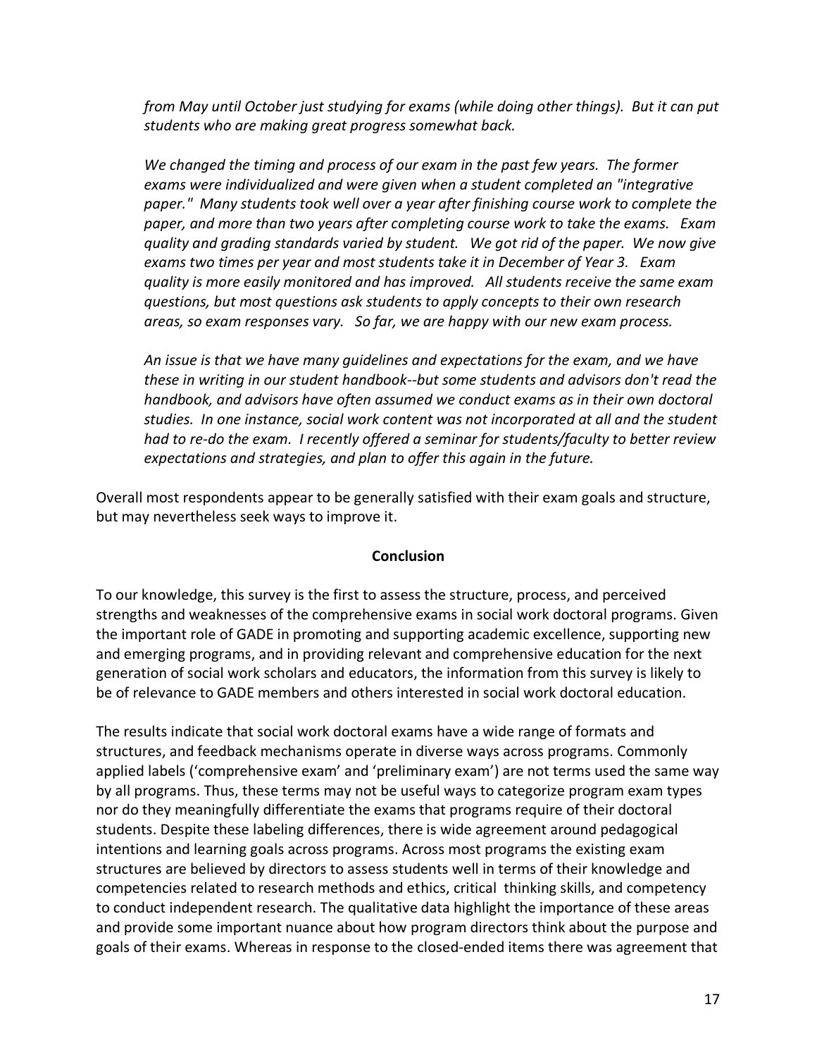*from May until October just studying for exams (while doing other things). But it can put students who are making great progress somewhat back.*

*We changed the timing and process of our exam in the past few years. The former exams were individualized and were given when a student completed an "integrative paper." Many students took well over a year after finishing course work to complete the paper, and more than two years after completing course work to take the exams. Exam quality and grading standards varied by student. We got rid of the paper. We now give exams two times per year and most students take it in December of Year 3. Exam quality is more easily monitored and has improved. All students receive the same exam questions, but most questions ask students to apply concepts to their own research areas, so exam responses vary. So far, we are happy with our new exam process.*

*An issue is that we have many guidelines and expectations for the exam, and we have these in writing in our student handbook--but some students and advisors don't read the handbook, and advisors have often assumed we conduct exams as in their own doctoral studies. In one instance, social work content was not incorporated at all and the student had to re-do the exam. I recently offered a seminar for students/faculty to better review expectations and strategies, and plan to offer this again in the future.*

Overall most respondents appear to be generally satisfied with their exam goals and structure, but may nevertheless seek ways to improve it.

## Conclusion

To our knowledge, this survey is the first to assess the structure, process, and perceived strengths and weaknesses of the comprehensive exams in social work doctoral programs. Given the important role of GADE in promoting and supporting academic excellence, supporting new and emerging programs, and in providing relevant and comprehensive education for the next generation of social work scholars and educators, the information from this survey is likely to be of relevance to GADE members and others interested in social work doctoral education.

The results indicate that social work doctoral exams have a wide range of formats and structures, and feedback mechanisms operate in diverse ways across programs. Commonly applied labels ('comprehensive exam' and 'preliminary exam') are not terms used the same way by all programs. Thus, these terms may not be useful ways to categorize program exam types nor do they meaningfully differentiate the exams that programs require of their doctoral students. Despite these labeling differences, there is wide agreement around pedagogical intentions and learning goals across programs. Across most programs the existing exam structures are believed by directors to assess students well in terms of their knowledge and competencies related to research methods and ethics, critical thinking skills, and competency to conduct independent research. The qualitative data highlight the importance of these areas and provide some important nuance about how program directors think about the purpose and goals of their exams. Whereas in response to the closed-ended items there was agreement that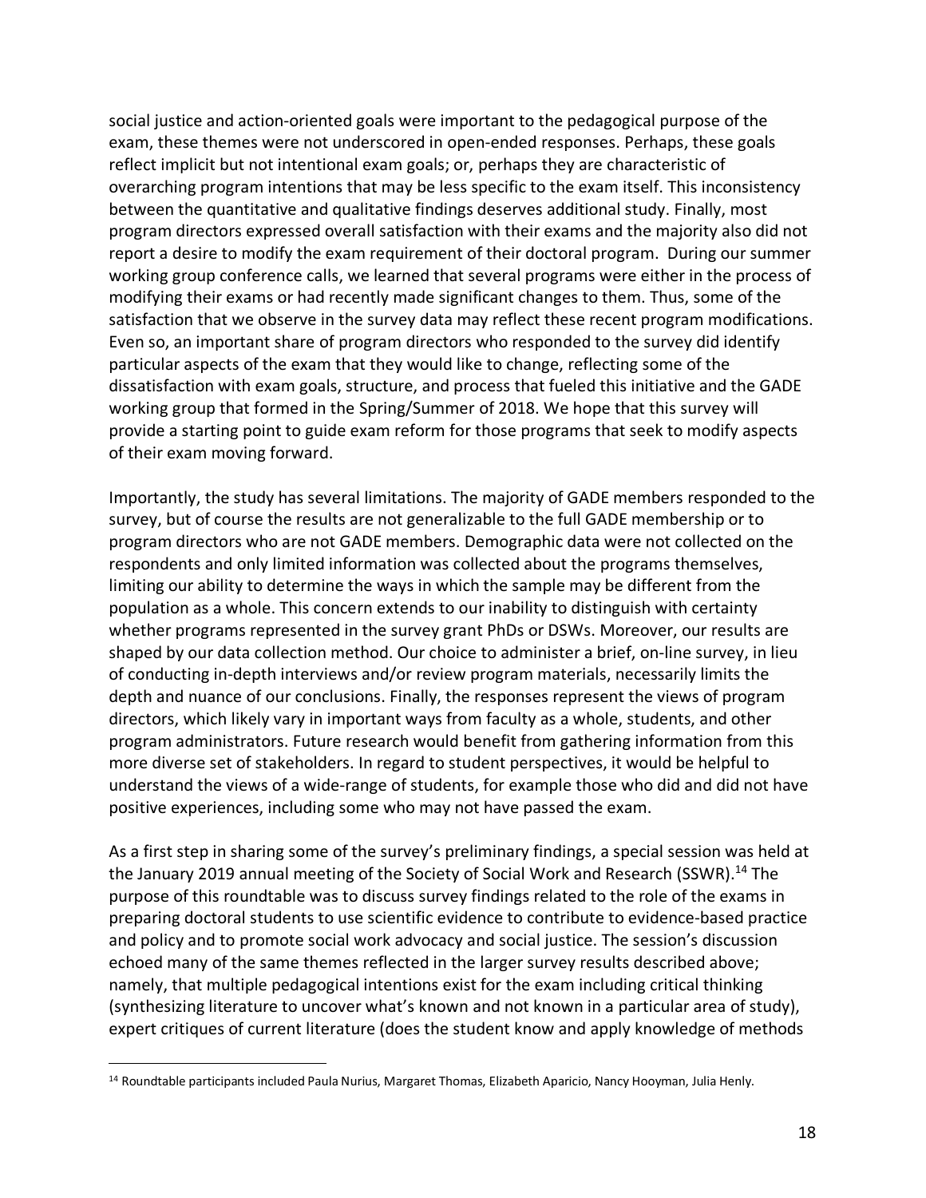social justice and action-oriented goals were important to the pedagogical purpose of the exam, these themes were not underscored in open-ended responses. Perhaps, these goals reflect implicit but not intentional exam goals; or, perhaps they are characteristic of overarching program intentions that may be less specific to the exam itself. This inconsistency between the quantitative and qualitative findings deserves additional study. Finally, most program directors expressed overall satisfaction with their exams and the majority also did not report a desire to modify the exam requirement of their doctoral program. During our summer working group conference calls, we learned that several programs were either in the process of modifying their exams or had recently made significant changes to them. Thus, some of the satisfaction that we observe in the survey data may reflect these recent program modifications. Even so, an important share of program directors who responded to the survey did identify particular aspects of the exam that they would like to change, reflecting some of the dissatisfaction with exam goals, structure, and process that fueled this initiative and the GADE working group that formed in the Spring/Summer of 2018. We hope that this survey will provide a starting point to guide exam reform for those programs that seek to modify aspects of their exam moving forward.

Importantly, the study has several limitations. The majority of GADE members responded to the survey, but of course the results are not generalizable to the full GADE membership or to program directors who are not GADE members. Demographic data were not collected on the respondents and only limited information was collected about the programs themselves, limiting our ability to determine the ways in which the sample may be different from the population as a whole. This concern extends to our inability to distinguish with certainty whether programs represented in the survey grant PhDs or DSWs. Moreover, our results are shaped by our data collection method. Our choice to administer a brief, on-line survey, in lieu of conducting in-depth interviews and/or review program materials, necessarily limits the depth and nuance of our conclusions. Finally, the responses represent the views of program directors, which likely vary in important ways from faculty as a whole, students, and other program administrators. Future research would benefit from gathering information from this more diverse set of stakeholders. In regard to student perspectives, it would be helpful to understand the views of a wide-range of students, for example those who did and did not have positive experiences, including some who may not have passed the exam.

As a first step in sharing some of the survey's preliminary findings, a special session was held at the January 2019 annual meeting of the Society of Social Work and Research (SSWR).[14] The purpose of this roundtable was to discuss survey findings related to the role of the exams in preparing doctoral students to use scientific evidence to contribute to evidence-based practice and policy and to promote social work advocacy and social justice. The session's discussion echoed many of the same themes reflected in the larger survey results described above; namely, that multiple pedagogical intentions exist for the exam including critical thinking (synthesizing literature to uncover what's known and not known in a particular area of study), expert critiques of current literature (does the student know and apply knowledge of methods

[14] Roundtable participants included Paula Nurius, Margaret Thomas, Elizabeth Aparicio, Nancy Hooyman, Julia Henly.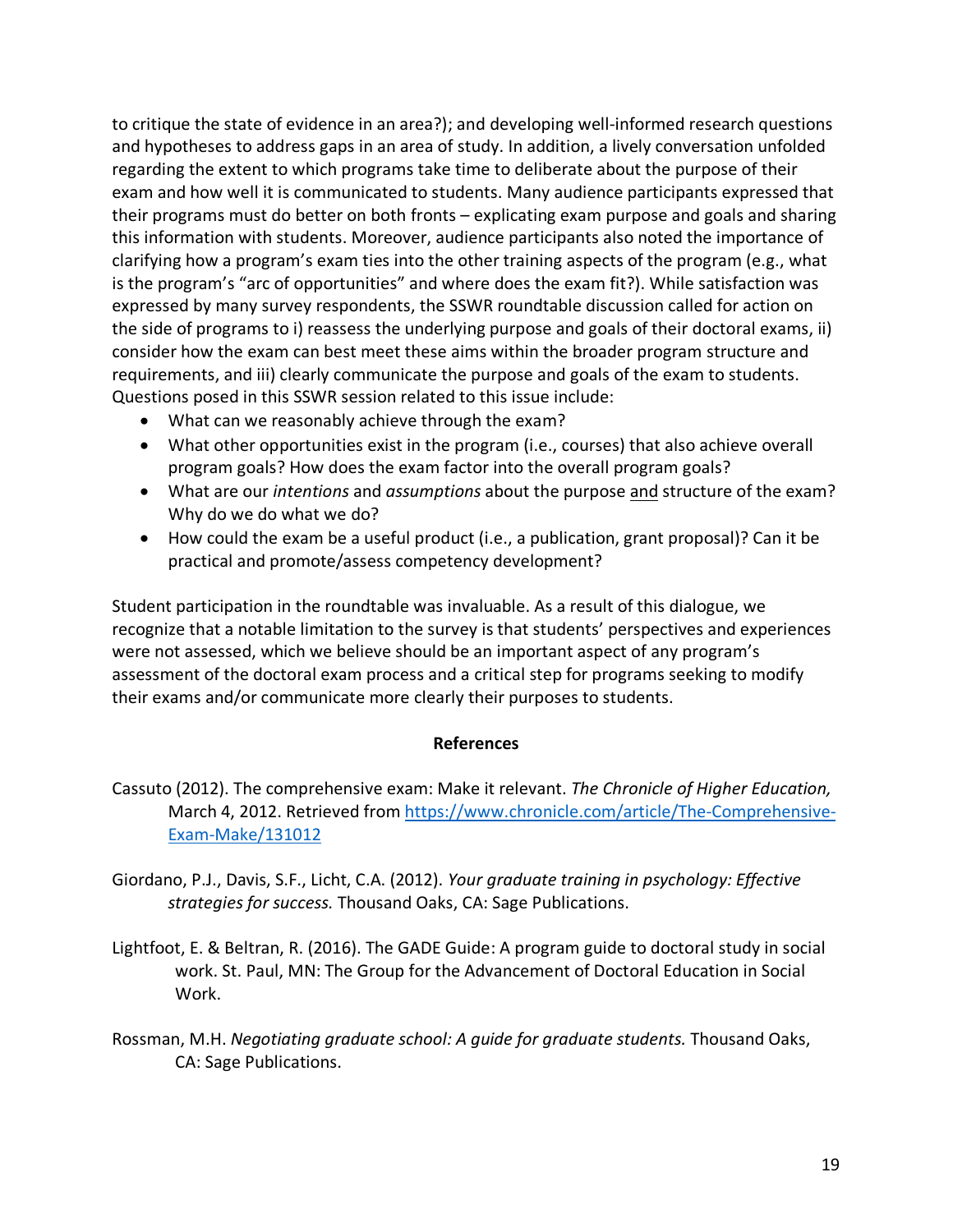to critique the state of evidence in an area?); and developing well-informed research questions and hypotheses to address gaps in an area of study. In addition, a lively conversation unfolded regarding the extent to which programs take time to deliberate about the purpose of their exam and how well it is communicated to students. Many audience participants expressed that their programs must do better on both fronts – explicating exam purpose and goals and sharing this information with students. Moreover, audience participants also noted the importance of clarifying how a program's exam ties into the other training aspects of the program (e.g., what is the program's "arc of opportunities" and where does the exam fit?). While satisfaction was expressed by many survey respondents, the SSWR roundtable discussion called for action on the side of programs to i) reassess the underlying purpose and goals of their doctoral exams, ii) consider how the exam can best meet these aims within the broader program structure and requirements, and iii) clearly communicate the purpose and goals of the exam to students. Questions posed in this SSWR session related to this issue include:

- What can we reasonably achieve through the exam?
- What other opportunities exist in the program (i.e., courses) that also achieve overall program goals? How does the exam factor into the overall program goals?
- What are our *intentions* and *assumptions* about the purpose <u>and</u> structure of the exam? Why do we do what we do?
- How could the exam be a useful product (i.e., a publication, grant proposal)? Can it be practical and promote/assess competency development?

Student participation in the roundtable was invaluable. As a result of this dialogue, we recognize that a notable limitation to the survey is that students' perspectives and experiences were not assessed, which we believe should be an important aspect of any program's assessment of the doctoral exam process and a critical step for programs seeking to modify their exams and/or communicate more clearly their purposes to students.

## References

Cassuto (2012). The comprehensive exam: Make it relevant. *The Chronicle of Higher Education,* March 4, 2012. Retrieved from https://www.chronicle.com/article/The-Comprehensive-Exam-Make/131012

Giordano, P.J., Davis, S.F., Licht, C.A. (2012). *Your graduate training in psychology: Effective strategies for success.* Thousand Oaks, CA: Sage Publications.

Lightfoot, E. & Beltran, R. (2016). The GADE Guide: A program guide to doctoral study in social work. St. Paul, MN: The Group for the Advancement of Doctoral Education in Social Work.

Rossman, M.H. *Negotiating graduate school: A guide for graduate students.* Thousand Oaks, CA: Sage Publications.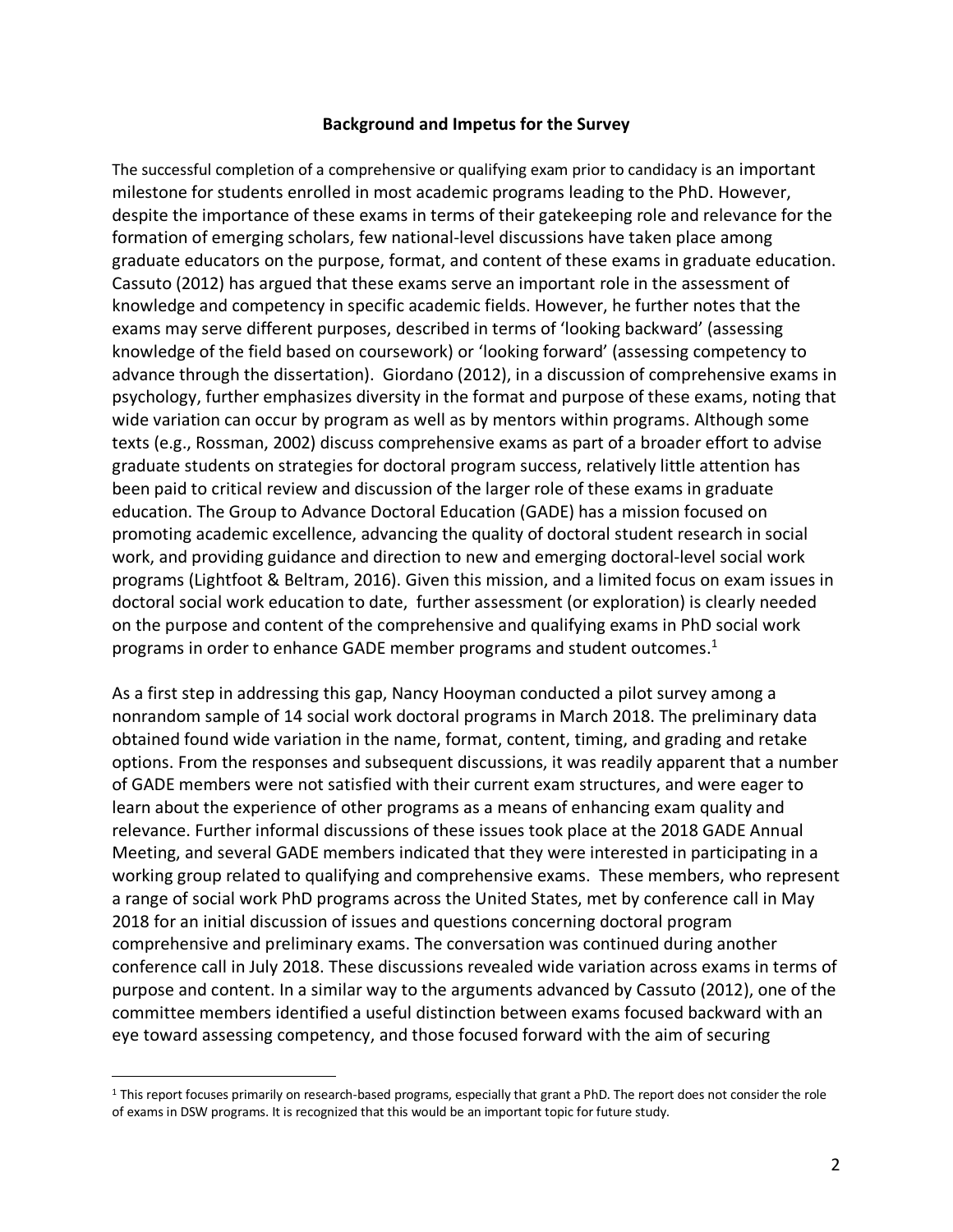## Background and Impetus for the Survey

The successful completion of a comprehensive or qualifying exam prior to candidacy is an important milestone for students enrolled in most academic programs leading to the PhD. However, despite the importance of these exams in terms of their gatekeeping role and relevance for the formation of emerging scholars, few national-level discussions have taken place among graduate educators on the purpose, format, and content of these exams in graduate education. Cassuto (2012) has argued that these exams serve an important role in the assessment of knowledge and competency in specific academic fields. However, he further notes that the exams may serve different purposes, described in terms of 'looking backward' (assessing knowledge of the field based on coursework) or 'looking forward' (assessing competency to advance through the dissertation). Giordano (2012), in a discussion of comprehensive exams in psychology, further emphasizes diversity in the format and purpose of these exams, noting that wide variation can occur by program as well as by mentors within programs. Although some texts (e.g., Rossman, 2002) discuss comprehensive exams as part of a broader effort to advise graduate students on strategies for doctoral program success, relatively little attention has been paid to critical review and discussion of the larger role of these exams in graduate education. The Group to Advance Doctoral Education (GADE) has a mission focused on promoting academic excellence, advancing the quality of doctoral student research in social work, and providing guidance and direction to new and emerging doctoral-level social work programs (Lightfoot & Beltram, 2016). Given this mission, and a limited focus on exam issues in doctoral social work education to date, further assessment (or exploration) is clearly needed on the purpose and content of the comprehensive and qualifying exams in PhD social work programs in order to enhance GADE member programs and student outcomes.[1]

As a first step in addressing this gap, Nancy Hooyman conducted a pilot survey among a nonrandom sample of 14 social work doctoral programs in March 2018. The preliminary data obtained found wide variation in the name, format, content, timing, and grading and retake options. From the responses and subsequent discussions, it was readily apparent that a number of GADE members were not satisfied with their current exam structures, and were eager to learn about the experience of other programs as a means of enhancing exam quality and relevance. Further informal discussions of these issues took place at the 2018 GADE Annual Meeting, and several GADE members indicated that they were interested in participating in a working group related to qualifying and comprehensive exams. These members, who represent a range of social work PhD programs across the United States, met by conference call in May 2018 for an initial discussion of issues and questions concerning doctoral program comprehensive and preliminary exams. The conversation was continued during another conference call in July 2018. These discussions revealed wide variation across exams in terms of purpose and content. In a similar way to the arguments advanced by Cassuto (2012), one of the committee members identified a useful distinction between exams focused backward with an eye toward assessing competency, and those focused forward with the aim of securing

[1] This report focuses primarily on research-based programs, especially that grant a PhD. The report does not consider the role of exams in DSW programs. It is recognized that this would be an important topic for future study.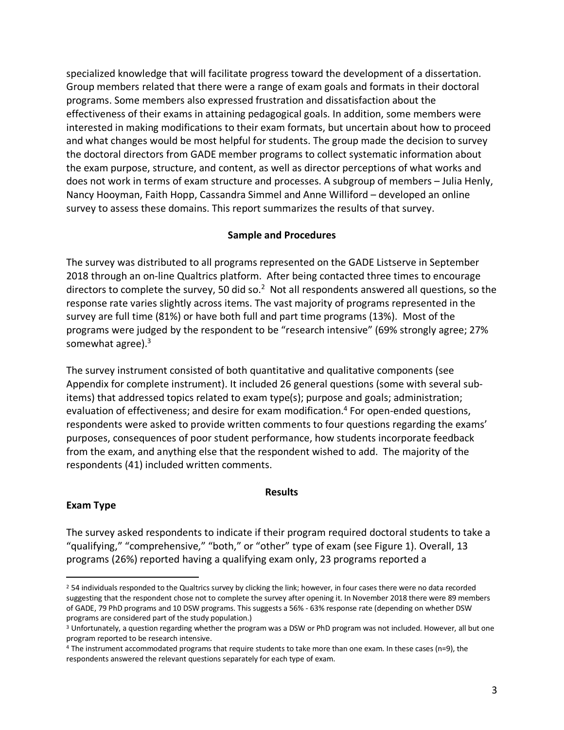specialized knowledge that will facilitate progress toward the development of a dissertation. Group members related that there were a range of exam goals and formats in their doctoral programs. Some members also expressed frustration and dissatisfaction about the effectiveness of their exams in attaining pedagogical goals. In addition, some members were interested in making modifications to their exam formats, but uncertain about how to proceed and what changes would be most helpful for students. The group made the decision to survey the doctoral directors from GADE member programs to collect systematic information about the exam purpose, structure, and content, as well as director perceptions of what works and does not work in terms of exam structure and processes. A subgroup of members – Julia Henly, Nancy Hooyman, Faith Hopp, Cassandra Simmel and Anne Williford – developed an online survey to assess these domains. This report summarizes the results of that survey.

## Sample and Procedures

The survey was distributed to all programs represented on the GADE Listserve in September 2018 through an on-line Qualtrics platform. After being contacted three times to encourage directors to complete the survey, 50 did so.[2] Not all respondents answered all questions, so the response rate varies slightly across items. The vast majority of programs represented in the survey are full time (81%) or have both full and part time programs (13%). Most of the programs were judged by the respondent to be "research intensive" (69% strongly agree; 27% somewhat agree).[3]

The survey instrument consisted of both quantitative and qualitative components (see Appendix for complete instrument). It included 26 general questions (some with several sub-items) that addressed topics related to exam type(s); purpose and goals; administration; evaluation of effectiveness; and desire for exam modification.[4] For open-ended questions, respondents were asked to provide written comments to four questions regarding the exams' purposes, consequences of poor student performance, how students incorporate feedback from the exam, and anything else that the respondent wished to add. The majority of the respondents (41) included written comments.

## Results

### Exam Type

The survey asked respondents to indicate if their program required doctoral students to take a "qualifying," "comprehensive," "both," or "other" type of exam (see Figure 1). Overall, 13 programs (26%) reported having a qualifying exam only, 23 programs reported a

---

[2] 54 individuals responded to the Qualtrics survey by clicking the link; however, in four cases there were no data recorded suggesting that the respondent chose not to complete the survey after opening it. In November 2018 there were 89 members of GADE, 79 PhD programs and 10 DSW programs. This suggests a 56% - 63% response rate (depending on whether DSW programs are considered part of the study population.)

[3] Unfortunately, a question regarding whether the program was a DSW or PhD program was not included. However, all but one program reported to be research intensive.

[4] The instrument accommodated programs that require students to take more than one exam. In these cases (n=9), the respondents answered the relevant questions separately for each type of exam.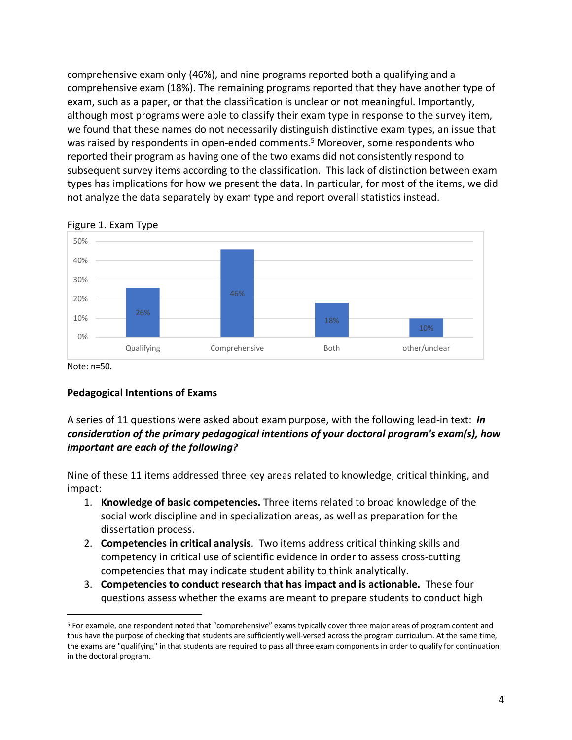comprehensive exam only (46%), and nine programs reported both a qualifying and a comprehensive exam (18%). The remaining programs reported that they have another type of exam, such as a paper, or that the classification is unclear or not meaningful. Importantly, although most programs were able to classify their exam type in response to the survey item, we found that these names do not necessarily distinguish distinctive exam types, an issue that was raised by respondents in open-ended comments.[5] Moreover, some respondents who reported their program as having one of the two exams did not consistently respond to subsequent survey items according to the classification. This lack of distinction between exam types has implications for how we present the data. In particular, for most of the items, we did not analyze the data separately by exam type and report overall statistics instead.

Figure 1. Exam Type

| Exam Type | Percent |
|---|---|
| Qualifying | 26% |
| Comprehensive | 46% |
| Both | 18% |
| other/unclear | 10% |

Note: n=50.

**Pedagogical Intentions of Exams**

A series of 11 questions were asked about exam purpose, with the following lead-in text: ***In consideration of the primary pedagogical intentions of your doctoral program's exam(s), how important are each of the following?***

Nine of these 11 items addressed three key areas related to knowledge, critical thinking, and impact:

1. **Knowledge of basic competencies.** Three items related to broad knowledge of the social work discipline and in specialization areas, as well as preparation for the dissertation process.
2. **Competencies in critical analysis**. Two items address critical thinking skills and competency in critical use of scientific evidence in order to assess cross-cutting competencies that may indicate student ability to think analytically.
3. **Competencies to conduct research that has impact and is actionable.** These four questions assess whether the exams are meant to prepare students to conduct high

[5] For example, one respondent noted that "comprehensive" exams typically cover three major areas of program content and thus have the purpose of checking that students are sufficiently well-versed across the program curriculum. At the same time, the exams are "qualifying" in that students are required to pass all three exam components in order to qualify for continuation in the doctoral program.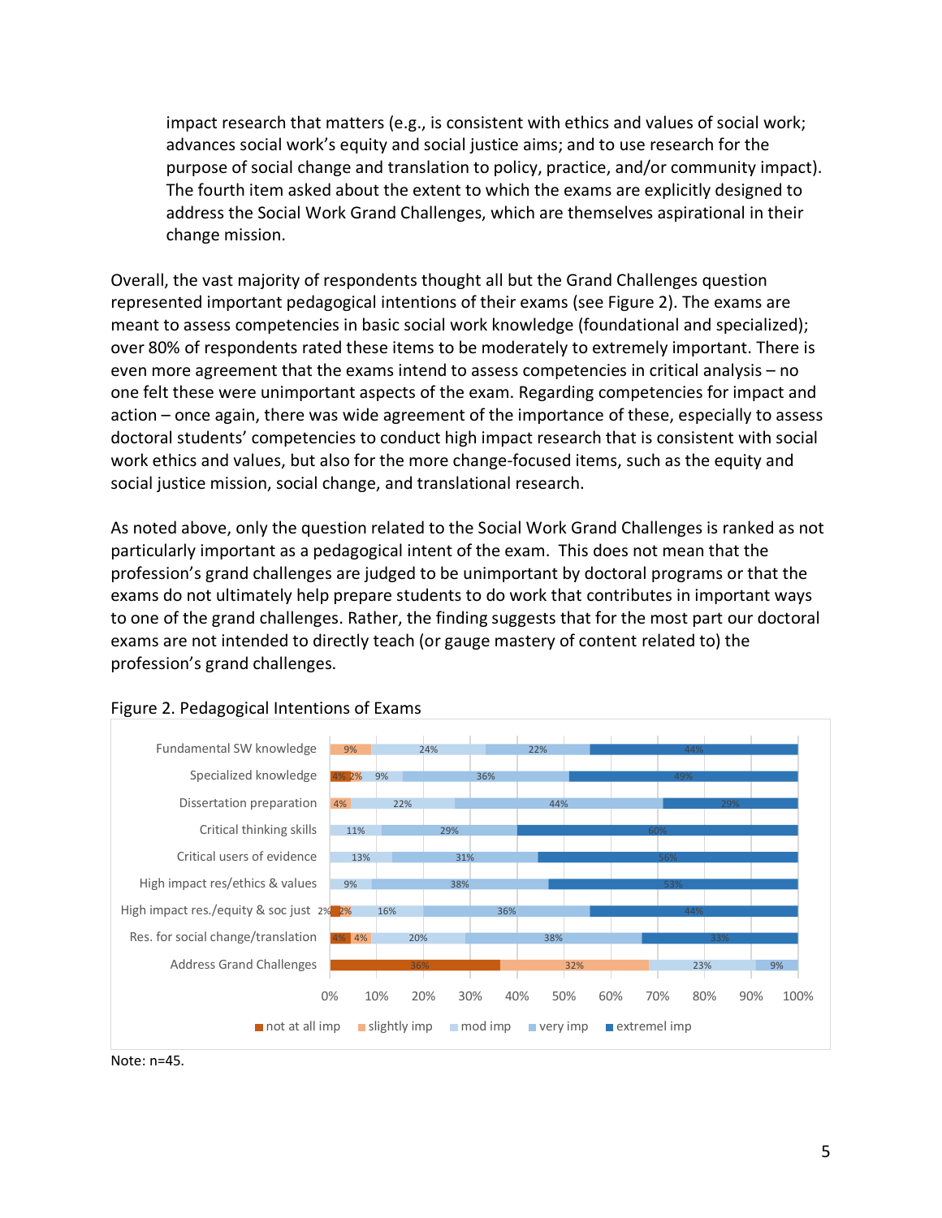impact research that matters (e.g., is consistent with ethics and values of social work; advances social work's equity and social justice aims; and to use research for the purpose of social change and translation to policy, practice, and/or community impact). The fourth item asked about the extent to which the exams are explicitly designed to address the Social Work Grand Challenges, which are themselves aspirational in their change mission.

Overall, the vast majority of respondents thought all but the Grand Challenges question represented important pedagogical intentions of their exams (see Figure 2). The exams are meant to assess competencies in basic social work knowledge (foundational and specialized); over 80% of respondents rated these items to be moderately to extremely important. There is even more agreement that the exams intend to assess competencies in critical analysis – no one felt these were unimportant aspects of the exam. Regarding competencies for impact and action – once again, there was wide agreement of the importance of these, especially to assess doctoral students' competencies to conduct high impact research that is consistent with social work ethics and values, but also for the more change-focused items, such as the equity and social justice mission, social change, and translational research.

As noted above, only the question related to the Social Work Grand Challenges is ranked as not particularly important as a pedagogical intent of the exam. This does not mean that the profession's grand challenges are judged to be unimportant by doctoral programs or that the exams do not ultimately help prepare students to do work that contributes in important ways to one of the grand challenges. Rather, the finding suggests that for the most part our doctoral exams are not intended to directly teach (or gauge mastery of content related to) the profession's grand challenges.

Figure 2. Pedagogical Intentions of Exams

| | not at all imp | slightly imp | mod imp | very imp | extremel imp |
|---|---|---|---|---|---|
| Fundamental SW knowledge | | 9% | 24% | 22% | 44% |
| Specialized knowledge | 4% | 2% | 9% | 36% | 49% |
| Dissertation preparation | | 4% | 22% | 44% | 29% |
| Critical thinking skills | | | 11% | 29% | 60% |
| Critical users of evidence | | | 13% | 31% | 56% |
| High impact res/ethics & values | | | 9% | 38% | 53% |
| High impact res./equity & soc just | 2% | 2% | 16% | 36% | 44% |
| Res. for social change/translation | 4% | 4% | 20% | 38% | 33% |
| Address Grand Challenges | 36% | 32% | 23% | 9% | |

Note: n=45.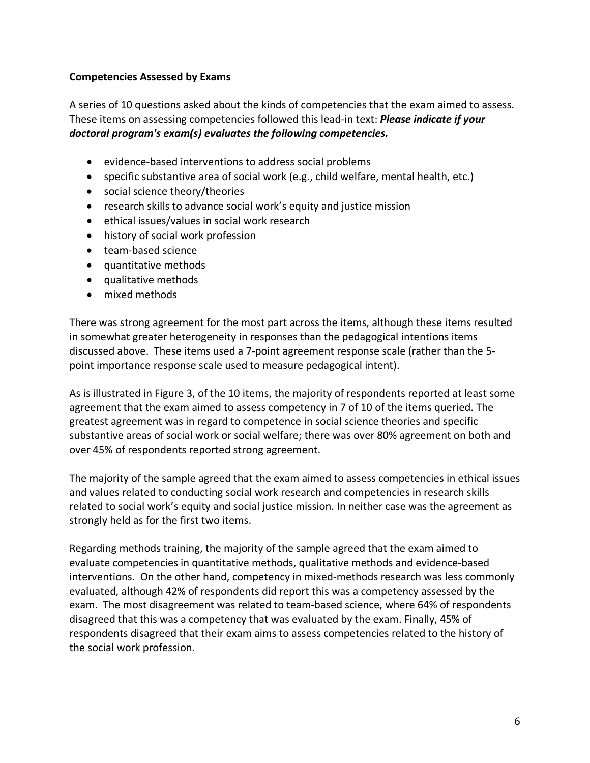**Competencies Assessed by Exams**

A series of 10 questions asked about the kinds of competencies that the exam aimed to assess. These items on assessing competencies followed this lead-in text: ***Please indicate if your doctoral program's exam(s) evaluates the following competencies.***

- evidence-based interventions to address social problems
- specific substantive area of social work (e.g., child welfare, mental health, etc.)
- social science theory/theories
- research skills to advance social work's equity and justice mission
- ethical issues/values in social work research
- history of social work profession
- team-based science
- quantitative methods
- qualitative methods
- mixed methods

There was strong agreement for the most part across the items, although these items resulted in somewhat greater heterogeneity in responses than the pedagogical intentions items discussed above. These items used a 7-point agreement response scale (rather than the 5-point importance response scale used to measure pedagogical intent).

As is illustrated in Figure 3, of the 10 items, the majority of respondents reported at least some agreement that the exam aimed to assess competency in 7 of 10 of the items queried. The greatest agreement was in regard to competence in social science theories and specific substantive areas of social work or social welfare; there was over 80% agreement on both and over 45% of respondents reported strong agreement.

The majority of the sample agreed that the exam aimed to assess competencies in ethical issues and values related to conducting social work research and competencies in research skills related to social work's equity and social justice mission. In neither case was the agreement as strongly held as for the first two items.

Regarding methods training, the majority of the sample agreed that the exam aimed to evaluate competencies in quantitative methods, qualitative methods and evidence-based interventions. On the other hand, competency in mixed-methods research was less commonly evaluated, although 42% of respondents did report this was a competency assessed by the exam. The most disagreement was related to team-based science, where 64% of respondents disagreed that this was a competency that was evaluated by the exam. Finally, 45% of respondents disagreed that their exam aims to assess competencies related to the history of the social work profession.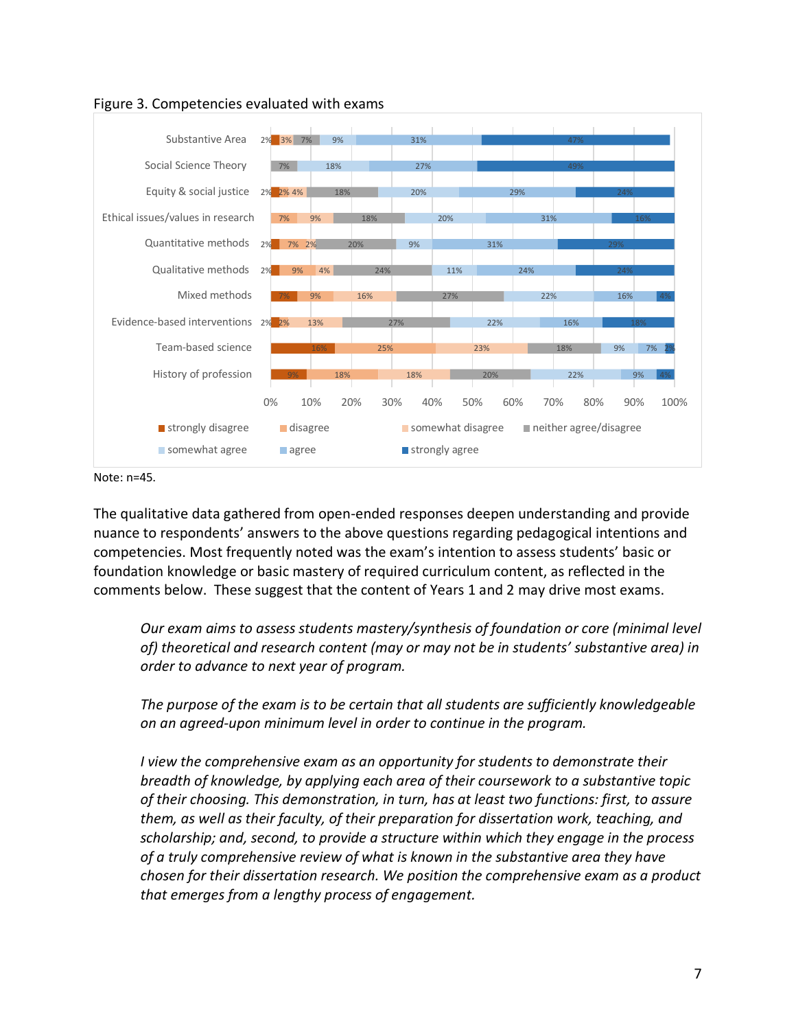Figure 3. Competencies evaluated with exams

| | strongly disagree | disagree | somewhat disagree | neither agree/disagree | somewhat agree | agree | strongly agree |
|---|---|---|---|---|---|---|---|
| Substantive Area | 2% | 3% | | 7% | 9% | 31% | 47% |
| Social Science Theory | | | | 7% | 18% | 27% | 49% |
| Equity & social justice | 2% | 2% | 4% | 18% | 20% | 29% | 24% |
| Ethical issues/values in research | | 7% | 9% | 18% | 20% | 31% | 16% |
| Quantitative methods | 2% | 7% | 2% | 20% | 9% | 31% | 29% |
| Qualitative methods | 2% | 9% | 4% | 24% | 11% | 24% | 24% |
| Mixed methods | 7% | 9% | 16% | 27% | 22% | 16% | 4% |
| Evidence-based interventions | 2% | 2% | 13% | 27% | 22% | 16% | 18% |
| Team-based science | 16% | 25% | 23% | 18% | 9% | 7% | 2% |
| History of profession | 9% | 18% | 18% | 20% | 22% | 9% | 4% |

Note: n=45.

The qualitative data gathered from open-ended responses deepen understanding and provide nuance to respondents' answers to the above questions regarding pedagogical intentions and competencies. Most frequently noted was the exam's intention to assess students' basic or foundation knowledge or basic mastery of required curriculum content, as reflected in the comments below. These suggest that the content of Years 1 and 2 may drive most exams.

> *Our exam aims to assess students mastery/synthesis of foundation or core (minimal level of) theoretical and research content (may or may not be in students' substantive area) in order to advance to next year of program.*

> *The purpose of the exam is to be certain that all students are sufficiently knowledgeable on an agreed-upon minimum level in order to continue in the program.*

> *I view the comprehensive exam as an opportunity for students to demonstrate their breadth of knowledge, by applying each area of their coursework to a substantive topic of their choosing. This demonstration, in turn, has at least two functions: first, to assure them, as well as their faculty, of their preparation for dissertation work, teaching, and scholarship; and, second, to provide a structure within which they engage in the process of a truly comprehensive review of what is known in the substantive area they have chosen for their dissertation research. We position the comprehensive exam as a product that emerges from a lengthy process of engagement.*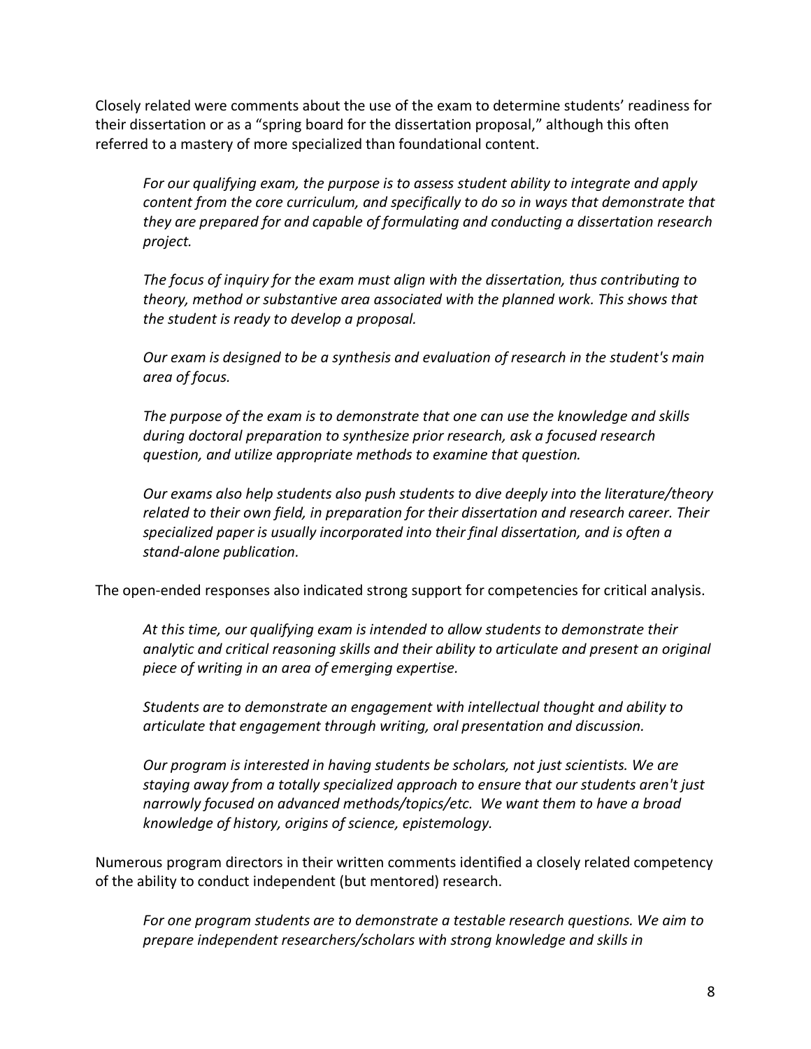Closely related were comments about the use of the exam to determine students' readiness for their dissertation or as a "spring board for the dissertation proposal," although this often referred to a mastery of more specialized than foundational content.

> *For our qualifying exam, the purpose is to assess student ability to integrate and apply content from the core curriculum, and specifically to do so in ways that demonstrate that they are prepared for and capable of formulating and conducting a dissertation research project.*
>
> *The focus of inquiry for the exam must align with the dissertation, thus contributing to theory, method or substantive area associated with the planned work. This shows that the student is ready to develop a proposal.*
>
> *Our exam is designed to be a synthesis and evaluation of research in the student's main area of focus.*
>
> *The purpose of the exam is to demonstrate that one can use the knowledge and skills during doctoral preparation to synthesize prior research, ask a focused research question, and utilize appropriate methods to examine that question.*
>
> *Our exams also help students also push students to dive deeply into the literature/theory related to their own field, in preparation for their dissertation and research career. Their specialized paper is usually incorporated into their final dissertation, and is often a stand-alone publication.*

The open-ended responses also indicated strong support for competencies for critical analysis.

> *At this time, our qualifying exam is intended to allow students to demonstrate their analytic and critical reasoning skills and their ability to articulate and present an original piece of writing in an area of emerging expertise.*
>
> *Students are to demonstrate an engagement with intellectual thought and ability to articulate that engagement through writing, oral presentation and discussion.*
>
> *Our program is interested in having students be scholars, not just scientists. We are staying away from a totally specialized approach to ensure that our students aren't just narrowly focused on advanced methods/topics/etc. We want them to have a broad knowledge of history, origins of science, epistemology.*

Numerous program directors in their written comments identified a closely related competency of the ability to conduct independent (but mentored) research.

> *For one program students are to demonstrate a testable research questions. We aim to prepare independent researchers/scholars with strong knowledge and skills in*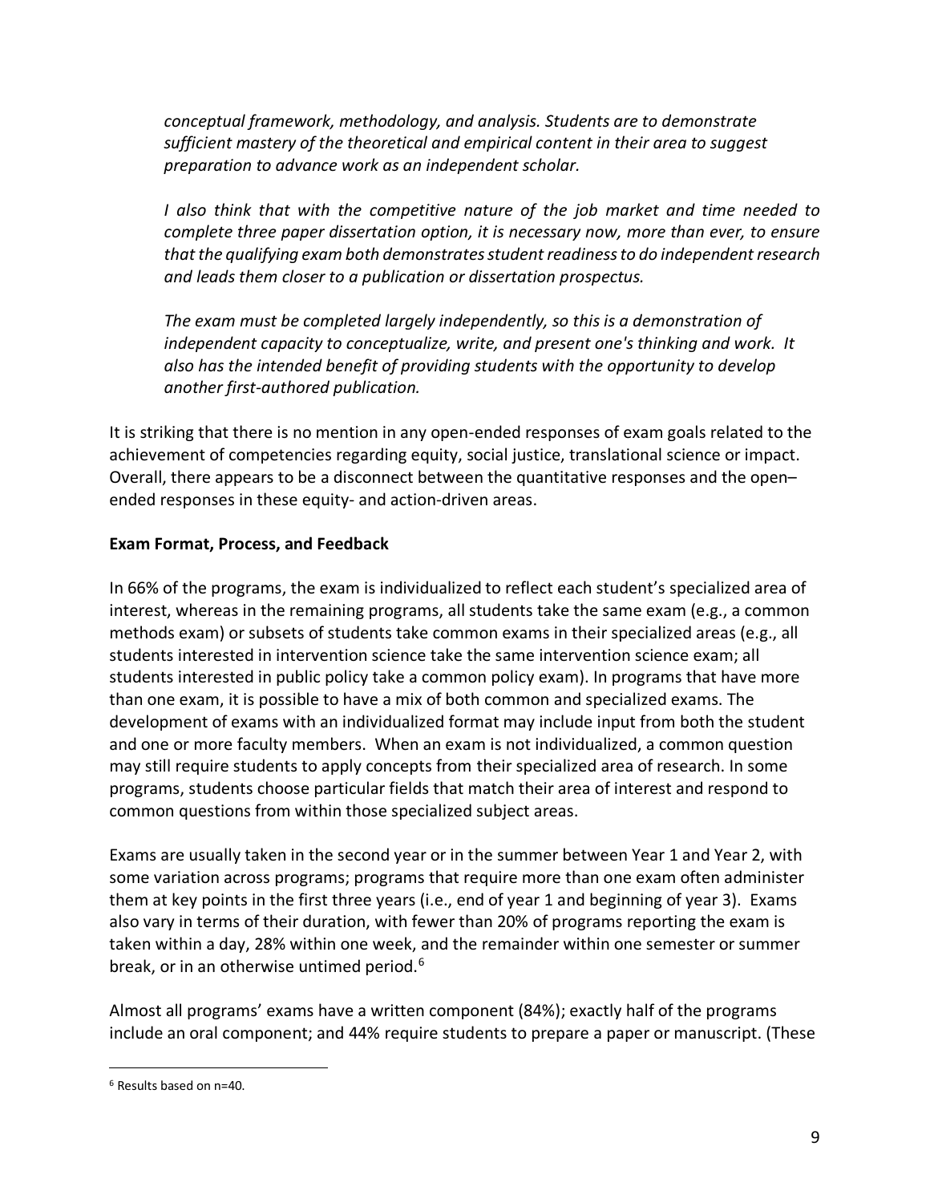*conceptual framework, methodology, and analysis. Students are to demonstrate sufficient mastery of the theoretical and empirical content in their area to suggest preparation to advance work as an independent scholar.*

*I also think that with the competitive nature of the job market and time needed to complete three paper dissertation option, it is necessary now, more than ever, to ensure that the qualifying exam both demonstrates student readiness to do independent research and leads them closer to a publication or dissertation prospectus.*

*The exam must be completed largely independently, so this is a demonstration of independent capacity to conceptualize, write, and present one's thinking and work. It also has the intended benefit of providing students with the opportunity to develop another first-authored publication.*

It is striking that there is no mention in any open-ended responses of exam goals related to the achievement of competencies regarding equity, social justice, translational science or impact. Overall, there appears to be a disconnect between the quantitative responses and the open–ended responses in these equity- and action-driven areas.

**Exam Format, Process, and Feedback**

In 66% of the programs, the exam is individualized to reflect each student's specialized area of interest, whereas in the remaining programs, all students take the same exam (e.g., a common methods exam) or subsets of students take common exams in their specialized areas (e.g., all students interested in intervention science take the same intervention science exam; all students interested in public policy take a common policy exam). In programs that have more than one exam, it is possible to have a mix of both common and specialized exams. The development of exams with an individualized format may include input from both the student and one or more faculty members. When an exam is not individualized, a common question may still require students to apply concepts from their specialized area of research. In some programs, students choose particular fields that match their area of interest and respond to common questions from within those specialized subject areas.

Exams are usually taken in the second year or in the summer between Year 1 and Year 2, with some variation across programs; programs that require more than one exam often administer them at key points in the first three years (i.e., end of year 1 and beginning of year 3). Exams also vary in terms of their duration, with fewer than 20% of programs reporting the exam is taken within a day, 28% within one week, and the remainder within one semester or summer break, or in an otherwise untimed period.[6]

Almost all programs' exams have a written component (84%); exactly half of the programs include an oral component; and 44% require students to prepare a paper or manuscript. (These

[6] Results based on n=40.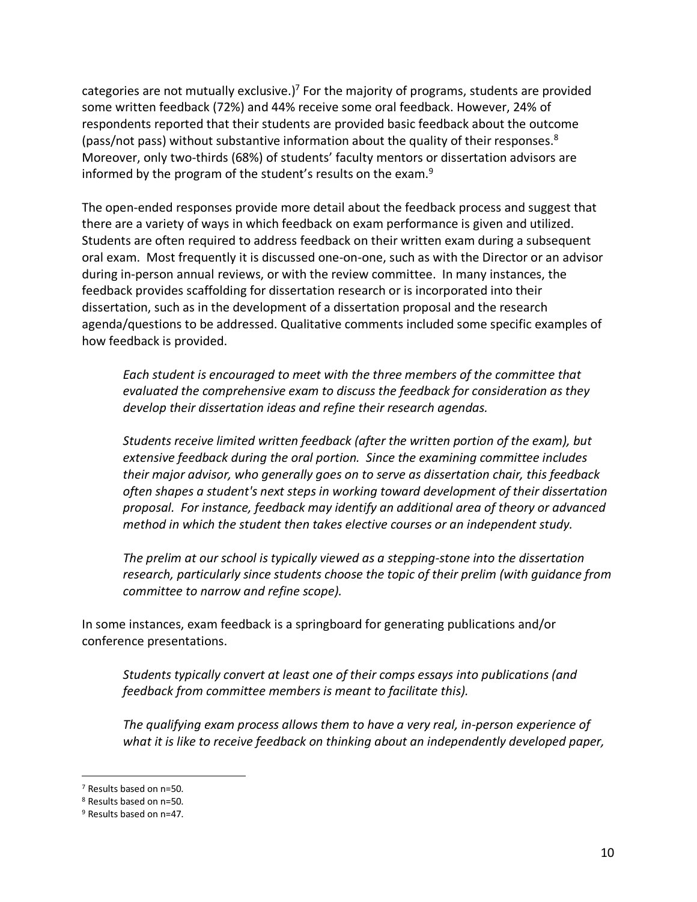categories are not mutually exclusive.)[7] For the majority of programs, students are provided some written feedback (72%) and 44% receive some oral feedback. However, 24% of respondents reported that their students are provided basic feedback about the outcome (pass/not pass) without substantive information about the quality of their responses.[8] Moreover, only two-thirds (68%) of students' faculty mentors or dissertation advisors are informed by the program of the student's results on the exam.[9]

The open-ended responses provide more detail about the feedback process and suggest that there are a variety of ways in which feedback on exam performance is given and utilized. Students are often required to address feedback on their written exam during a subsequent oral exam. Most frequently it is discussed one-on-one, such as with the Director or an advisor during in-person annual reviews, or with the review committee. In many instances, the feedback provides scaffolding for dissertation research or is incorporated into their dissertation, such as in the development of a dissertation proposal and the research agenda/questions to be addressed. Qualitative comments included some specific examples of how feedback is provided.

> *Each student is encouraged to meet with the three members of the committee that evaluated the comprehensive exam to discuss the feedback for consideration as they develop their dissertation ideas and refine their research agendas.*

> *Students receive limited written feedback (after the written portion of the exam), but extensive feedback during the oral portion. Since the examining committee includes their major advisor, who generally goes on to serve as dissertation chair, this feedback often shapes a student's next steps in working toward development of their dissertation proposal. For instance, feedback may identify an additional area of theory or advanced method in which the student then takes elective courses or an independent study.*

> *The prelim at our school is typically viewed as a stepping-stone into the dissertation research, particularly since students choose the topic of their prelim (with guidance from committee to narrow and refine scope).*

In some instances, exam feedback is a springboard for generating publications and/or conference presentations.

> *Students typically convert at least one of their comps essays into publications (and feedback from committee members is meant to facilitate this).*

> *The qualifying exam process allows them to have a very real, in-person experience of what it is like to receive feedback on thinking about an independently developed paper,*

---

[7] Results based on n=50.

[8] Results based on n=50.

[9] Results based on n=47.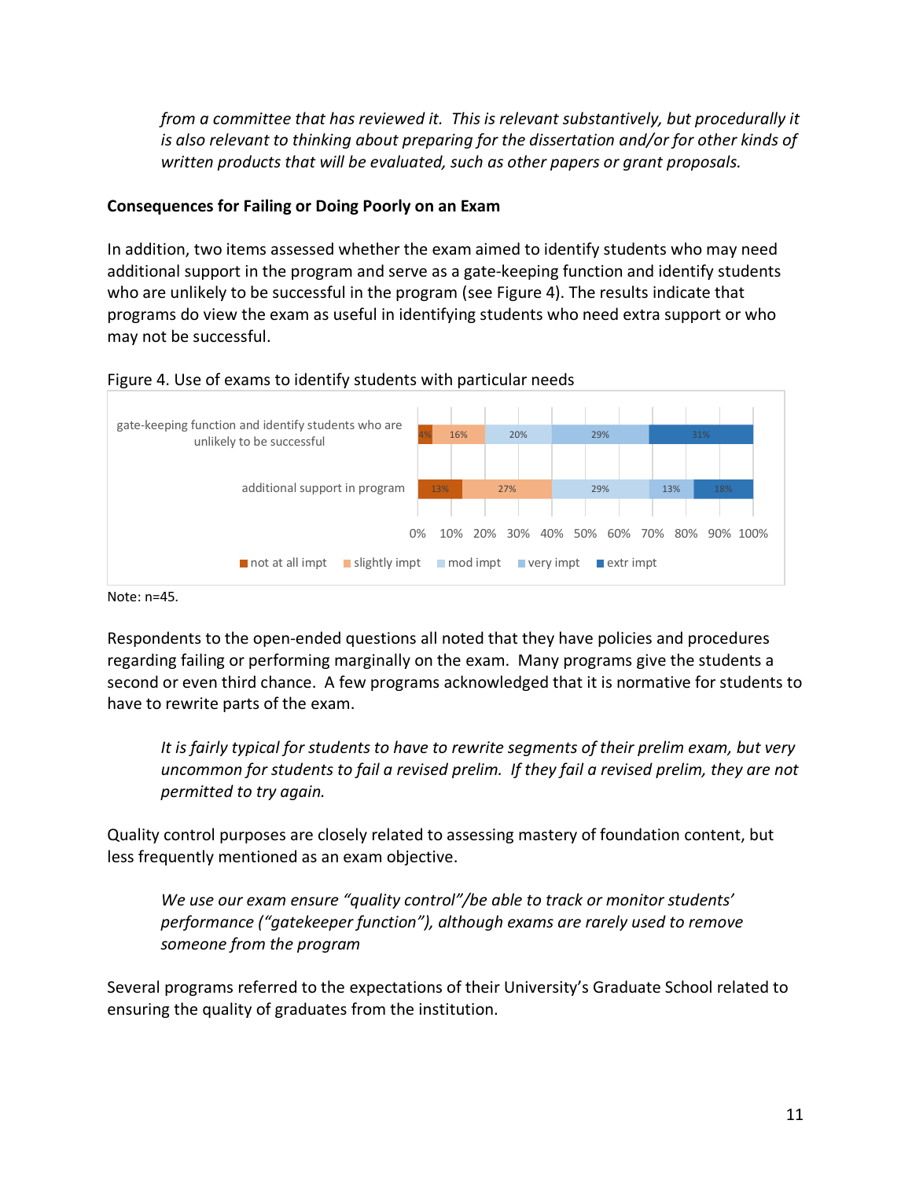*from a committee that has reviewed it. This is relevant substantively, but procedurally it is also relevant to thinking about preparing for the dissertation and/or for other kinds of written products that will be evaluated, such as other papers or grant proposals.*

**Consequences for Failing or Doing Poorly on an Exam**

In addition, two items assessed whether the exam aimed to identify students who may need additional support in the program and serve as a gate-keeping function and identify students who are unlikely to be successful in the program (see Figure 4). The results indicate that programs do view the exam as useful in identifying students who need extra support or who may not be successful.

Figure 4. Use of exams to identify students with particular needs

| | not at all impt | slightly impt | mod impt | very impt | extr impt |
|---|---|---|---|---|---|
| gate-keeping function and identify students who are unlikely to be successful | 4% | 16% | 20% | 29% | 31% |
| additional support in program | 13% | 27% | 29% | 13% | 18% |

Note: n=45.

Respondents to the open-ended questions all noted that they have policies and procedures regarding failing or performing marginally on the exam. Many programs give the students a second or even third chance. A few programs acknowledged that it is normative for students to have to rewrite parts of the exam.

> *It is fairly typical for students to have to rewrite segments of their prelim exam, but very uncommon for students to fail a revised prelim. If they fail a revised prelim, they are not permitted to try again.*

Quality control purposes are closely related to assessing mastery of foundation content, but less frequently mentioned as an exam objective.

> *We use our exam ensure "quality control"/be able to track or monitor students' performance ("gatekeeper function"), although exams are rarely used to remove someone from the program*

Several programs referred to the expectations of their University's Graduate School related to ensuring the quality of graduates from the institution.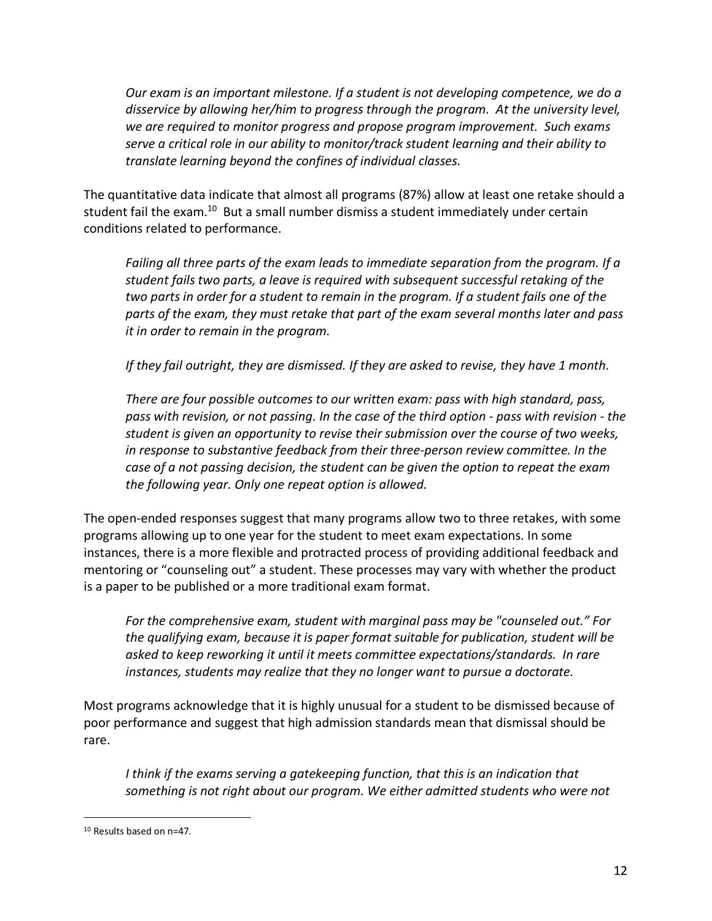*Our exam is an important milestone. If a student is not developing competence, we do a disservice by allowing her/him to progress through the program. At the university level, we are required to monitor progress and propose program improvement. Such exams serve a critical role in our ability to monitor/track student learning and their ability to translate learning beyond the confines of individual classes.*

The quantitative data indicate that almost all programs (87%) allow at least one retake should a student fail the exam.[10] But a small number dismiss a student immediately under certain conditions related to performance.

*Failing all three parts of the exam leads to immediate separation from the program. If a student fails two parts, a leave is required with subsequent successful retaking of the two parts in order for a student to remain in the program. If a student fails one of the parts of the exam, they must retake that part of the exam several months later and pass it in order to remain in the program.*

*If they fail outright, they are dismissed. If they are asked to revise, they have 1 month.*

*There are four possible outcomes to our written exam: pass with high standard, pass, pass with revision, or not passing. In the case of the third option - pass with revision - the student is given an opportunity to revise their submission over the course of two weeks, in response to substantive feedback from their three-person review committee. In the case of a not passing decision, the student can be given the option to repeat the exam the following year. Only one repeat option is allowed.*

The open-ended responses suggest that many programs allow two to three retakes, with some programs allowing up to one year for the student to meet exam expectations. In some instances, there is a more flexible and protracted process of providing additional feedback and mentoring or "counseling out" a student. These processes may vary with whether the product is a paper to be published or a more traditional exam format.

*For the comprehensive exam, student with marginal pass may be "counseled out." For the qualifying exam, because it is paper format suitable for publication, student will be asked to keep reworking it until it meets committee expectations/standards. In rare instances, students may realize that they no longer want to pursue a doctorate.*

Most programs acknowledge that it is highly unusual for a student to be dismissed because of poor performance and suggest that high admission standards mean that dismissal should be rare.

*I think if the exams serving a gatekeeping function, that this is an indication that something is not right about our program. We either admitted students who were not*

[10] Results based on n=47.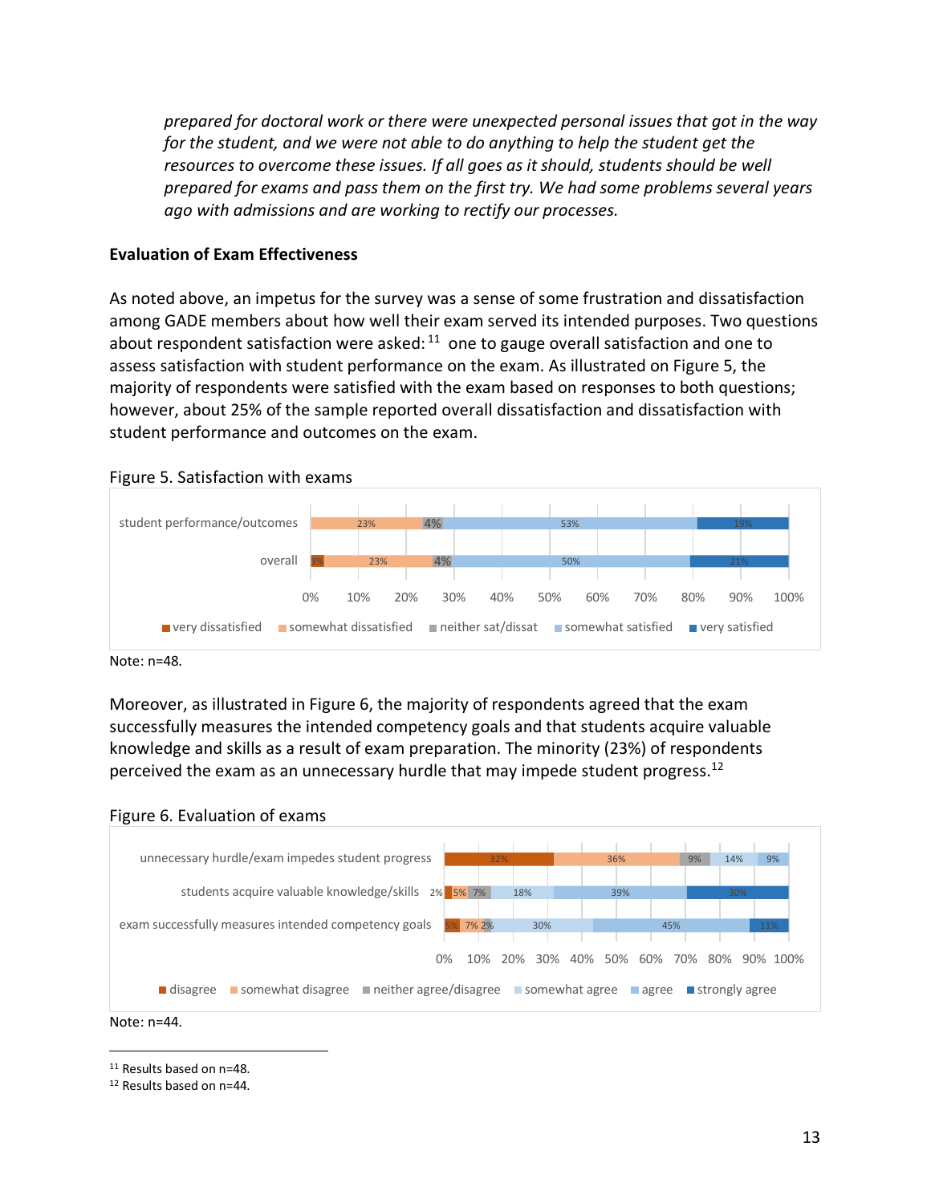*prepared for doctoral work or there were unexpected personal issues that got in the way for the student, and we were not able to do anything to help the student get the resources to overcome these issues. If all goes as it should, students should be well prepared for exams and pass them on the first try. We had some problems several years ago with admissions and are working to rectify our processes.*

**Evaluation of Exam Effectiveness**

As noted above, an impetus for the survey was a sense of some frustration and dissatisfaction among GADE members about how well their exam served its intended purposes. Two questions about respondent satisfaction were asked:[11] one to gauge overall satisfaction and one to assess satisfaction with student performance on the exam. As illustrated on Figure 5, the majority of respondents were satisfied with the exam based on responses to both questions; however, about 25% of the sample reported overall dissatisfaction and dissatisfaction with student performance and outcomes on the exam.

Figure 5. Satisfaction with exams

| | very dissatisfied | somewhat dissatisfied | neither sat/dissat | somewhat satisfied | very satisfied |
|---|---|---|---|---|---|
| student performance/outcomes | | 23% | 4% | 53% | 19% |
| overall | 2% | 23% | 4% | 50% | 21% |

Note: n=48.

Moreover, as illustrated in Figure 6, the majority of respondents agreed that the exam successfully measures the intended competency goals and that students acquire valuable knowledge and skills as a result of exam preparation. The minority (23%) of respondents perceived the exam as an unnecessary hurdle that may impede student progress.[12]

Figure 6. Evaluation of exams

| | disagree | somewhat disagree | neither agree/disagree | somewhat agree | agree | strongly agree |
|---|---|---|---|---|---|---|
| unnecessary hurdle/exam impedes student progress | 32% | 36% | 9% | 14% | 9% | |
| students acquire valuable knowledge/skills | 2% | 5% | 7% | 18% | 39% | 30% |
| exam successfully measures intended competency goals | 5% | 7% | 2% | 30% | 45% | 11% |

Note: n=44.

---

[11] Results based on n=48.

[12] Results based on n=44.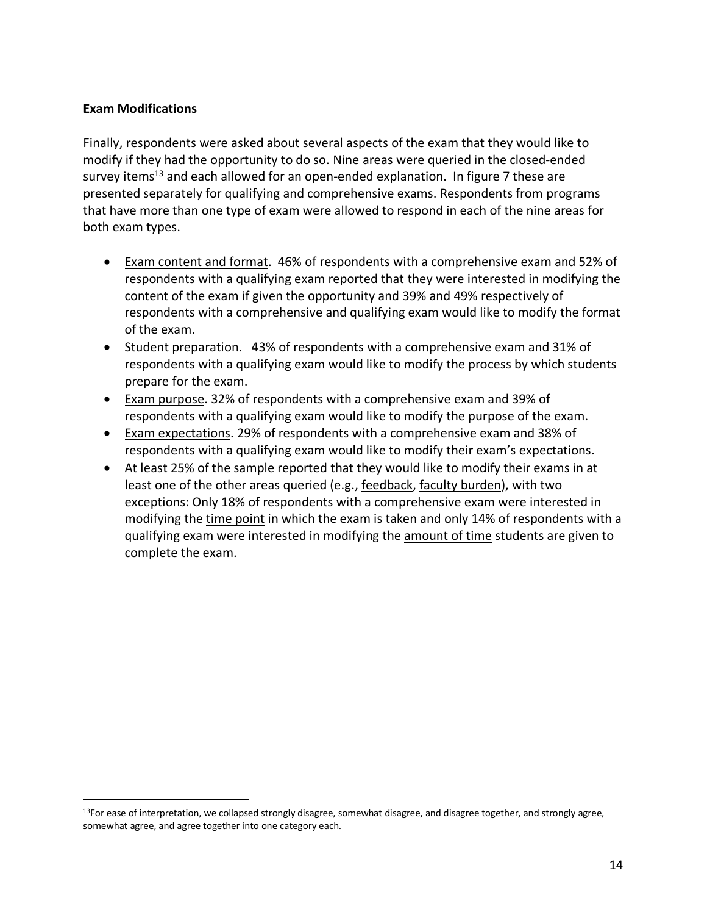### Exam Modifications

Finally, respondents were asked about several aspects of the exam that they would like to modify if they had the opportunity to do so. Nine areas were queried in the closed-ended survey items[13] and each allowed for an open-ended explanation. In figure 7 these are presented separately for qualifying and comprehensive exams. Respondents from programs that have more than one type of exam were allowed to respond in each of the nine areas for both exam types.

- Exam content and format. 46% of respondents with a comprehensive exam and 52% of respondents with a qualifying exam reported that they were interested in modifying the content of the exam if given the opportunity and 39% and 49% respectively of respondents with a comprehensive and qualifying exam would like to modify the format of the exam.
- Student preparation. 43% of respondents with a comprehensive exam and 31% of respondents with a qualifying exam would like to modify the process by which students prepare for the exam.
- Exam purpose. 32% of respondents with a comprehensive exam and 39% of respondents with a qualifying exam would like to modify the purpose of the exam.
- Exam expectations. 29% of respondents with a comprehensive exam and 38% of respondents with a qualifying exam would like to modify their exam's expectations.
- At least 25% of the sample reported that they would like to modify their exams in at least one of the other areas queried (e.g., feedback, faculty burden), with two exceptions: Only 18% of respondents with a comprehensive exam were interested in modifying the time point in which the exam is taken and only 14% of respondents with a qualifying exam were interested in modifying the amount of time students are given to complete the exam.

[13] For ease of interpretation, we collapsed strongly disagree, somewhat disagree, and disagree together, and strongly agree, somewhat agree, and agree together into one category each.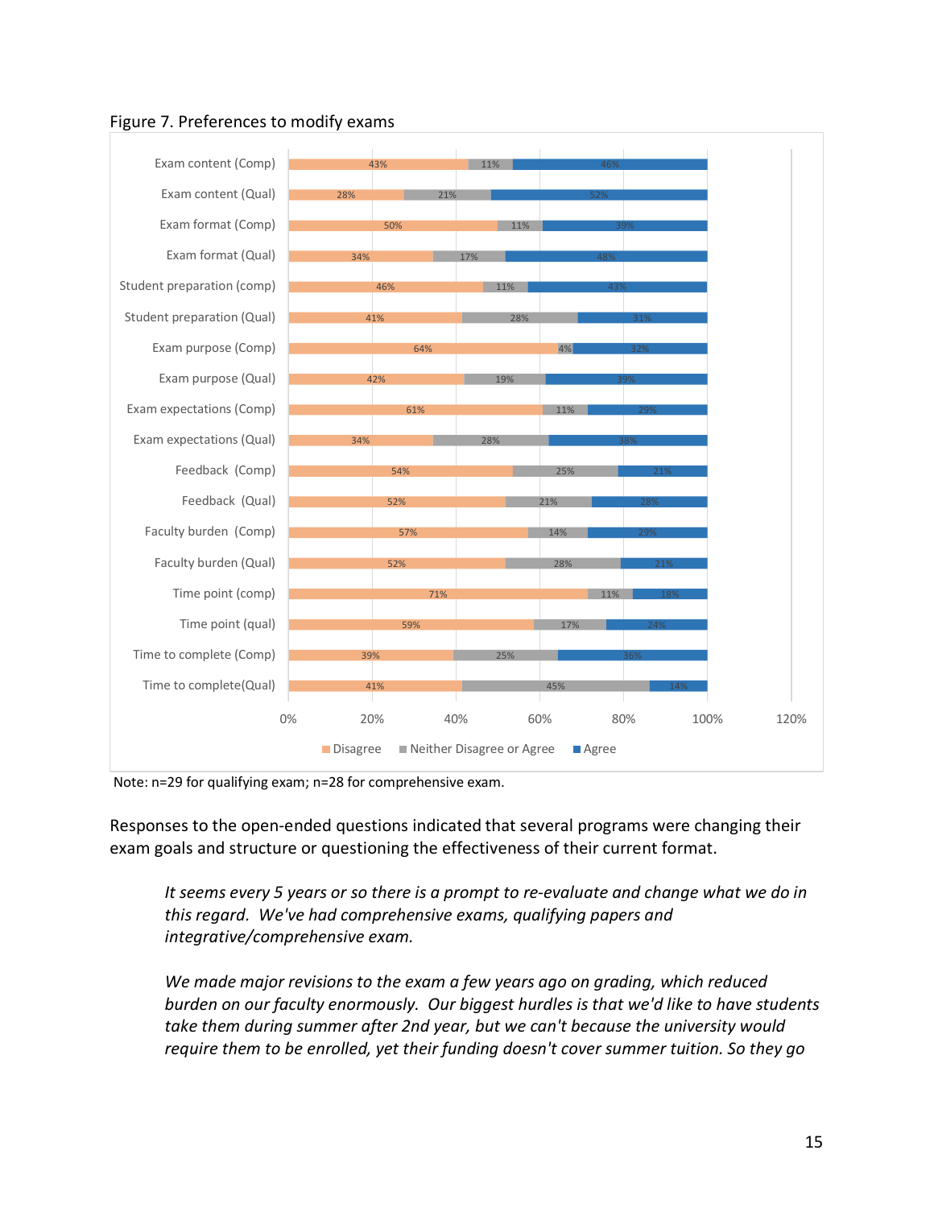Figure 7. Preferences to modify exams

| Item | Disagree | Neither Disagree or Agree | Agree |
|---|---|---|---|
| Exam content (Comp) | 43% | 11% | 46% |
| Exam content (Qual) | 28% | 21% | 52% |
| Exam format (Comp) | 50% | 11% | 39% |
| Exam format (Qual) | 34% | 17% | 48% |
| Student preparation (comp) | 46% | 11% | 43% |
| Student preparation (Qual) | 41% | 28% | 31% |
| Exam purpose (Comp) | 64% | 4% | 32% |
| Exam purpose (Qual) | 42% | 19% | 39% |
| Exam expectations (Comp) | 61% | 11% | 29% |
| Exam expectations (Qual) | 34% | 28% | 38% |
| Feedback (Comp) | 54% | 25% | 21% |
| Feedback (Qual) | 52% | 21% | 28% |
| Faculty burden (Comp) | 57% | 14% | 29% |
| Faculty burden (Qual) | 52% | 28% | 21% |
| Time point (comp) | 71% | 11% | 18% |
| Time point (qual) | 59% | 17% | 24% |
| Time to complete (Comp) | 39% | 25% | 36% |
| Time to complete(Qual) | 41% | 45% | 14% |

Note: n=29 for qualifying exam; n=28 for comprehensive exam.

Responses to the open-ended questions indicated that several programs were changing their exam goals and structure or questioning the effectiveness of their current format.

> *It seems every 5 years or so there is a prompt to re-evaluate and change what we do in this regard. We've had comprehensive exams, qualifying papers and integrative/comprehensive exam.*

> *We made major revisions to the exam a few years ago on grading, which reduced burden on our faculty enormously. Our biggest hurdles is that we'd like to have students take them during summer after 2nd year, but we can't because the university would require them to be enrolled, yet their funding doesn't cover summer tuition. So they go*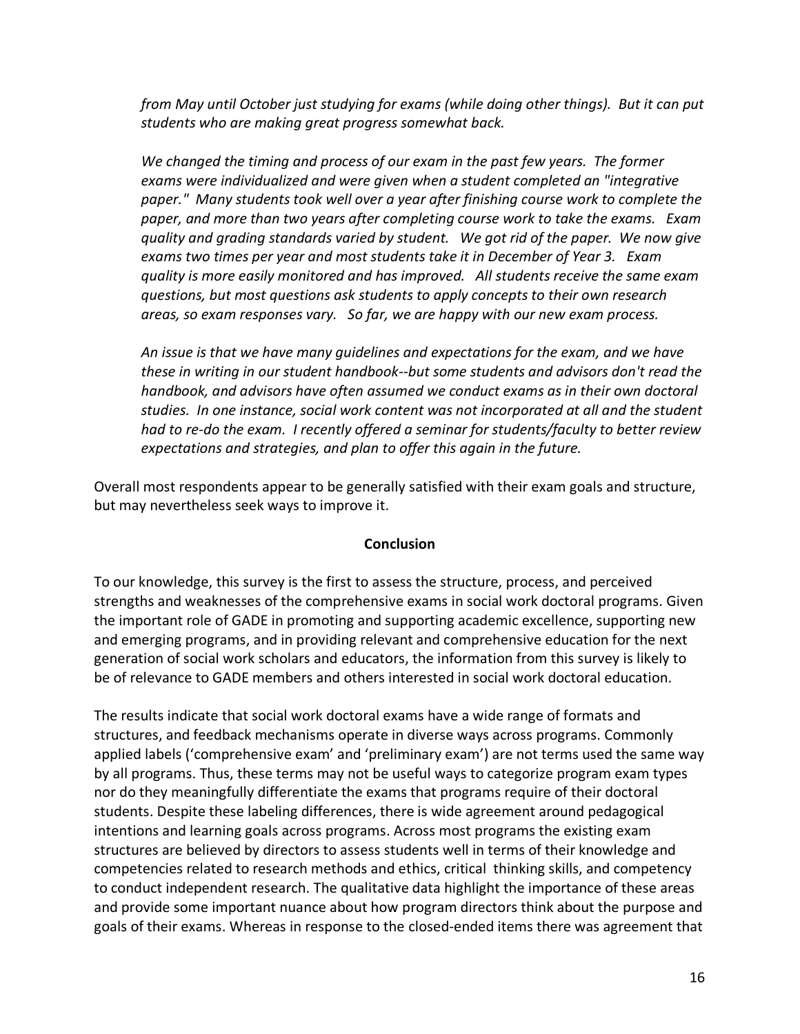*from May until October just studying for exams (while doing other things). But it can put students who are making great progress somewhat back.*

*We changed the timing and process of our exam in the past few years. The former exams were individualized and were given when a student completed an "integrative paper." Many students took well over a year after finishing course work to complete the paper, and more than two years after completing course work to take the exams. Exam quality and grading standards varied by student. We got rid of the paper. We now give exams two times per year and most students take it in December of Year 3. Exam quality is more easily monitored and has improved. All students receive the same exam questions, but most questions ask students to apply concepts to their own research areas, so exam responses vary. So far, we are happy with our new exam process.*

*An issue is that we have many guidelines and expectations for the exam, and we have these in writing in our student handbook--but some students and advisors don't read the handbook, and advisors have often assumed we conduct exams as in their own doctoral studies. In one instance, social work content was not incorporated at all and the student had to re-do the exam. I recently offered a seminar for students/faculty to better review expectations and strategies, and plan to offer this again in the future.*

Overall most respondents appear to be generally satisfied with their exam goals and structure, but may nevertheless seek ways to improve it.

## Conclusion

To our knowledge, this survey is the first to assess the structure, process, and perceived strengths and weaknesses of the comprehensive exams in social work doctoral programs. Given the important role of GADE in promoting and supporting academic excellence, supporting new and emerging programs, and in providing relevant and comprehensive education for the next generation of social work scholars and educators, the information from this survey is likely to be of relevance to GADE members and others interested in social work doctoral education.

The results indicate that social work doctoral exams have a wide range of formats and structures, and feedback mechanisms operate in diverse ways across programs. Commonly applied labels ('comprehensive exam' and 'preliminary exam') are not terms used the same way by all programs. Thus, these terms may not be useful ways to categorize program exam types nor do they meaningfully differentiate the exams that programs require of their doctoral students. Despite these labeling differences, there is wide agreement around pedagogical intentions and learning goals across programs. Across most programs the existing exam structures are believed by directors to assess students well in terms of their knowledge and competencies related to research methods and ethics, critical thinking skills, and competency to conduct independent research. The qualitative data highlight the importance of these areas and provide some important nuance about how program directors think about the purpose and goals of their exams. Whereas in response to the closed-ended items there was agreement that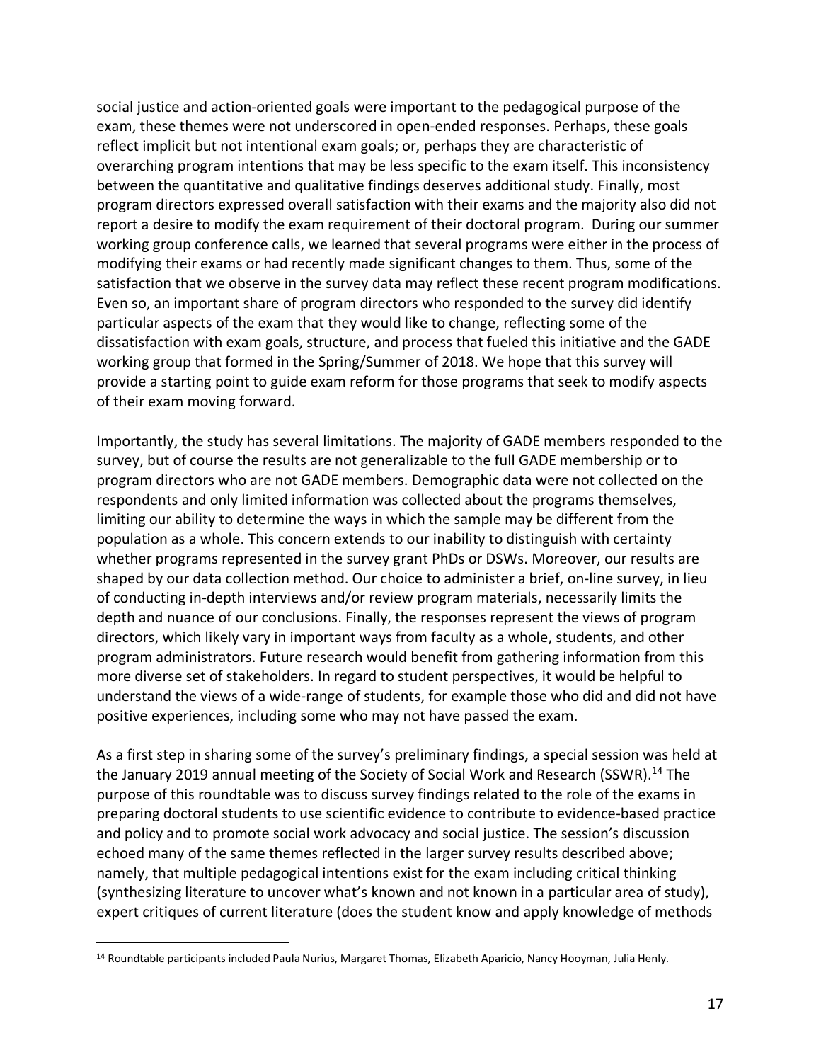social justice and action-oriented goals were important to the pedagogical purpose of the exam, these themes were not underscored in open-ended responses. Perhaps, these goals reflect implicit but not intentional exam goals; or, perhaps they are characteristic of overarching program intentions that may be less specific to the exam itself. This inconsistency between the quantitative and qualitative findings deserves additional study. Finally, most program directors expressed overall satisfaction with their exams and the majority also did not report a desire to modify the exam requirement of their doctoral program. During our summer working group conference calls, we learned that several programs were either in the process of modifying their exams or had recently made significant changes to them. Thus, some of the satisfaction that we observe in the survey data may reflect these recent program modifications. Even so, an important share of program directors who responded to the survey did identify particular aspects of the exam that they would like to change, reflecting some of the dissatisfaction with exam goals, structure, and process that fueled this initiative and the GADE working group that formed in the Spring/Summer of 2018. We hope that this survey will provide a starting point to guide exam reform for those programs that seek to modify aspects of their exam moving forward.

Importantly, the study has several limitations. The majority of GADE members responded to the survey, but of course the results are not generalizable to the full GADE membership or to program directors who are not GADE members. Demographic data were not collected on the respondents and only limited information was collected about the programs themselves, limiting our ability to determine the ways in which the sample may be different from the population as a whole. This concern extends to our inability to distinguish with certainty whether programs represented in the survey grant PhDs or DSWs. Moreover, our results are shaped by our data collection method. Our choice to administer a brief, on-line survey, in lieu of conducting in-depth interviews and/or review program materials, necessarily limits the depth and nuance of our conclusions. Finally, the responses represent the views of program directors, which likely vary in important ways from faculty as a whole, students, and other program administrators. Future research would benefit from gathering information from this more diverse set of stakeholders. In regard to student perspectives, it would be helpful to understand the views of a wide-range of students, for example those who did and did not have positive experiences, including some who may not have passed the exam.

As a first step in sharing some of the survey's preliminary findings, a special session was held at the January 2019 annual meeting of the Society of Social Work and Research (SSWR).[14] The purpose of this roundtable was to discuss survey findings related to the role of the exams in preparing doctoral students to use scientific evidence to contribute to evidence-based practice and policy and to promote social work advocacy and social justice. The session's discussion echoed many of the same themes reflected in the larger survey results described above; namely, that multiple pedagogical intentions exist for the exam including critical thinking (synthesizing literature to uncover what's known and not known in a particular area of study), expert critiques of current literature (does the student know and apply knowledge of methods

[14] Roundtable participants included Paula Nurius, Margaret Thomas, Elizabeth Aparicio, Nancy Hooyman, Julia Henly.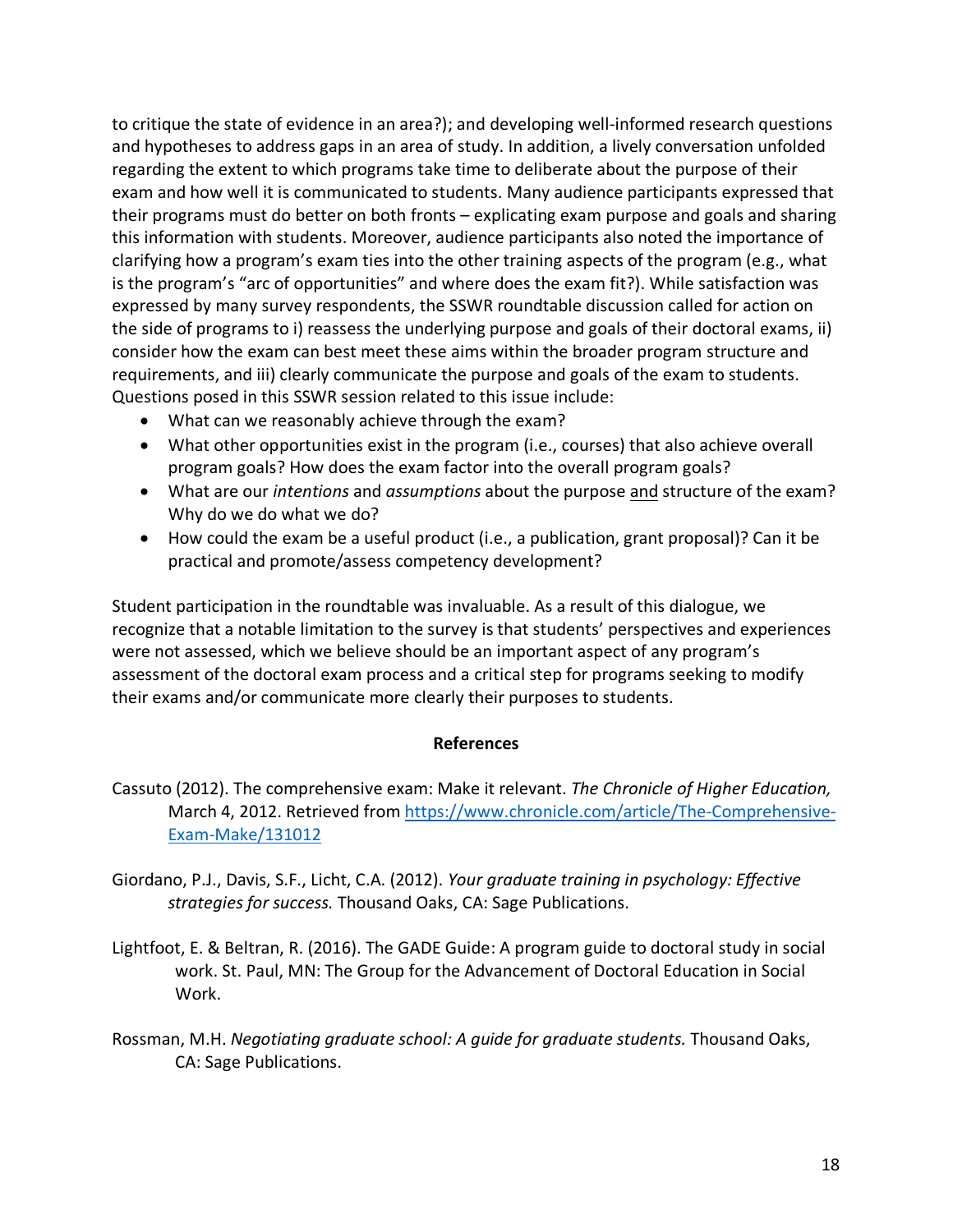to critique the state of evidence in an area?); and developing well-informed research questions and hypotheses to address gaps in an area of study. In addition, a lively conversation unfolded regarding the extent to which programs take time to deliberate about the purpose of their exam and how well it is communicated to students. Many audience participants expressed that their programs must do better on both fronts – explicating exam purpose and goals and sharing this information with students. Moreover, audience participants also noted the importance of clarifying how a program's exam ties into the other training aspects of the program (e.g., what is the program's "arc of opportunities" and where does the exam fit?). While satisfaction was expressed by many survey respondents, the SSWR roundtable discussion called for action on the side of programs to i) reassess the underlying purpose and goals of their doctoral exams, ii) consider how the exam can best meet these aims within the broader program structure and requirements, and iii) clearly communicate the purpose and goals of the exam to students. Questions posed in this SSWR session related to this issue include:

- What can we reasonably achieve through the exam?
- What other opportunities exist in the program (i.e., courses) that also achieve overall program goals? How does the exam factor into the overall program goals?
- What are our *intentions* and *assumptions* about the purpose and structure of the exam? Why do we do what we do?
- How could the exam be a useful product (i.e., a publication, grant proposal)? Can it be practical and promote/assess competency development?

Student participation in the roundtable was invaluable. As a result of this dialogue, we recognize that a notable limitation to the survey is that students' perspectives and experiences were not assessed, which we believe should be an important aspect of any program's assessment of the doctoral exam process and a critical step for programs seeking to modify their exams and/or communicate more clearly their purposes to students.

## References

Cassuto (2012). The comprehensive exam: Make it relevant. *The Chronicle of Higher Education,* March 4, 2012. Retrieved from https://www.chronicle.com/article/The-Comprehensive-Exam-Make/131012

Giordano, P.J., Davis, S.F., Licht, C.A. (2012). *Your graduate training in psychology: Effective strategies for success.* Thousand Oaks, CA: Sage Publications.

Lightfoot, E. & Beltran, R. (2016). The GADE Guide: A program guide to doctoral study in social work. St. Paul, MN: The Group for the Advancement of Doctoral Education in Social Work.

Rossman, M.H. *Negotiating graduate school: A guide for graduate students.* Thousand Oaks, CA: Sage Publications.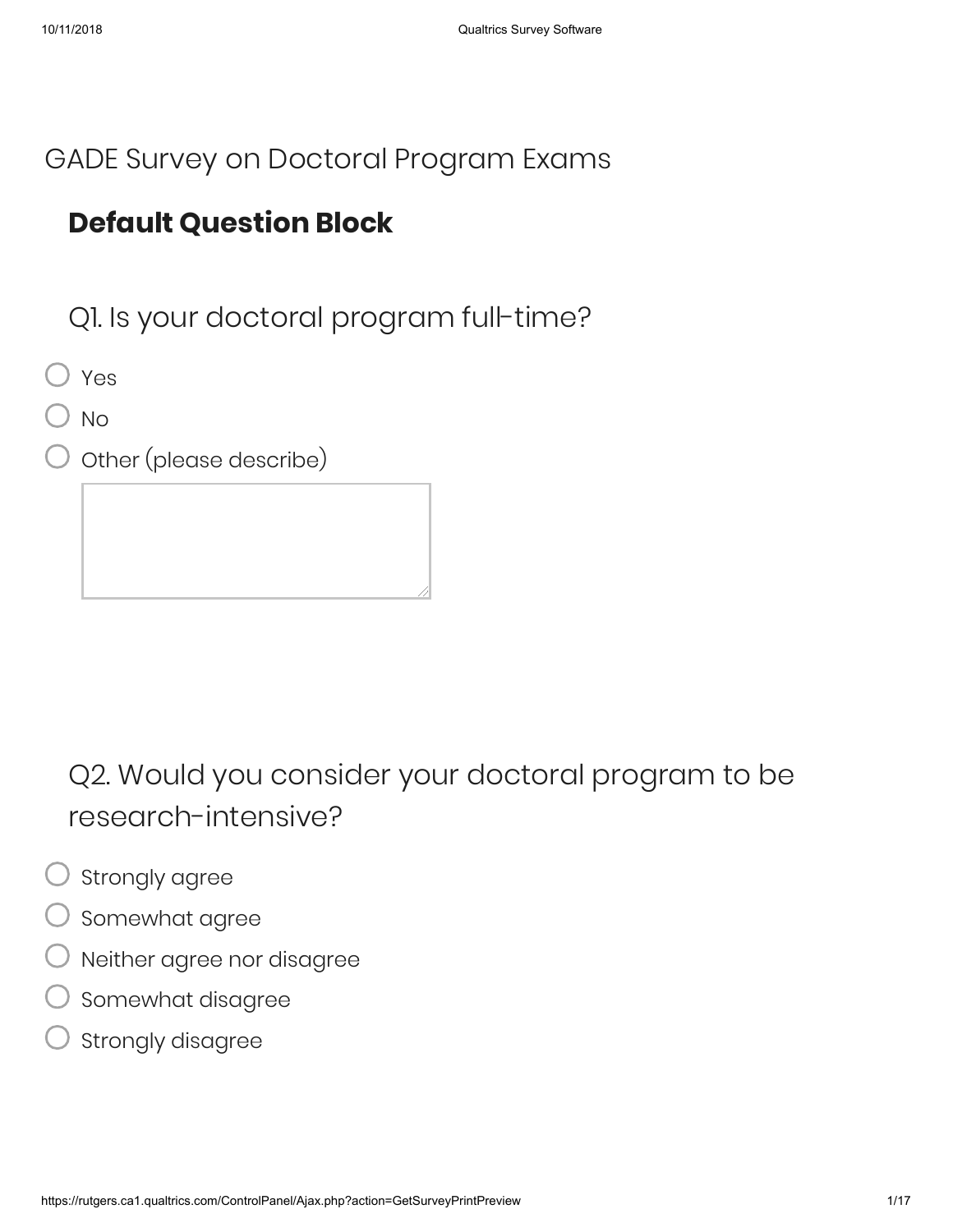# GADE Survey on Doctoral Program Exams

## Default Question Block

Q1. Is your doctoral program full-time?

- Yes
- No
- Other (please describe)

Q2. Would you consider your doctoral program to be research-intensive?

- Strongly agree
- Somewhat agree
- Neither agree nor disagree
- Somewhat disagree
- Strongly disagree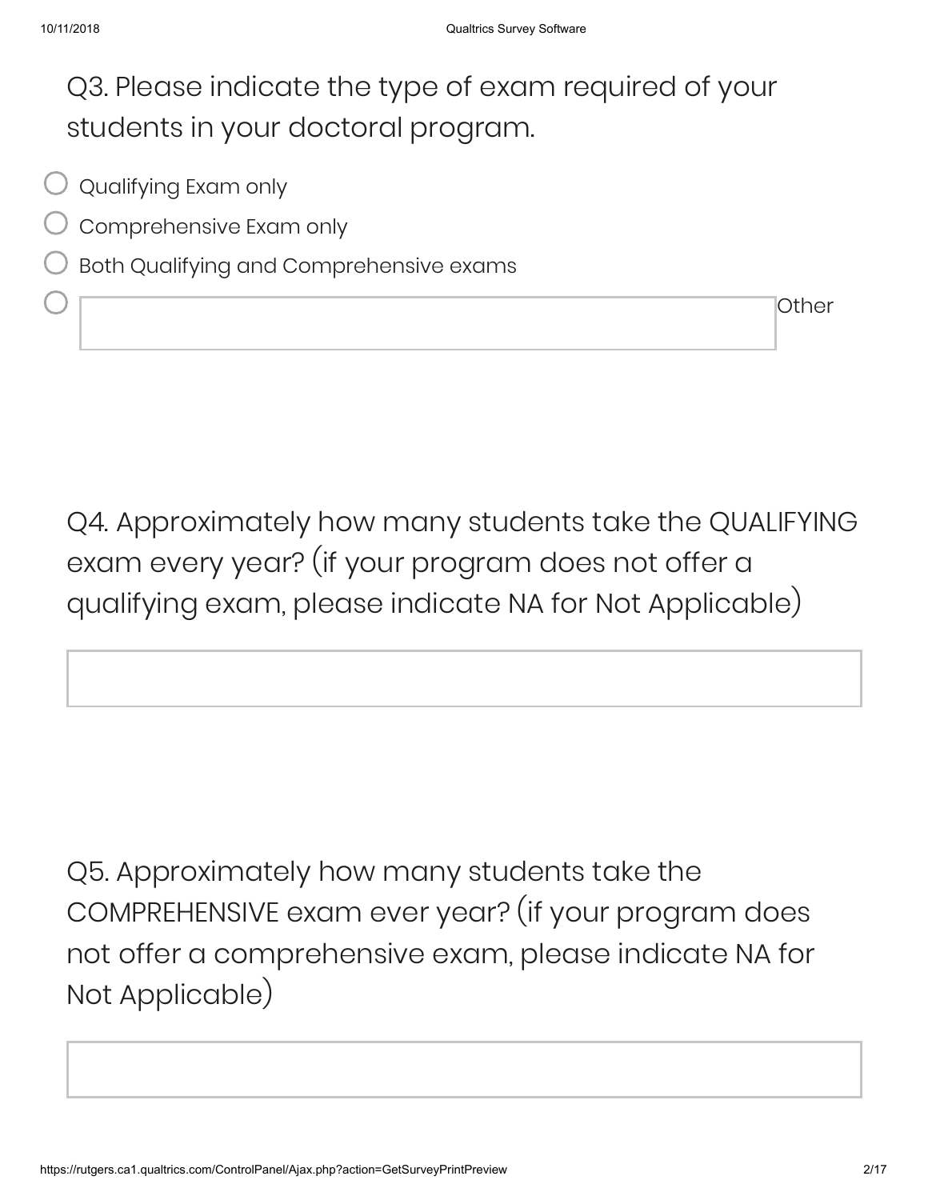Q3. Please indicate the type of exam required of your students in your doctoral program.

- ○ Qualifying Exam only
- ○ Comprehensive Exam only
- ○ Both Qualifying and Comprehensive exams
- ○ Other ____________________

Q4. Approximately how many students take the QUALIFYING exam every year? (if your program does not offer a qualifying exam, please indicate NA for Not Applicable)

____________________

Q5. Approximately how many students take the COMPREHENSIVE exam ever year? (if your program does not offer a comprehensive exam, please indicate NA for Not Applicable)

____________________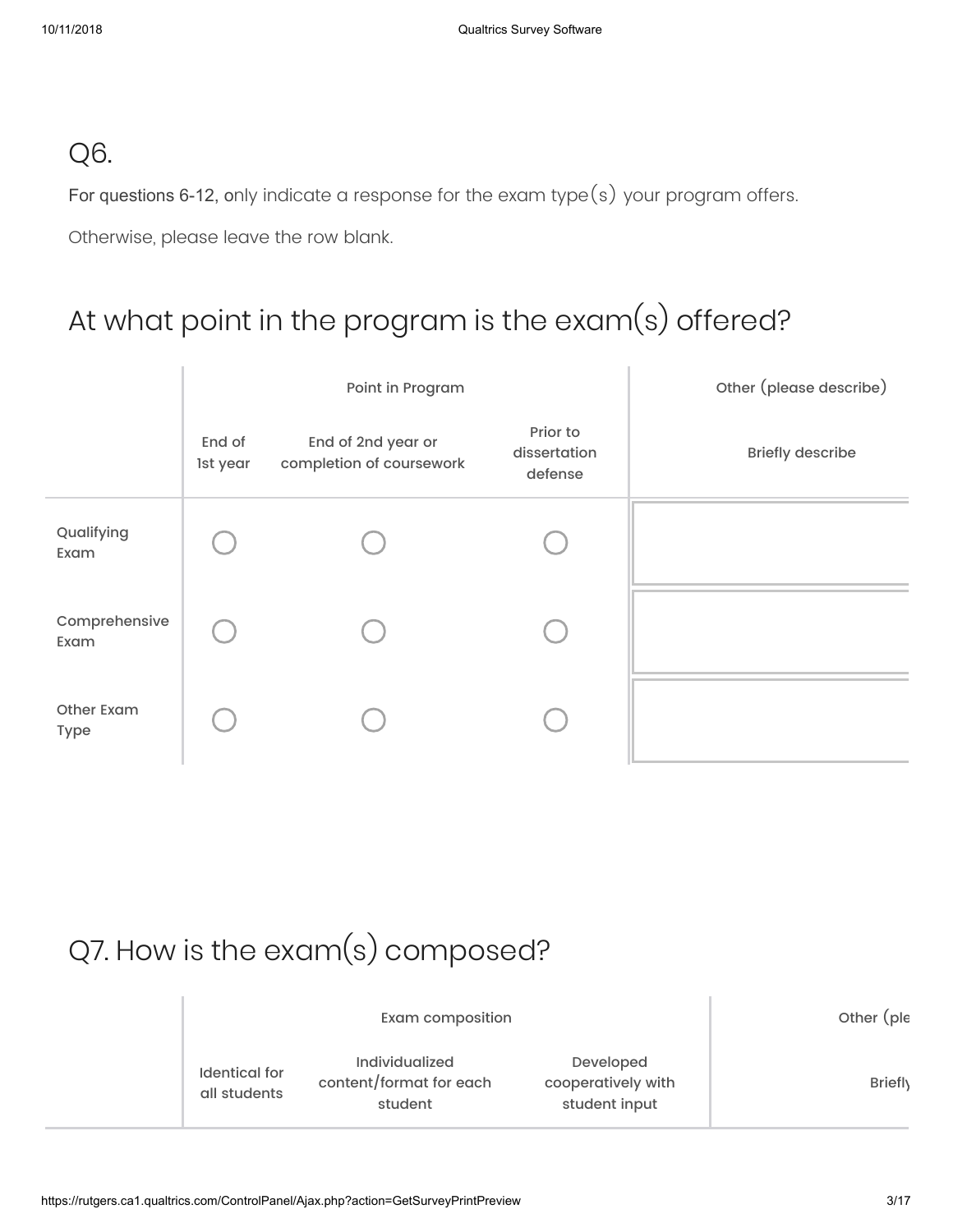## Q6.

For questions 6-12, only indicate a response for the exam type(s) your program offers.

Otherwise, please leave the row blank.

## At what point in the program is the exam(s) offered?

| | Point in Program | | | Other (please describe) |
|---|---|---|---|---|
| | End of 1st year | End of 2nd year or completion of coursework | Prior to dissertation defense | Briefly describe |
| Qualifying Exam | ◯ | ◯ | ◯ | |
| Comprehensive Exam | ◯ | ◯ | ◯ | |
| Other Exam Type | ◯ | ◯ | ◯ | |

## Q7. How is the exam(s) composed?

| | Exam composition | | | Other (ple |
|---|---|---|---|---|
| | Identical for all students | Individualized content/format for each student | Developed cooperatively with student input | Briefly |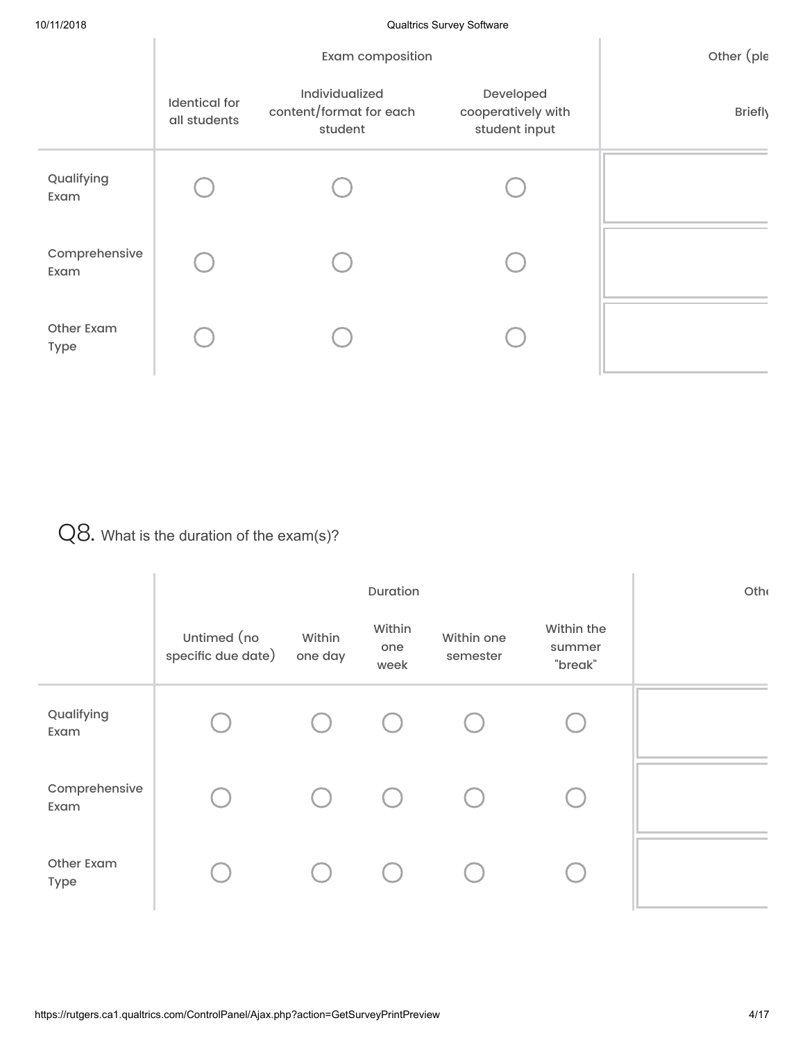| | Exam composition | | | Other (ple |
|---|---|---|---|---|
| | Identical for all students | Individualized content/format for each student | Developed cooperatively with student input | Briefl |
| Qualifying Exam | ◯ | ◯ | ◯ | |
| Comprehensive Exam | ◯ | ◯ | ◯ | |
| Other Exam Type | ◯ | ◯ | ◯ | |

## Q8. What is the duration of the exam(s)?

| | Duration | | | | | Oth |
|---|---|---|---|---|---|---|
| | Untimed (no specific due date) | Within one day | Within one week | Within one semester | Within the summer "break" | |
| Qualifying Exam | ◯ | ◯ | ◯ | ◯ | ◯ | |
| Comprehensive Exam | ◯ | ◯ | ◯ | ◯ | ◯ | |
| Other Exam Type | ◯ | ◯ | ◯ | ◯ | ◯ | |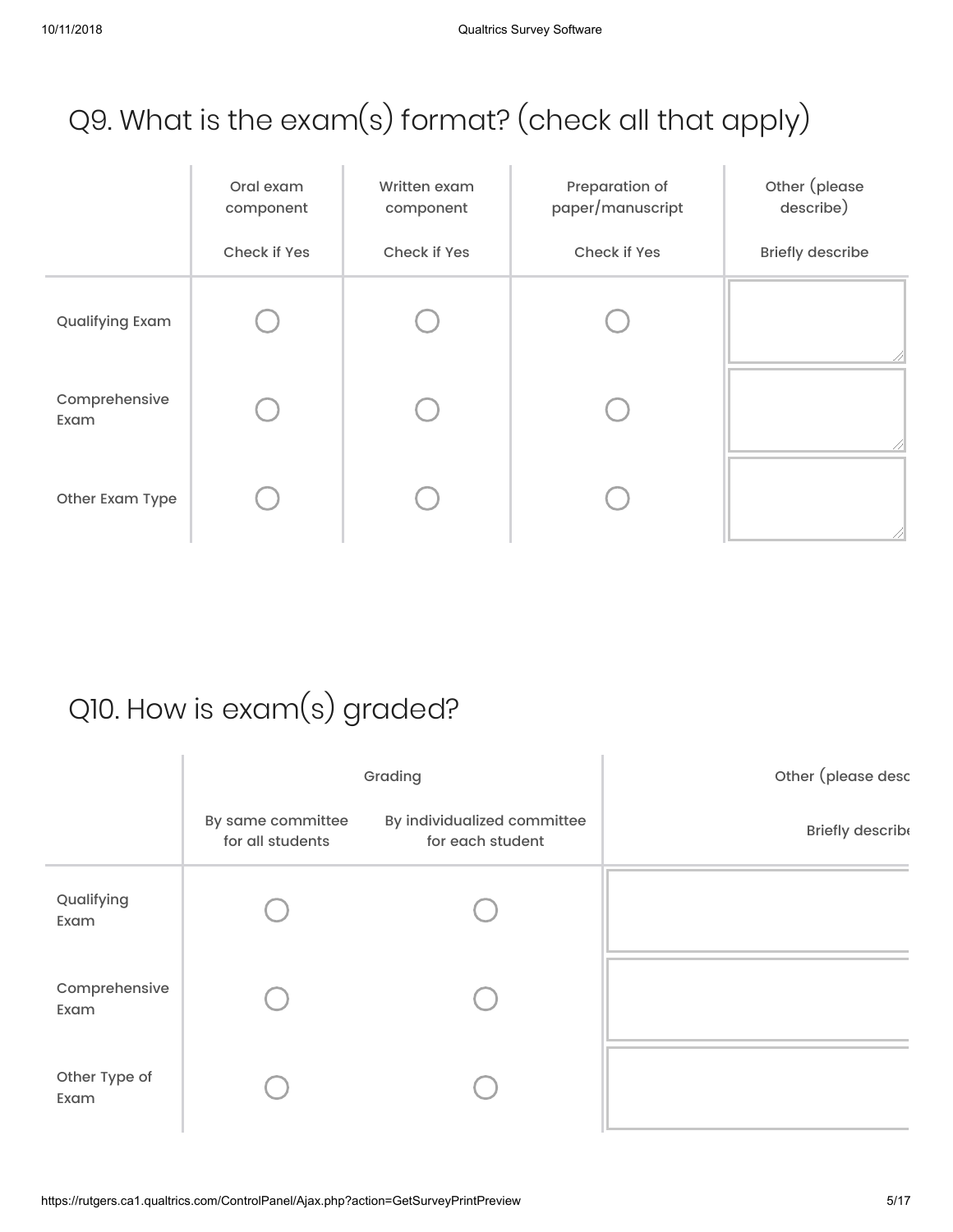## Q9. What is the exam(s) format? (check all that apply)

| | Oral exam component | Written exam component | Preparation of paper/manuscript | Other (please describe) |
|---|---|---|---|---|
| | Check if Yes | Check if Yes | Check if Yes | Briefly describe |
| Qualifying Exam | ○ | ○ | ○ | |
| Comprehensive Exam | ○ | ○ | ○ | |
| Other Exam Type | ○ | ○ | ○ | |

## Q10. How is exam(s) graded?

| | Grading | | Other (please desc |
|---|---|---|---|
| | By same committee for all students | By individualized committee for each student | Briefly describe |
| Qualifying Exam | ○ | ○ | |
| Comprehensive Exam | ○ | ○ | |
| Other Type of Exam | ○ | ○ | |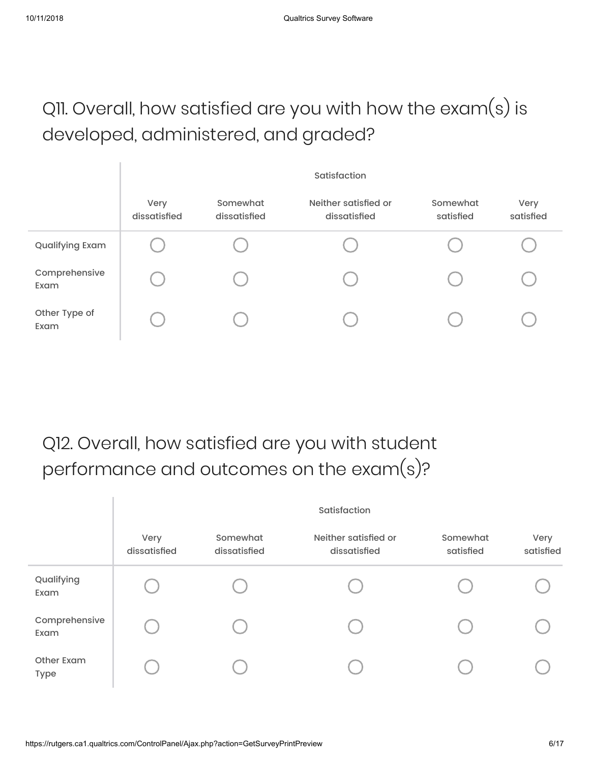## Q11. Overall, how satisfied are you with how the exam(s) is developed, administered, and graded?

| | Satisfaction | | | | |
|---|---|---|---|---|---|
| | Very dissatisfied | Somewhat dissatisfied | Neither satisfied or dissatisfied | Somewhat satisfied | Very satisfied |
| Qualifying Exam | ◯ | ◯ | ◯ | ◯ | ◯ |
| Comprehensive Exam | ◯ | ◯ | ◯ | ◯ | ◯ |
| Other Type of Exam | ◯ | ◯ | ◯ | ◯ | ◯ |

## Q12. Overall, how satisfied are you with student performance and outcomes on the exam(s)?

| | Satisfaction | | | | |
|---|---|---|---|---|---|
| | Very dissatisfied | Somewhat dissatisfied | Neither satisfied or dissatisfied | Somewhat satisfied | Very satisfied |
| Qualifying Exam | ◯ | ◯ | ◯ | ◯ | ◯ |
| Comprehensive Exam | ◯ | ◯ | ◯ | ◯ | ◯ |
| Other Exam Type | ◯ | ◯ | ◯ | ◯ | ◯ |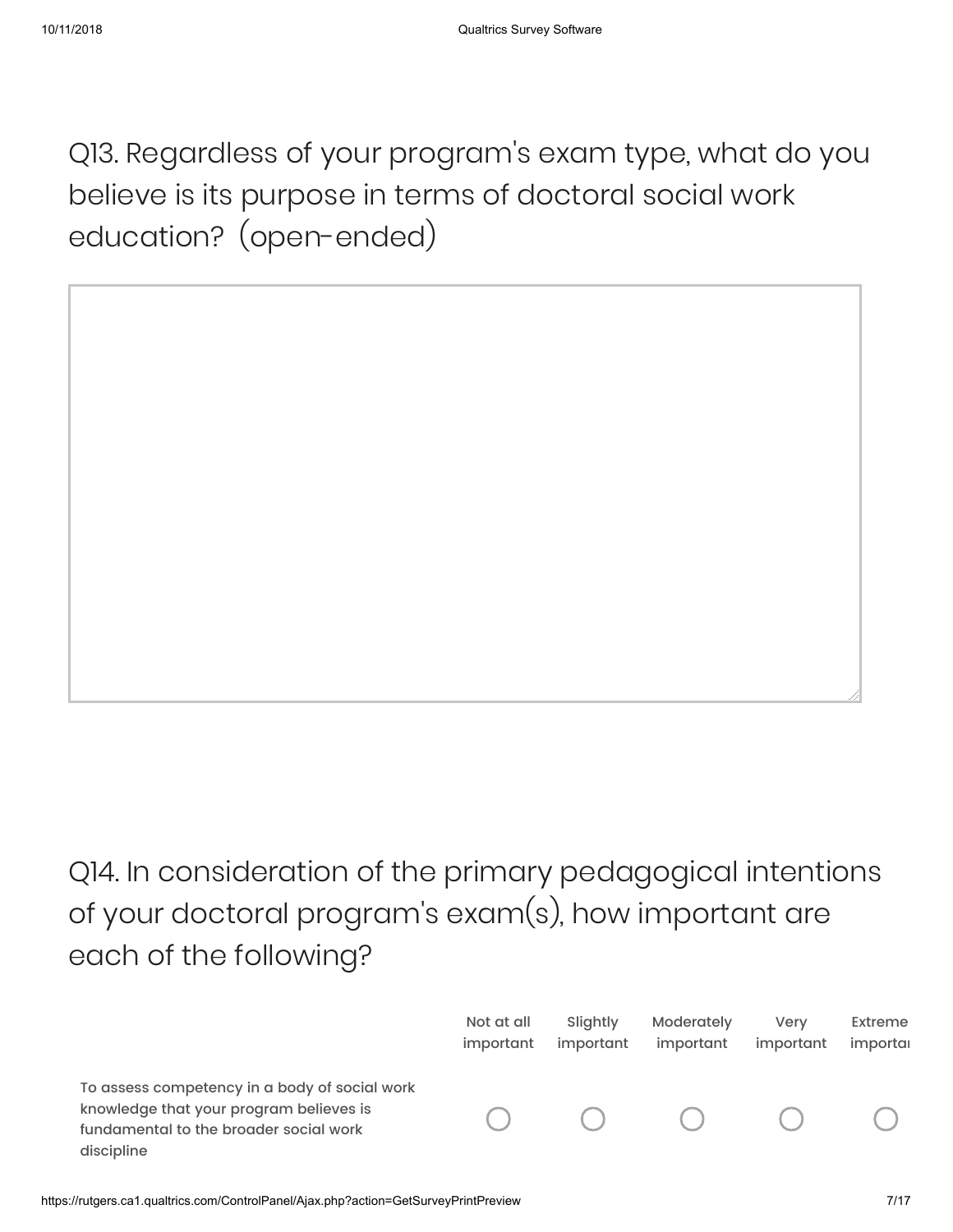Q13. Regardless of your program's exam type, what do you believe is its purpose in terms of doctoral social work education? (open-ended)

Q14. In consideration of the primary pedagogical intentions of your doctoral program's exam(s), how important are each of the following?

| | Not at all important | Slightly important | Moderately important | Very important | Extreme importa |
|---|---|---|---|---|---|
| To assess competency in a body of social work knowledge that your program believes is fundamental to the broader social work discipline | ○ | ○ | ○ | ○ | ○ |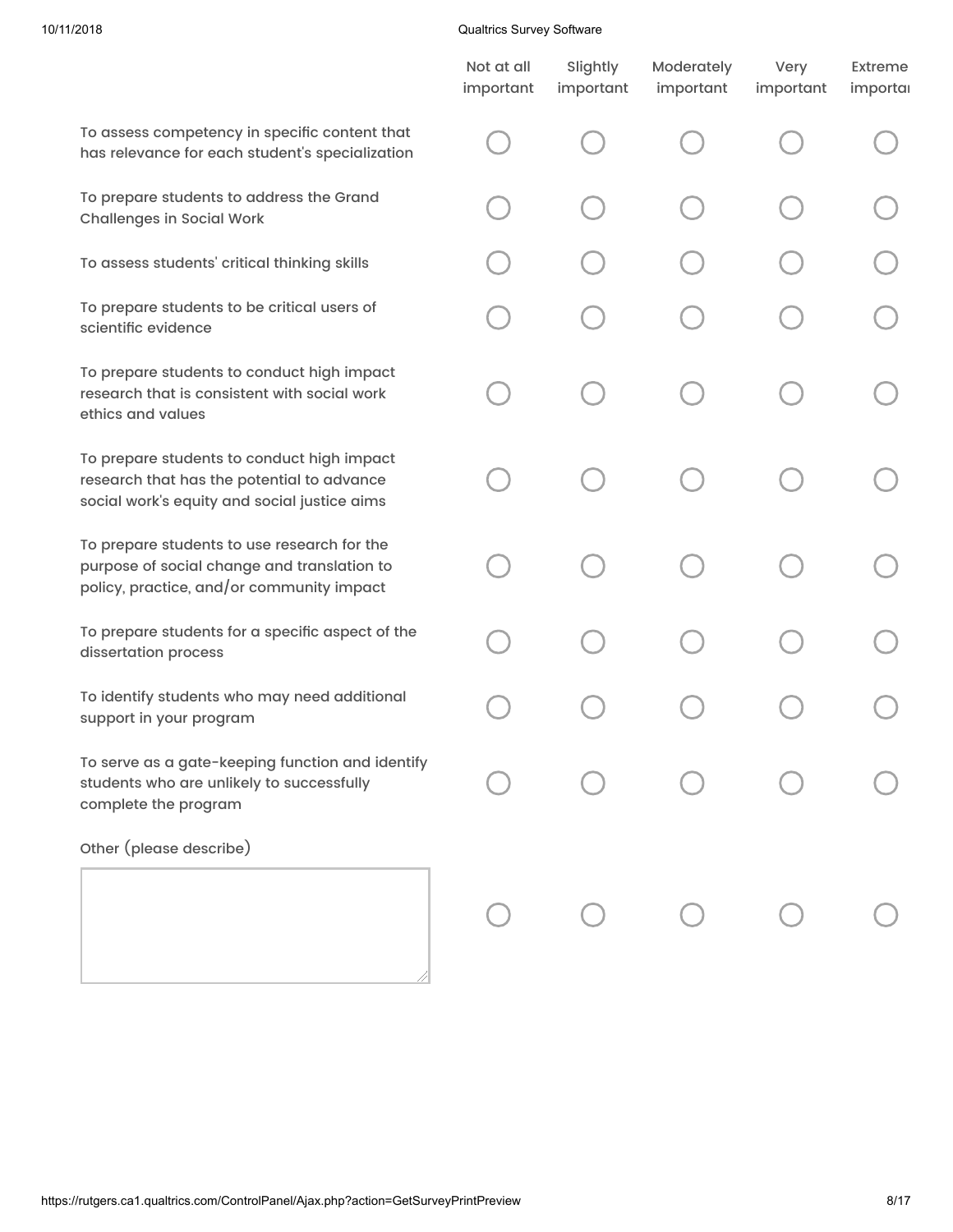| | Not at all important | Slightly important | Moderately important | Very important | Extreme importa |
|---|---|---|---|---|---|
| To assess competency in specific content that has relevance for each student's specialization | ◯ | ◯ | ◯ | ◯ | ◯ |
| To prepare students to address the Grand Challenges in Social Work | ◯ | ◯ | ◯ | ◯ | ◯ |
| To assess students' critical thinking skills | ◯ | ◯ | ◯ | ◯ | ◯ |
| To prepare students to be critical users of scientific evidence | ◯ | ◯ | ◯ | ◯ | ◯ |
| To prepare students to conduct high impact research that is consistent with social work ethics and values | ◯ | ◯ | ◯ | ◯ | ◯ |
| To prepare students to conduct high impact research that has the potential to advance social work's equity and social justice aims | ◯ | ◯ | ◯ | ◯ | ◯ |
| To prepare students to use research for the purpose of social change and translation to policy, practice, and/or community impact | ◯ | ◯ | ◯ | ◯ | ◯ |
| To prepare students for a specific aspect of the dissertation process | ◯ | ◯ | ◯ | ◯ | ◯ |
| To identify students who may need additional support in your program | ◯ | ◯ | ◯ | ◯ | ◯ |
| To serve as a gate-keeping function and identify students who are unlikely to successfully complete the program | ◯ | ◯ | ◯ | ◯ | ◯ |
| Other (please describe) [text box] | ◯ | ◯ | ◯ | ◯ | ◯ |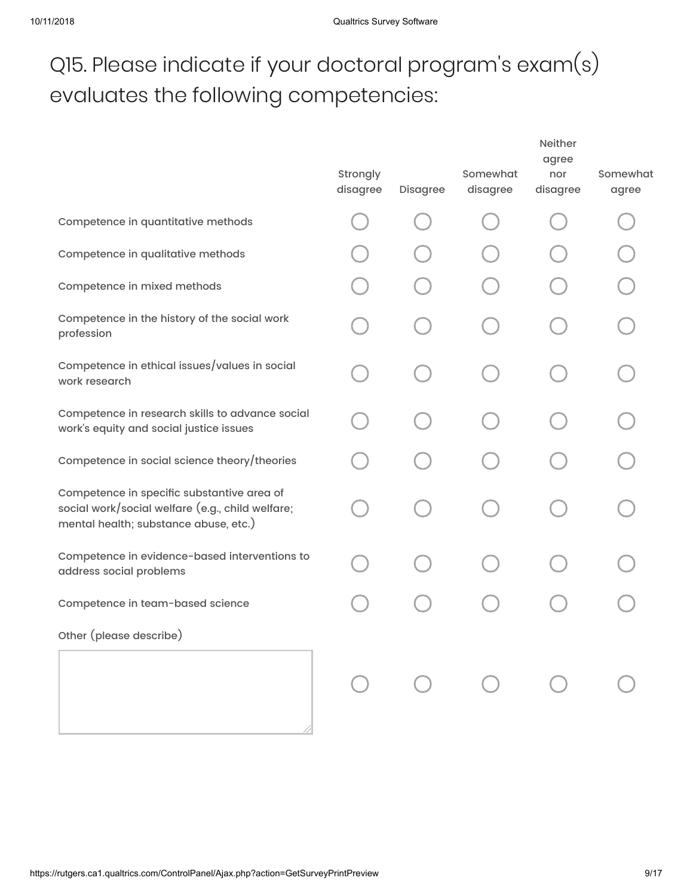# Q15. Please indicate if your doctoral program's exam(s) evaluates the following competencies:

| | Strongly disagree | Disagree | Somewhat disagree | Neither agree nor disagree | Somewhat agree |
|---|---|---|---|---|---|
| Competence in quantitative methods | ○ | ○ | ○ | ○ | ○ |
| Competence in qualitative methods | ○ | ○ | ○ | ○ | ○ |
| Competence in mixed methods | ○ | ○ | ○ | ○ | ○ |
| Competence in the history of the social work profession | ○ | ○ | ○ | ○ | ○ |
| Competence in ethical issues/values in social work research | ○ | ○ | ○ | ○ | ○ |
| Competence in research skills to advance social work's equity and social justice issues | ○ | ○ | ○ | ○ | ○ |
| Competence in social science theory/theories | ○ | ○ | ○ | ○ | ○ |
| Competence in specific substantive area of social work/social welfare (e.g., child welfare; mental health; substance abuse, etc.) | ○ | ○ | ○ | ○ | ○ |
| Competence in evidence-based interventions to address social problems | ○ | ○ | ○ | ○ | ○ |
| Competence in team-based science | ○ | ○ | ○ | ○ | ○ |
| Other (please describe) | ○ | ○ | ○ | ○ | ○ |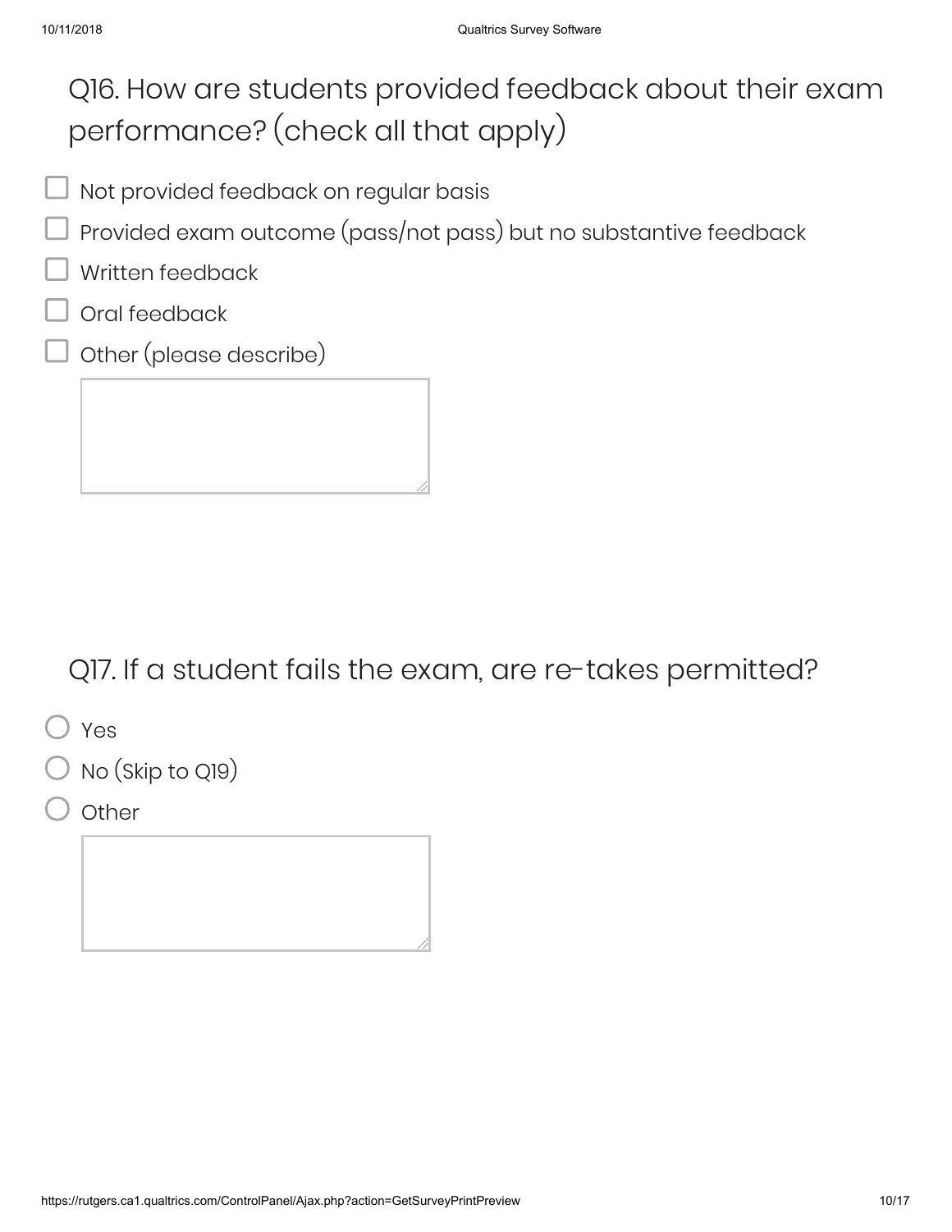## Q16. How are students provided feedback about their exam performance? (check all that apply)

- ☐ Not provided feedback on regular basis
- ☐ Provided exam outcome (pass/not pass) but no substantive feedback
- ☐ Written feedback
- ☐ Oral feedback
- ☐ Other (please describe)

## Q17. If a student fails the exam, are re-takes permitted?

- ○ Yes
- ○ No (Skip to Q19)
- ○ Other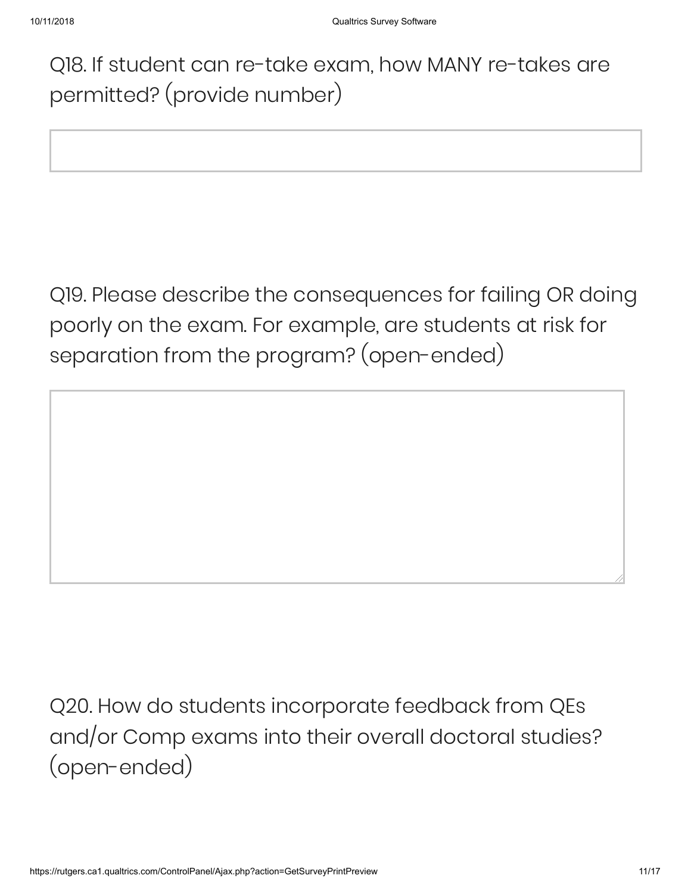Q18. If student can re-take exam, how MANY re-takes are permitted? (provide number)

Q19. Please describe the consequences for failing OR doing poorly on the exam. For example, are students at risk for separation from the program? (open-ended)

Q20. How do students incorporate feedback from QEs and/or Comp exams into their overall doctoral studies? (open-ended)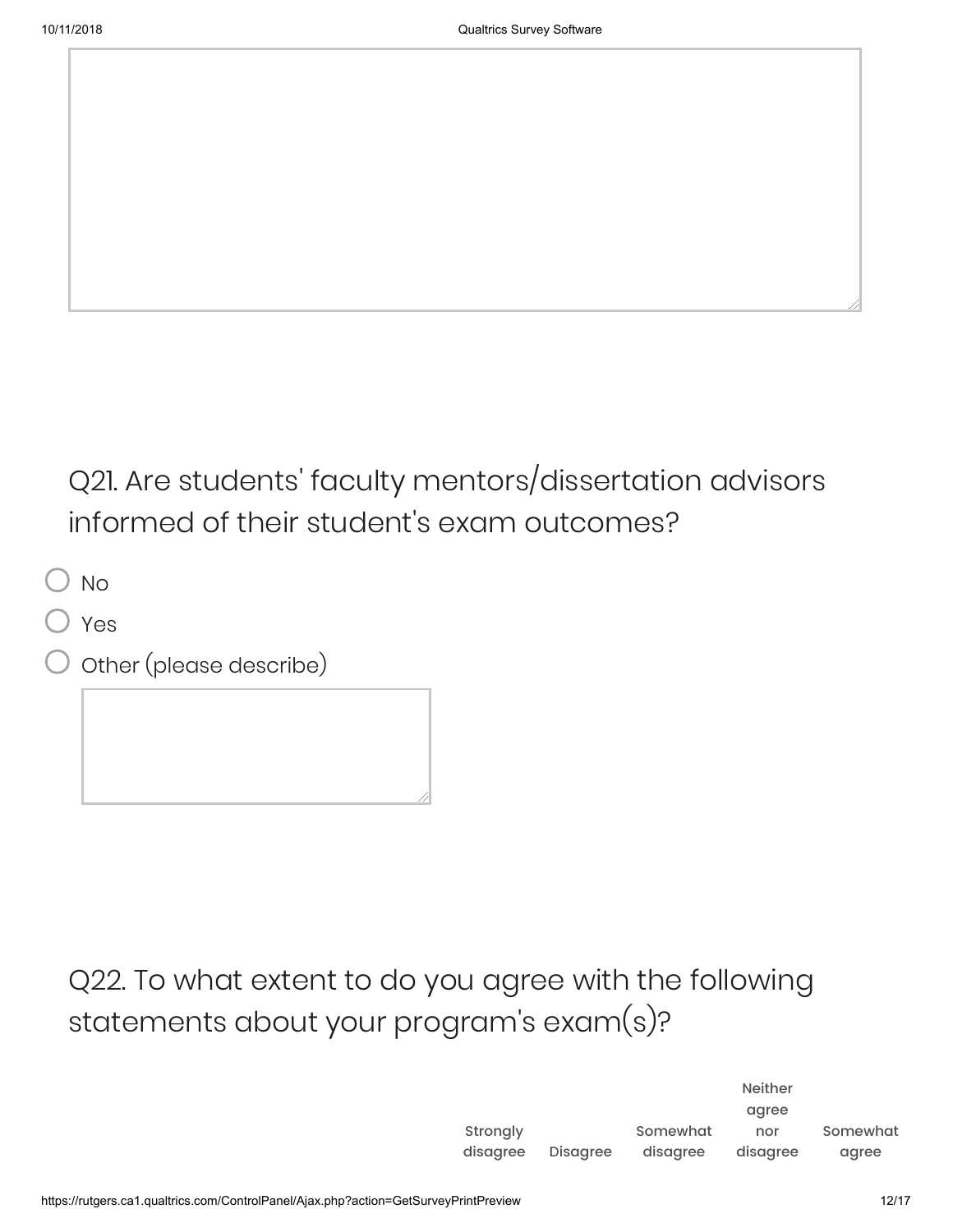Q21. Are students' faculty mentors/dissertation advisors informed of their student's exam outcomes?

- No
- Yes
- Other (please describe)

Q22. To what extent to do you agree with the following statements about your program's exam(s)?

| | Strongly disagree | Disagree | Somewhat disagree | Neither agree nor disagree | Somewhat agree |
|---|---|---|---|---|---|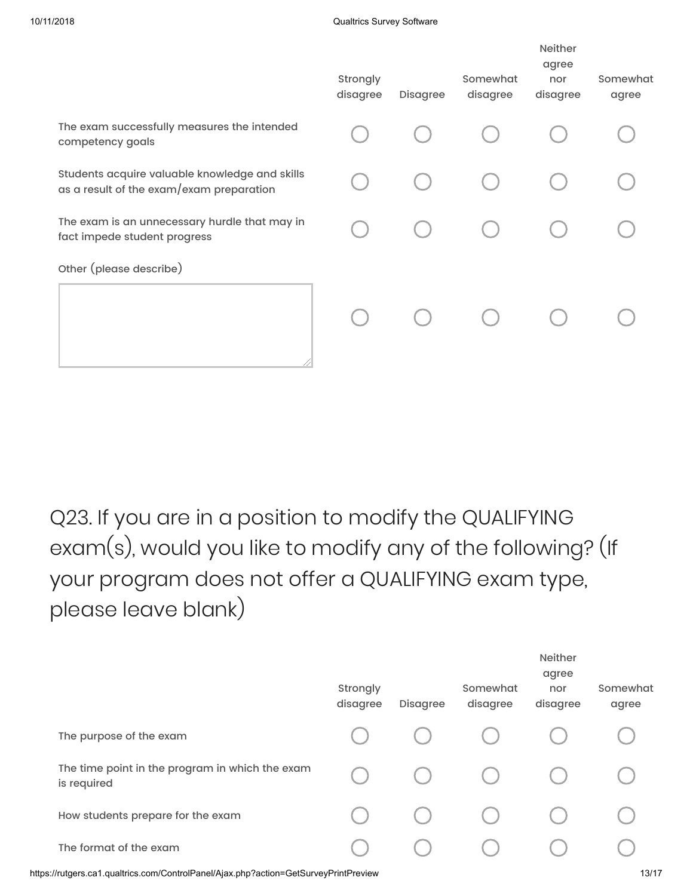| | Strongly disagree | Disagree | Somewhat disagree | Neither agree nor disagree | Somewhat agree |
|---|---|---|---|---|---|
| The exam successfully measures the intended competency goals | ○ | ○ | ○ | ○ | ○ |
| Students acquire valuable knowledge and skills as a result of the exam/exam preparation | ○ | ○ | ○ | ○ | ○ |
| The exam is an unnecessary hurdle that may in fact impede student progress | ○ | ○ | ○ | ○ | ○ |
| Other (please describe) [text box] | ○ | ○ | ○ | ○ | ○ |

## Q23. If you are in a position to modify the QUALIFYING exam(s), would you like to modify any of the following? (If your program does not offer a QUALIFYING exam type, please leave blank)

| | Strongly disagree | Disagree | Somewhat disagree | Neither agree nor disagree | Somewhat agree |
|---|---|---|---|---|---|
| The purpose of the exam | ○ | ○ | ○ | ○ | ○ |
| The time point in the program in which the exam is required | ○ | ○ | ○ | ○ | ○ |
| How students prepare for the exam | ○ | ○ | ○ | ○ | ○ |
| The format of the exam | ○ | ○ | ○ | ○ | ○ |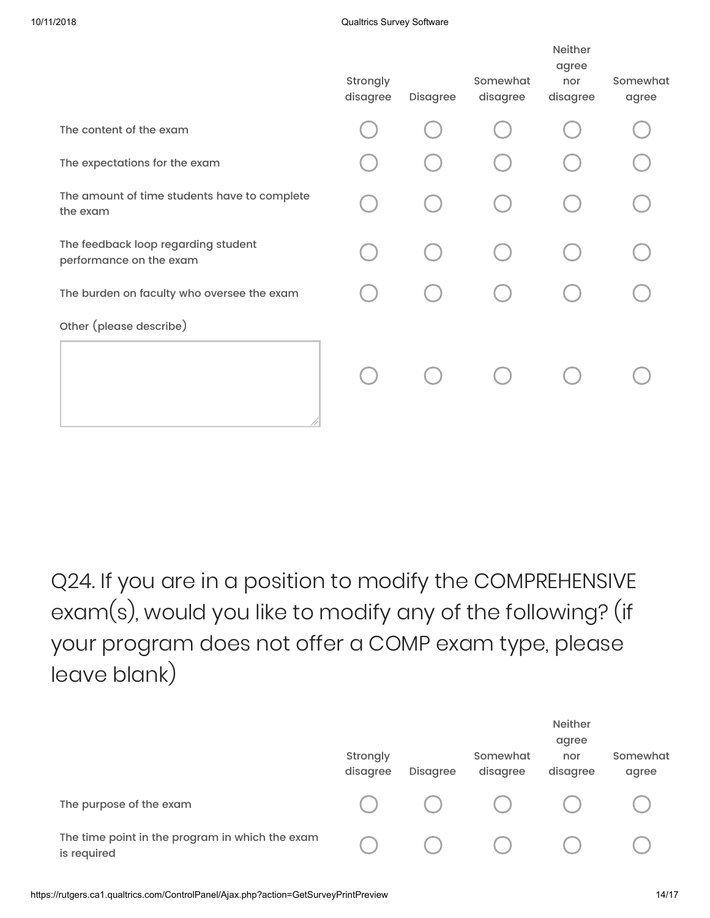| | Strongly disagree | Disagree | Somewhat disagree | Neither agree nor disagree | Somewhat agree |
|---|---|---|---|---|---|
| The content of the exam | ○ | ○ | ○ | ○ | ○ |
| The expectations for the exam | ○ | ○ | ○ | ○ | ○ |
| The amount of time students have to complete the exam | ○ | ○ | ○ | ○ | ○ |
| The feedback loop regarding student performance on the exam | ○ | ○ | ○ | ○ | ○ |
| The burden on faculty who oversee the exam | ○ | ○ | ○ | ○ | ○ |
| Other (please describe) [text box] | ○ | ○ | ○ | ○ | ○ |

## Q24. If you are in a position to modify the COMPREHENSIVE exam(s), would you like to modify any of the following? (if your program does not offer a COMP exam type, please leave blank)

| | Strongly disagree | Disagree | Somewhat disagree | Neither agree nor disagree | Somewhat agree |
|---|---|---|---|---|---|
| The purpose of the exam | ○ | ○ | ○ | ○ | ○ |
| The time point in the program in which the exam is required | ○ | ○ | ○ | ○ | ○ |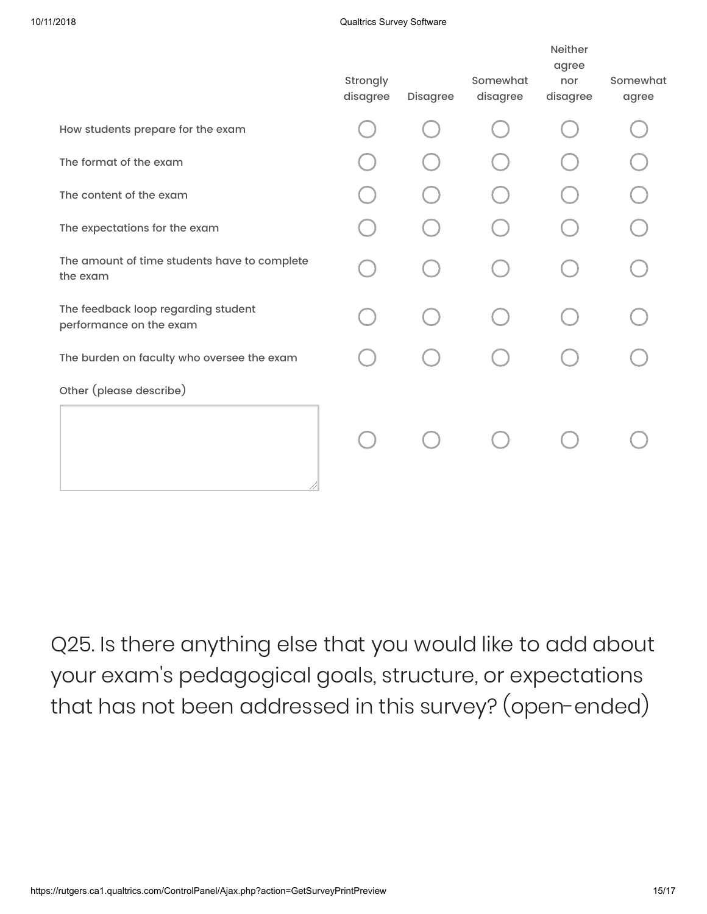| | Strongly disagree | Disagree | Somewhat disagree | Neither agree nor disagree | Somewhat agree |
|---|---|---|---|---|---|
| How students prepare for the exam | ◯ | ◯ | ◯ | ◯ | ◯ |
| The format of the exam | ◯ | ◯ | ◯ | ◯ | ◯ |
| The content of the exam | ◯ | ◯ | ◯ | ◯ | ◯ |
| The expectations for the exam | ◯ | ◯ | ◯ | ◯ | ◯ |
| The amount of time students have to complete the exam | ◯ | ◯ | ◯ | ◯ | ◯ |
| The feedback loop regarding student performance on the exam | ◯ | ◯ | ◯ | ◯ | ◯ |
| The burden on faculty who oversee the exam | ◯ | ◯ | ◯ | ◯ | ◯ |
| Other (please describe) [text box] | ◯ | ◯ | ◯ | ◯ | ◯ |

## Q25. Is there anything else that you would like to add about your exam's pedagogical goals, structure, or expectations that has not been addressed in this survey? (open-ended)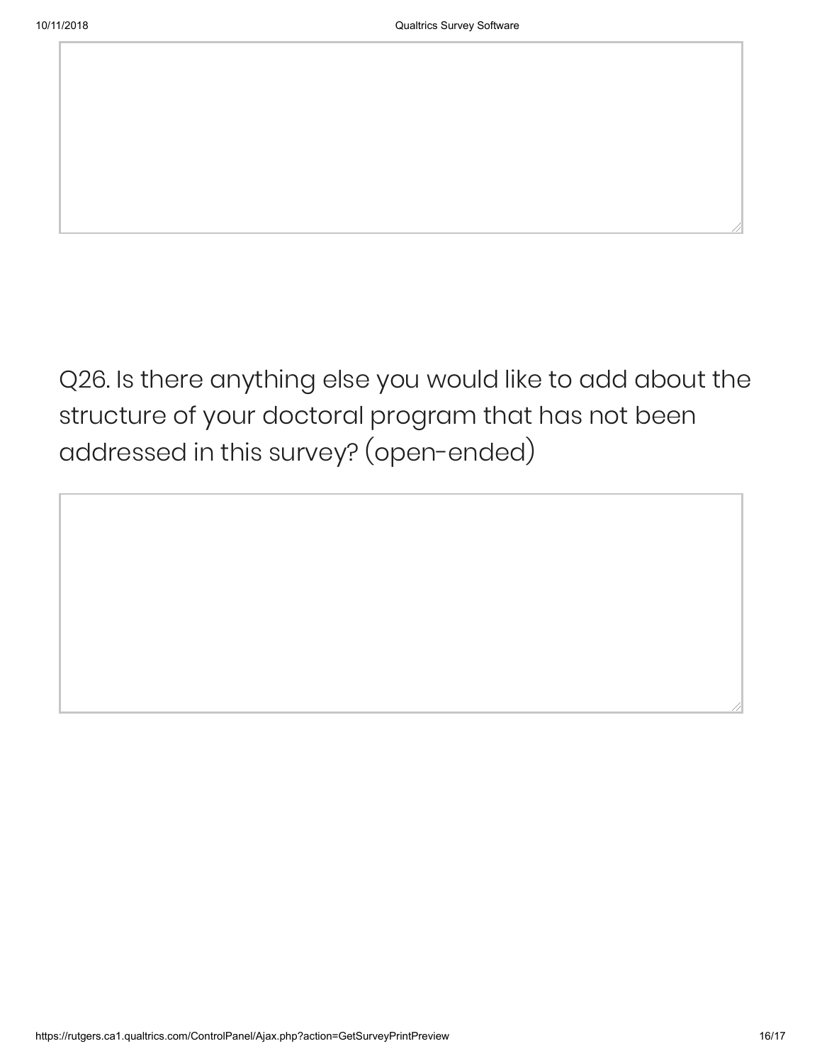Q26. Is there anything else you would like to add about the structure of your doctoral program that has not been addressed in this survey? (open-ended)